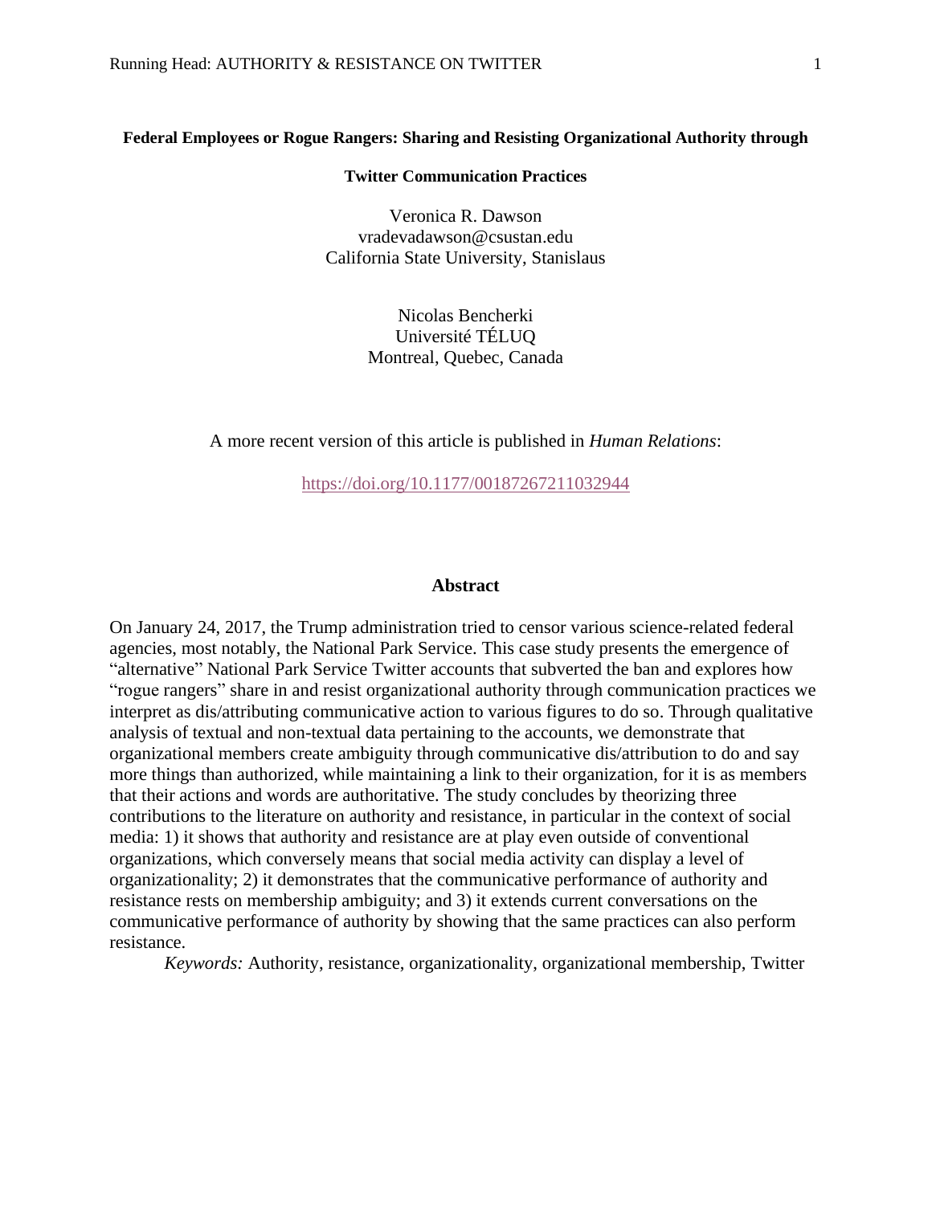# Federal Employees or Rogue Rangers: Sharing and Resisting Organizational Authority through Twitter Communication Practices

Veronica R. Dawson
vradevadawson@csustan.edu
California State University, Stanislaus

Nicolas Bencherki
Université TÉLUQ
Montreal, Quebec, Canada

A more recent version of this article is published in *Human Relations*:

https://doi.org/10.1177/00187267211032944

## Abstract

On January 24, 2017, the Trump administration tried to censor various science-related federal agencies, most notably, the National Park Service. This case study presents the emergence of "alternative" National Park Service Twitter accounts that subverted the ban and explores how "rogue rangers" share in and resist organizational authority through communication practices we interpret as dis/attributing communicative action to various figures to do so. Through qualitative analysis of textual and non-textual data pertaining to the accounts, we demonstrate that organizational members create ambiguity through communicative dis/attribution to do and say more things than authorized, while maintaining a link to their organization, for it is as members that their actions and words are authoritative. The study concludes by theorizing three contributions to the literature on authority and resistance, in particular in the context of social media: 1) it shows that authority and resistance are at play even outside of conventional organizations, which conversely means that social media activity can display a level of organizationality; 2) it demonstrates that the communicative performance of authority and resistance rests on membership ambiguity; and 3) it extends current conversations on the communicative performance of authority by showing that the same practices can also perform resistance.

*Keywords:* Authority, resistance, organizationality, organizational membership, Twitter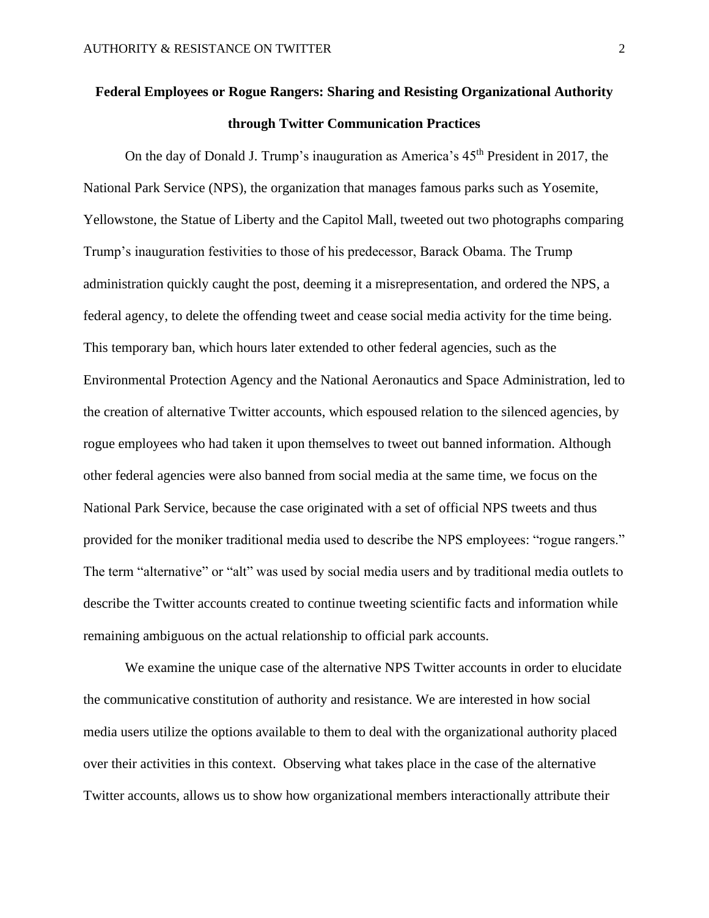**Federal Employees or Rogue Rangers: Sharing and Resisting Organizational Authority through Twitter Communication Practices**

On the day of Donald J. Trump's inauguration as America's 45th President in 2017, the National Park Service (NPS), the organization that manages famous parks such as Yosemite, Yellowstone, the Statue of Liberty and the Capitol Mall, tweeted out two photographs comparing Trump's inauguration festivities to those of his predecessor, Barack Obama. The Trump administration quickly caught the post, deeming it a misrepresentation, and ordered the NPS, a federal agency, to delete the offending tweet and cease social media activity for the time being. This temporary ban, which hours later extended to other federal agencies, such as the Environmental Protection Agency and the National Aeronautics and Space Administration, led to the creation of alternative Twitter accounts, which espoused relation to the silenced agencies, by rogue employees who had taken it upon themselves to tweet out banned information. Although other federal agencies were also banned from social media at the same time, we focus on the National Park Service, because the case originated with a set of official NPS tweets and thus provided for the moniker traditional media used to describe the NPS employees: "rogue rangers." The term "alternative" or "alt" was used by social media users and by traditional media outlets to describe the Twitter accounts created to continue tweeting scientific facts and information while remaining ambiguous on the actual relationship to official park accounts.

We examine the unique case of the alternative NPS Twitter accounts in order to elucidate the communicative constitution of authority and resistance. We are interested in how social media users utilize the options available to them to deal with the organizational authority placed over their activities in this context. Observing what takes place in the case of the alternative Twitter accounts, allows us to show how organizational members interactionally attribute their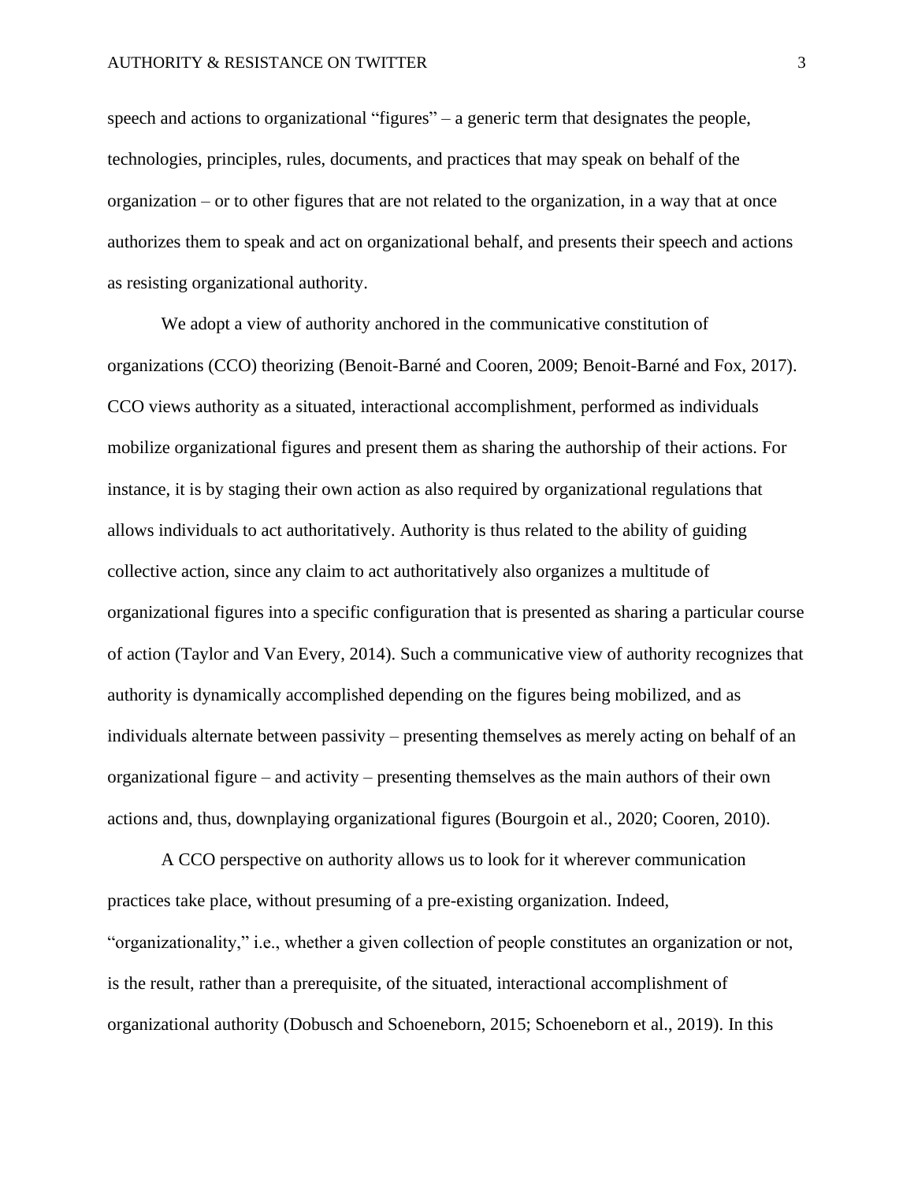speech and actions to organizational “figures” – a generic term that designates the people, technologies, principles, rules, documents, and practices that may speak on behalf of the organization – or to other figures that are not related to the organization, in a way that at once authorizes them to speak and act on organizational behalf, and presents their speech and actions as resisting organizational authority.

We adopt a view of authority anchored in the communicative constitution of organizations (CCO) theorizing (Benoit-Barné and Cooren, 2009; Benoit-Barné and Fox, 2017). CCO views authority as a situated, interactional accomplishment, performed as individuals mobilize organizational figures and present them as sharing the authorship of their actions. For instance, it is by staging their own action as also required by organizational regulations that allows individuals to act authoritatively. Authority is thus related to the ability of guiding collective action, since any claim to act authoritatively also organizes a multitude of organizational figures into a specific configuration that is presented as sharing a particular course of action (Taylor and Van Every, 2014). Such a communicative view of authority recognizes that authority is dynamically accomplished depending on the figures being mobilized, and as individuals alternate between passivity – presenting themselves as merely acting on behalf of an organizational figure – and activity – presenting themselves as the main authors of their own actions and, thus, downplaying organizational figures (Bourgoin et al., 2020; Cooren, 2010).

A CCO perspective on authority allows us to look for it wherever communication practices take place, without presuming of a pre-existing organization. Indeed, “organizationality,” i.e., whether a given collection of people constitutes an organization or not, is the result, rather than a prerequisite, of the situated, interactional accomplishment of organizational authority (Dobusch and Schoeneborn, 2015; Schoeneborn et al., 2019). In this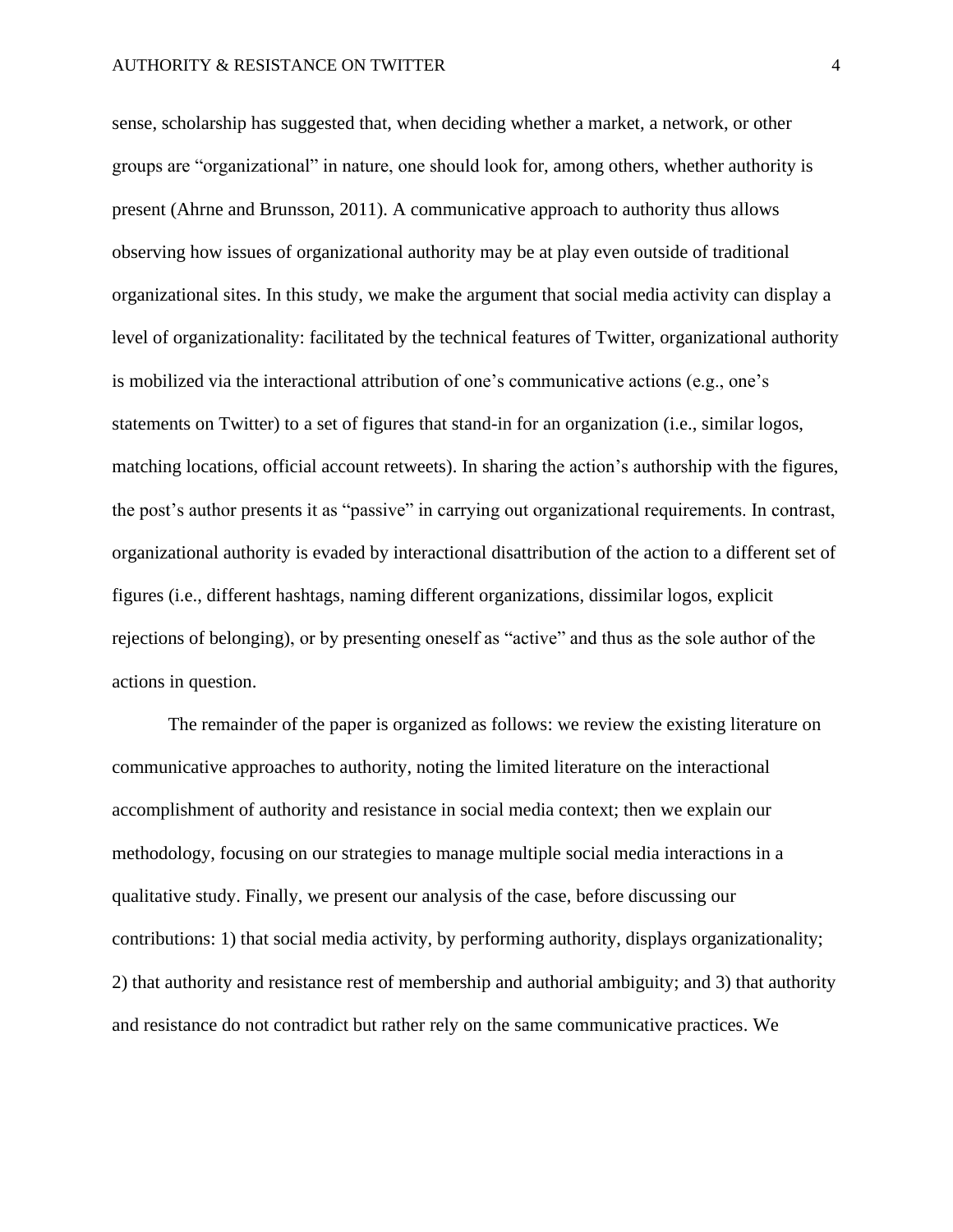sense, scholarship has suggested that, when deciding whether a market, a network, or other groups are "organizational" in nature, one should look for, among others, whether authority is present (Ahrne and Brunsson, 2011). A communicative approach to authority thus allows observing how issues of organizational authority may be at play even outside of traditional organizational sites. In this study, we make the argument that social media activity can display a level of organizationality: facilitated by the technical features of Twitter, organizational authority is mobilized via the interactional attribution of one's communicative actions (e.g., one's statements on Twitter) to a set of figures that stand-in for an organization (i.e., similar logos, matching locations, official account retweets). In sharing the action's authorship with the figures, the post's author presents it as "passive" in carrying out organizational requirements. In contrast, organizational authority is evaded by interactional disattribution of the action to a different set of figures (i.e., different hashtags, naming different organizations, dissimilar logos, explicit rejections of belonging), or by presenting oneself as "active" and thus as the sole author of the actions in question.

The remainder of the paper is organized as follows: we review the existing literature on communicative approaches to authority, noting the limited literature on the interactional accomplishment of authority and resistance in social media context; then we explain our methodology, focusing on our strategies to manage multiple social media interactions in a qualitative study. Finally, we present our analysis of the case, before discussing our contributions: 1) that social media activity, by performing authority, displays organizationality; 2) that authority and resistance rest of membership and authorial ambiguity; and 3) that authority and resistance do not contradict but rather rely on the same communicative practices. We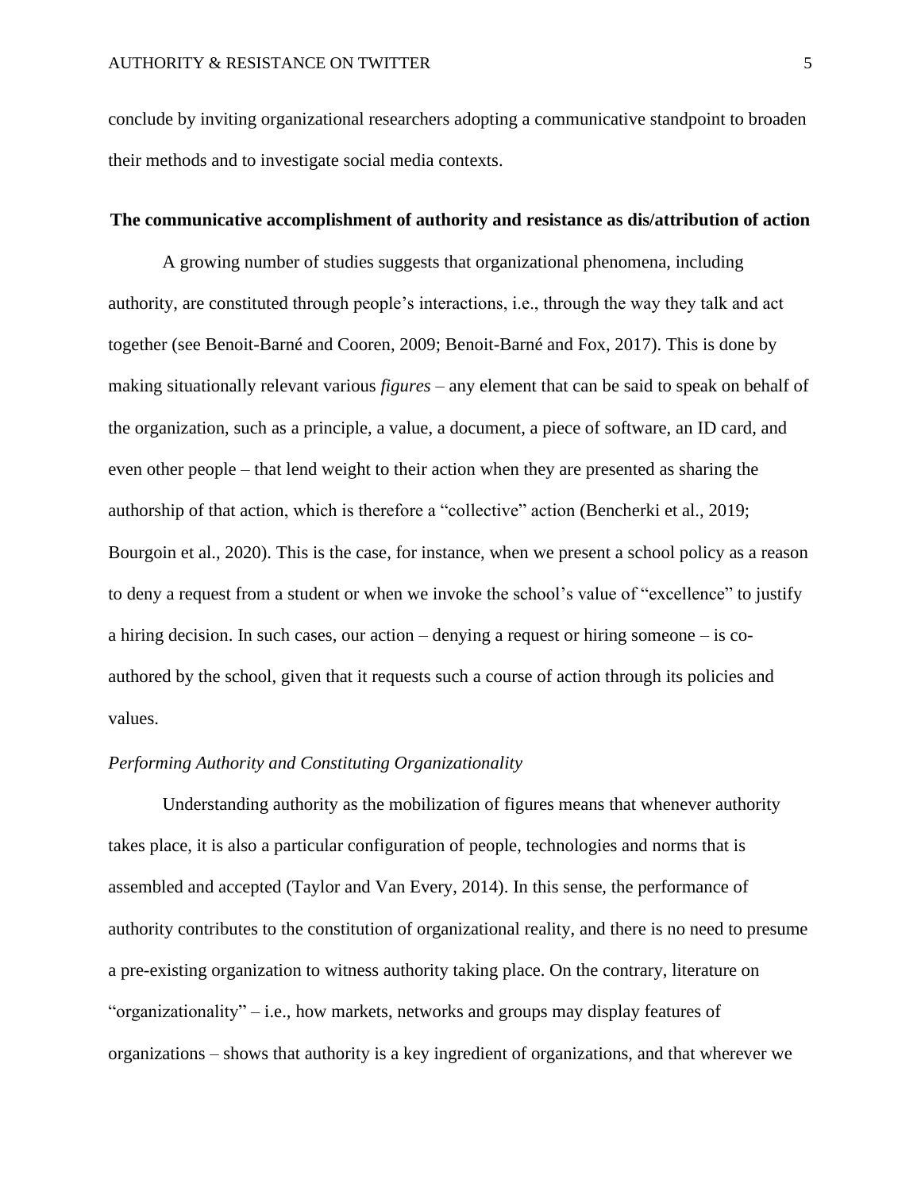conclude by inviting organizational researchers adopting a communicative standpoint to broaden their methods and to investigate social media contexts.

## The communicative accomplishment of authority and resistance as dis/attribution of action

A growing number of studies suggests that organizational phenomena, including authority, are constituted through people's interactions, i.e., through the way they talk and act together (see Benoit-Barné and Cooren, 2009; Benoit-Barné and Fox, 2017). This is done by making situationally relevant various *figures* – any element that can be said to speak on behalf of the organization, such as a principle, a value, a document, a piece of software, an ID card, and even other people – that lend weight to their action when they are presented as sharing the authorship of that action, which is therefore a "collective" action (Bencherki et al., 2019; Bourgoin et al., 2020). This is the case, for instance, when we present a school policy as a reason to deny a request from a student or when we invoke the school's value of "excellence" to justify a hiring decision. In such cases, our action – denying a request or hiring someone – is co-authored by the school, given that it requests such a course of action through its policies and values.

### *Performing Authority and Constituting Organizationality*

Understanding authority as the mobilization of figures means that whenever authority takes place, it is also a particular configuration of people, technologies and norms that is assembled and accepted (Taylor and Van Every, 2014). In this sense, the performance of authority contributes to the constitution of organizational reality, and there is no need to presume a pre-existing organization to witness authority taking place. On the contrary, literature on "organizationality" – i.e., how markets, networks and groups may display features of organizations – shows that authority is a key ingredient of organizations, and that wherever we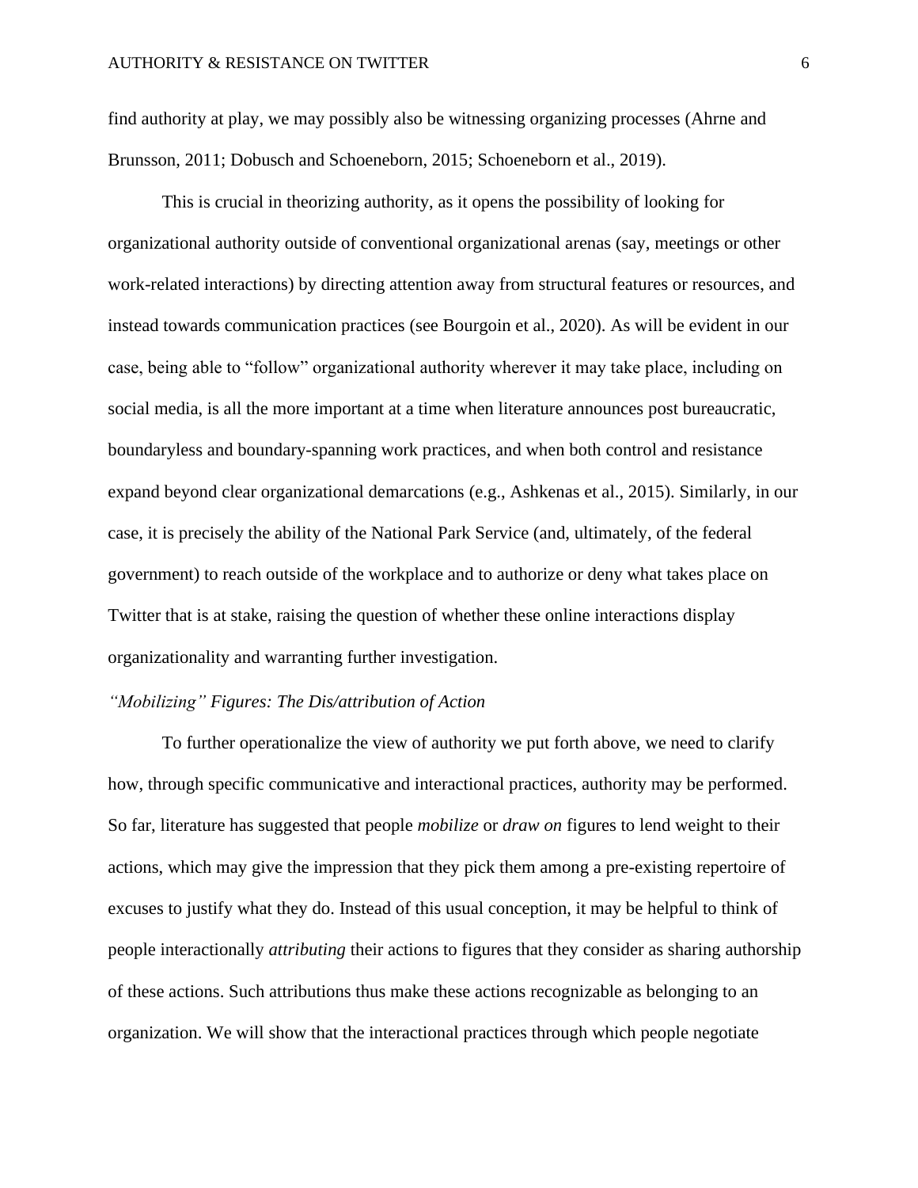find authority at play, we may possibly also be witnessing organizing processes (Ahrne and Brunsson, 2011; Dobusch and Schoeneborn, 2015; Schoeneborn et al., 2019).

This is crucial in theorizing authority, as it opens the possibility of looking for organizational authority outside of conventional organizational arenas (say, meetings or other work-related interactions) by directing attention away from structural features or resources, and instead towards communication practices (see Bourgoin et al., 2020). As will be evident in our case, being able to "follow" organizational authority wherever it may take place, including on social media, is all the more important at a time when literature announces post bureaucratic, boundaryless and boundary-spanning work practices, and when both control and resistance expand beyond clear organizational demarcations (e.g., Ashkenas et al., 2015). Similarly, in our case, it is precisely the ability of the National Park Service (and, ultimately, of the federal government) to reach outside of the workplace and to authorize or deny what takes place on Twitter that is at stake, raising the question of whether these online interactions display organizationality and warranting further investigation.

### *"Mobilizing" Figures: The Dis/attribution of Action*

To further operationalize the view of authority we put forth above, we need to clarify how, through specific communicative and interactional practices, authority may be performed. So far, literature has suggested that people *mobilize* or *draw on* figures to lend weight to their actions, which may give the impression that they pick them among a pre-existing repertoire of excuses to justify what they do. Instead of this usual conception, it may be helpful to think of people interactionally *attributing* their actions to figures that they consider as sharing authorship of these actions. Such attributions thus make these actions recognizable as belonging to an organization. We will show that the interactional practices through which people negotiate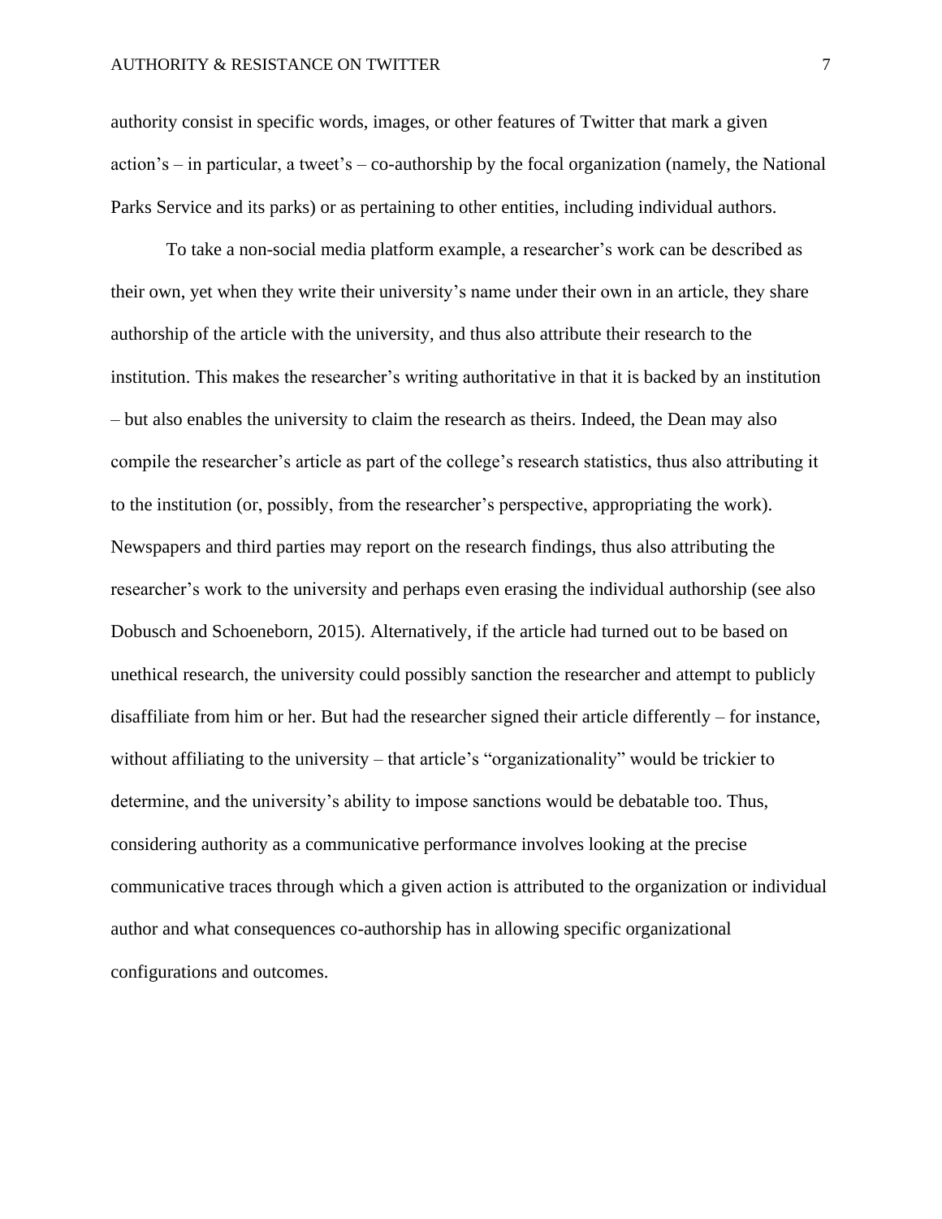authority consist in specific words, images, or other features of Twitter that mark a given action's – in particular, a tweet's – co-authorship by the focal organization (namely, the National Parks Service and its parks) or as pertaining to other entities, including individual authors.

To take a non-social media platform example, a researcher's work can be described as their own, yet when they write their university's name under their own in an article, they share authorship of the article with the university, and thus also attribute their research to the institution. This makes the researcher's writing authoritative in that it is backed by an institution – but also enables the university to claim the research as theirs. Indeed, the Dean may also compile the researcher's article as part of the college's research statistics, thus also attributing it to the institution (or, possibly, from the researcher's perspective, appropriating the work). Newspapers and third parties may report on the research findings, thus also attributing the researcher's work to the university and perhaps even erasing the individual authorship (see also Dobusch and Schoeneborn, 2015). Alternatively, if the article had turned out to be based on unethical research, the university could possibly sanction the researcher and attempt to publicly disaffiliate from him or her. But had the researcher signed their article differently – for instance, without affiliating to the university – that article's "organizationality" would be trickier to determine, and the university's ability to impose sanctions would be debatable too. Thus, considering authority as a communicative performance involves looking at the precise communicative traces through which a given action is attributed to the organization or individual author and what consequences co-authorship has in allowing specific organizational configurations and outcomes.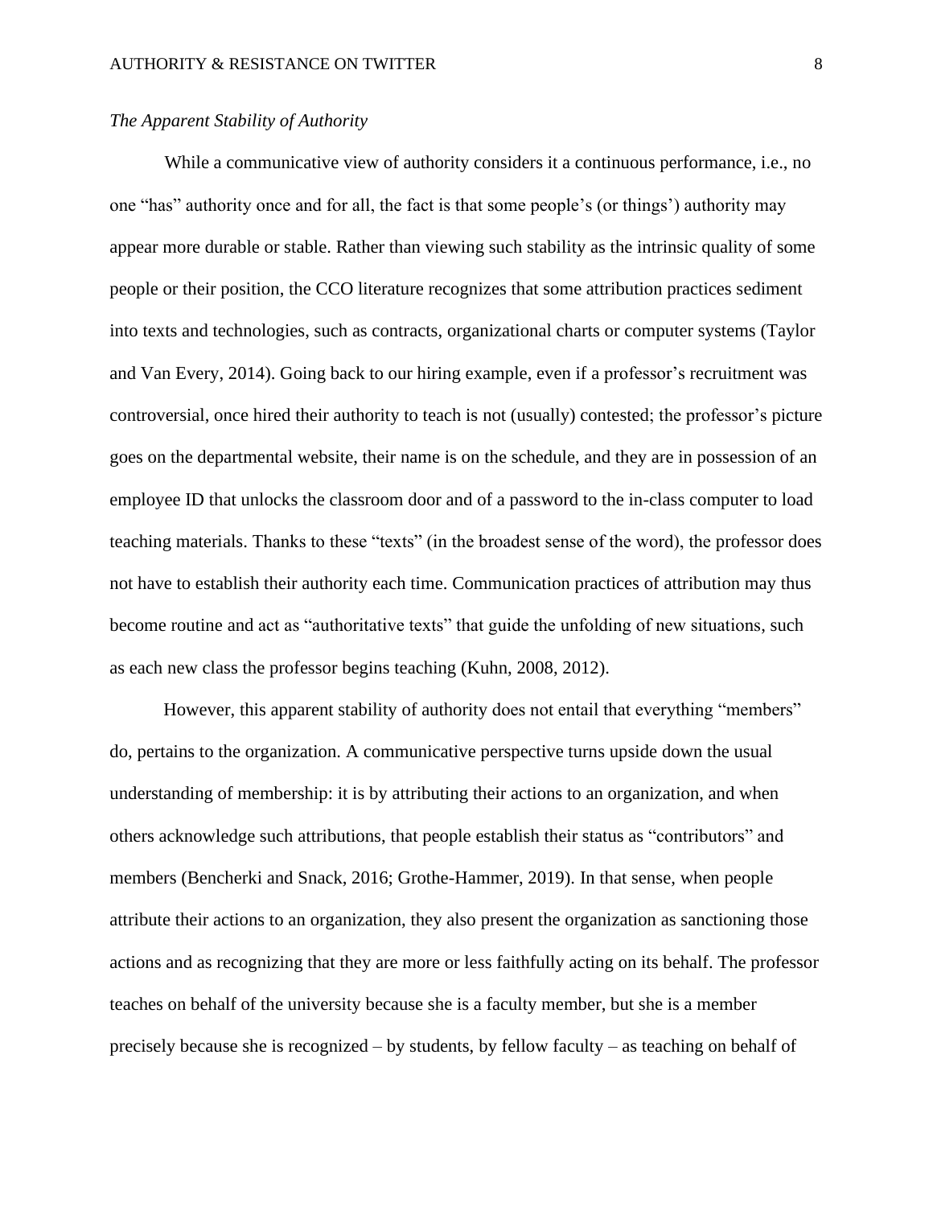*The Apparent Stability of Authority*

While a communicative view of authority considers it a continuous performance, i.e., no one "has" authority once and for all, the fact is that some people's (or things') authority may appear more durable or stable. Rather than viewing such stability as the intrinsic quality of some people or their position, the CCO literature recognizes that some attribution practices sediment into texts and technologies, such as contracts, organizational charts or computer systems (Taylor and Van Every, 2014). Going back to our hiring example, even if a professor's recruitment was controversial, once hired their authority to teach is not (usually) contested; the professor's picture goes on the departmental website, their name is on the schedule, and they are in possession of an employee ID that unlocks the classroom door and of a password to the in-class computer to load teaching materials. Thanks to these "texts" (in the broadest sense of the word), the professor does not have to establish their authority each time. Communication practices of attribution may thus become routine and act as "authoritative texts" that guide the unfolding of new situations, such as each new class the professor begins teaching (Kuhn, 2008, 2012).

However, this apparent stability of authority does not entail that everything "members" do, pertains to the organization. A communicative perspective turns upside down the usual understanding of membership: it is by attributing their actions to an organization, and when others acknowledge such attributions, that people establish their status as "contributors" and members (Bencherki and Snack, 2016; Grothe-Hammer, 2019). In that sense, when people attribute their actions to an organization, they also present the organization as sanctioning those actions and as recognizing that they are more or less faithfully acting on its behalf. The professor teaches on behalf of the university because she is a faculty member, but she is a member precisely because she is recognized – by students, by fellow faculty – as teaching on behalf of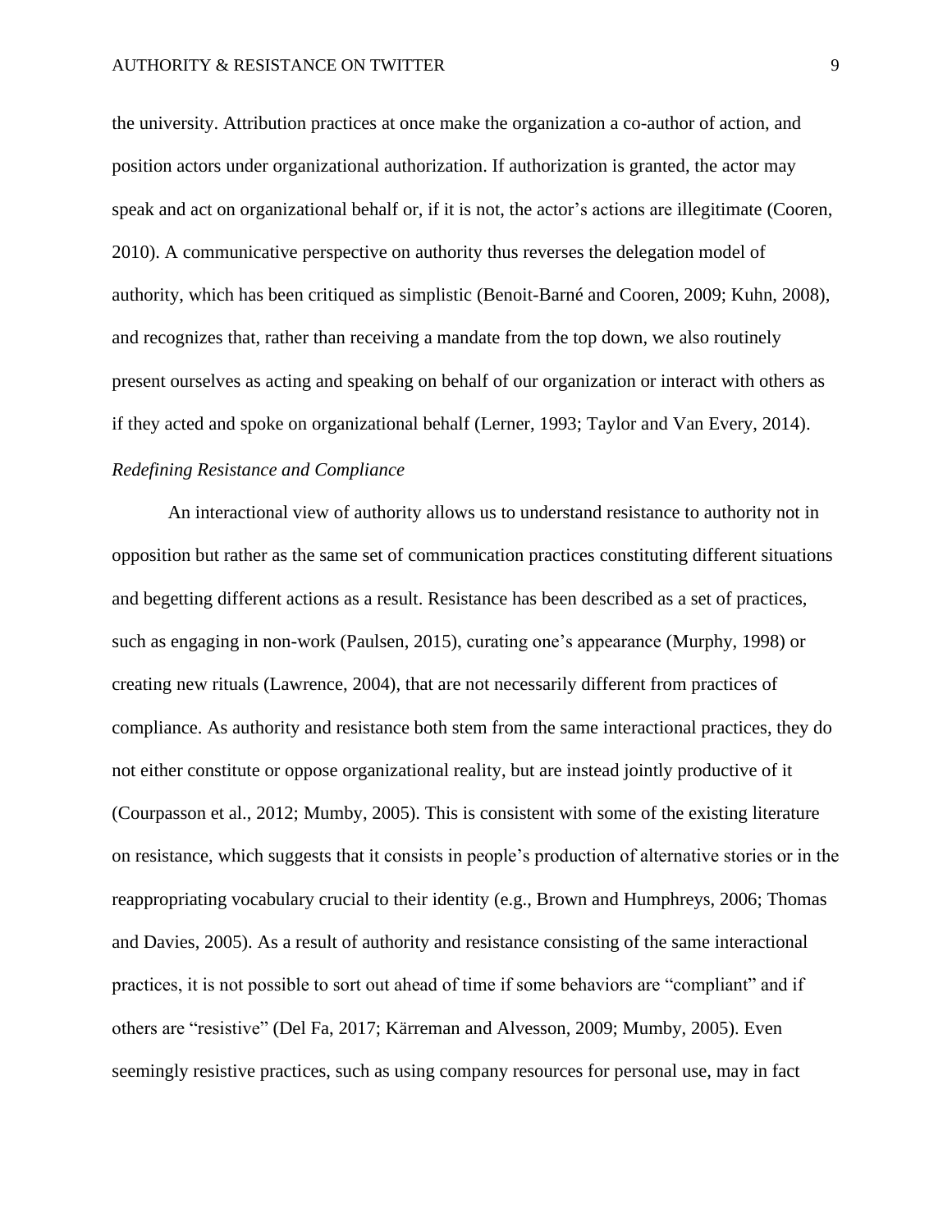the university. Attribution practices at once make the organization a co-author of action, and position actors under organizational authorization. If authorization is granted, the actor may speak and act on organizational behalf or, if it is not, the actor's actions are illegitimate (Cooren, 2010). A communicative perspective on authority thus reverses the delegation model of authority, which has been critiqued as simplistic (Benoit-Barné and Cooren, 2009; Kuhn, 2008), and recognizes that, rather than receiving a mandate from the top down, we also routinely present ourselves as acting and speaking on behalf of our organization or interact with others as if they acted and spoke on organizational behalf (Lerner, 1993; Taylor and Van Every, 2014).

### *Redefining Resistance and Compliance*

An interactional view of authority allows us to understand resistance to authority not in opposition but rather as the same set of communication practices constituting different situations and begetting different actions as a result. Resistance has been described as a set of practices, such as engaging in non-work (Paulsen, 2015), curating one's appearance (Murphy, 1998) or creating new rituals (Lawrence, 2004), that are not necessarily different from practices of compliance. As authority and resistance both stem from the same interactional practices, they do not either constitute or oppose organizational reality, but are instead jointly productive of it (Courpasson et al., 2012; Mumby, 2005). This is consistent with some of the existing literature on resistance, which suggests that it consists in people's production of alternative stories or in the reappropriating vocabulary crucial to their identity (e.g., Brown and Humphreys, 2006; Thomas and Davies, 2005). As a result of authority and resistance consisting of the same interactional practices, it is not possible to sort out ahead of time if some behaviors are "compliant" and if others are "resistive" (Del Fa, 2017; Kärreman and Alvesson, 2009; Mumby, 2005). Even seemingly resistive practices, such as using company resources for personal use, may in fact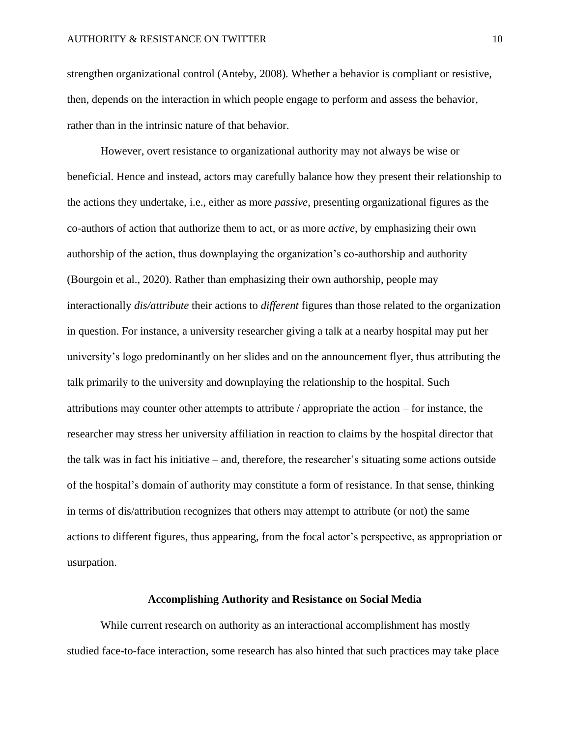strengthen organizational control (Anteby, 2008). Whether a behavior is compliant or resistive, then, depends on the interaction in which people engage to perform and assess the behavior, rather than in the intrinsic nature of that behavior.

However, overt resistance to organizational authority may not always be wise or beneficial. Hence and instead, actors may carefully balance how they present their relationship to the actions they undertake, i.e., either as more *passive*, presenting organizational figures as the co-authors of action that authorize them to act, or as more *active*, by emphasizing their own authorship of the action, thus downplaying the organization's co-authorship and authority (Bourgoin et al., 2020). Rather than emphasizing their own authorship, people may interactionally *dis/attribute* their actions to *different* figures than those related to the organization in question. For instance, a university researcher giving a talk at a nearby hospital may put her university's logo predominantly on her slides and on the announcement flyer, thus attributing the talk primarily to the university and downplaying the relationship to the hospital. Such attributions may counter other attempts to attribute / appropriate the action – for instance, the researcher may stress her university affiliation in reaction to claims by the hospital director that the talk was in fact his initiative – and, therefore, the researcher's situating some actions outside of the hospital's domain of authority may constitute a form of resistance. In that sense, thinking in terms of dis/attribution recognizes that others may attempt to attribute (or not) the same actions to different figures, thus appearing, from the focal actor's perspective, as appropriation or usurpation.

## Accomplishing Authority and Resistance on Social Media

While current research on authority as an interactional accomplishment has mostly studied face-to-face interaction, some research has also hinted that such practices may take place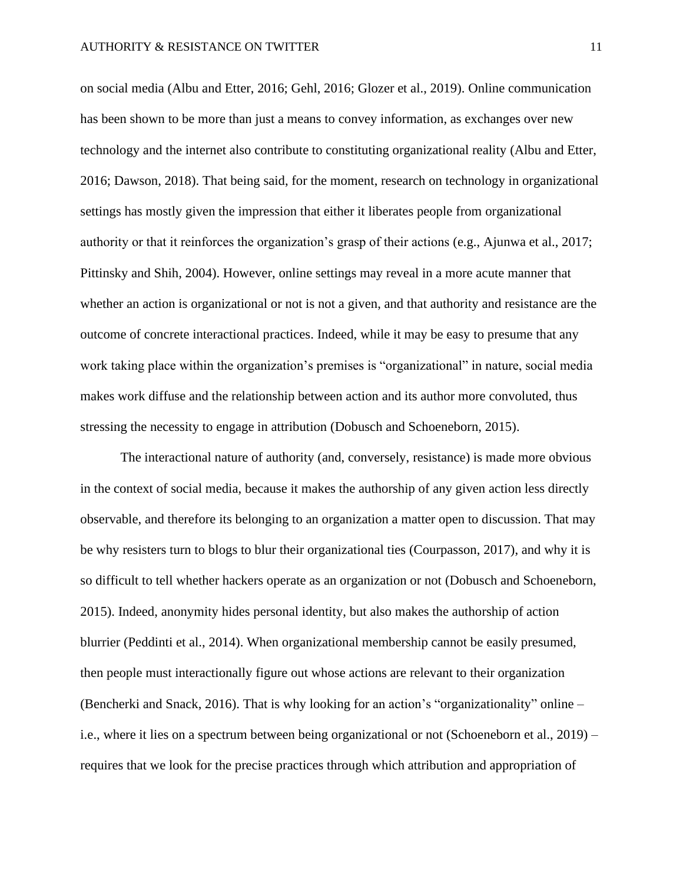on social media (Albu and Etter, 2016; Gehl, 2016; Glozer et al., 2019). Online communication has been shown to be more than just a means to convey information, as exchanges over new technology and the internet also contribute to constituting organizational reality (Albu and Etter, 2016; Dawson, 2018). That being said, for the moment, research on technology in organizational settings has mostly given the impression that either it liberates people from organizational authority or that it reinforces the organization's grasp of their actions (e.g., Ajunwa et al., 2017; Pittinsky and Shih, 2004). However, online settings may reveal in a more acute manner that whether an action is organizational or not is not a given, and that authority and resistance are the outcome of concrete interactional practices. Indeed, while it may be easy to presume that any work taking place within the organization's premises is "organizational" in nature, social media makes work diffuse and the relationship between action and its author more convoluted, thus stressing the necessity to engage in attribution (Dobusch and Schoeneborn, 2015).

The interactional nature of authority (and, conversely, resistance) is made more obvious in the context of social media, because it makes the authorship of any given action less directly observable, and therefore its belonging to an organization a matter open to discussion. That may be why resisters turn to blogs to blur their organizational ties (Courpasson, 2017), and why it is so difficult to tell whether hackers operate as an organization or not (Dobusch and Schoeneborn, 2015). Indeed, anonymity hides personal identity, but also makes the authorship of action blurrier (Peddinti et al., 2014). When organizational membership cannot be easily presumed, then people must interactionally figure out whose actions are relevant to their organization (Bencherki and Snack, 2016). That is why looking for an action's "organizationality" online – i.e., where it lies on a spectrum between being organizational or not (Schoeneborn et al., 2019) – requires that we look for the precise practices through which attribution and appropriation of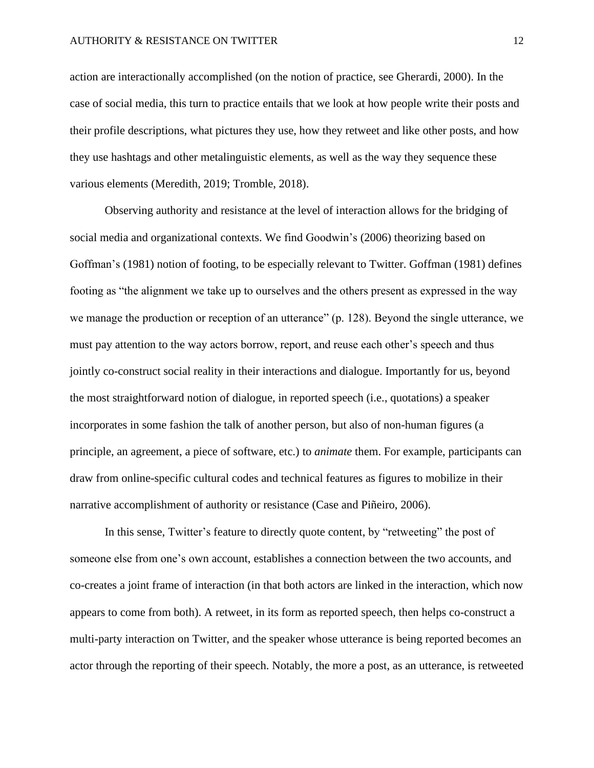action are interactionally accomplished (on the notion of practice, see Gherardi, 2000). In the case of social media, this turn to practice entails that we look at how people write their posts and their profile descriptions, what pictures they use, how they retweet and like other posts, and how they use hashtags and other metalinguistic elements, as well as the way they sequence these various elements (Meredith, 2019; Tromble, 2018).

Observing authority and resistance at the level of interaction allows for the bridging of social media and organizational contexts. We find Goodwin's (2006) theorizing based on Goffman's (1981) notion of footing, to be especially relevant to Twitter. Goffman (1981) defines footing as "the alignment we take up to ourselves and the others present as expressed in the way we manage the production or reception of an utterance" (p. 128). Beyond the single utterance, we must pay attention to the way actors borrow, report, and reuse each other's speech and thus jointly co-construct social reality in their interactions and dialogue. Importantly for us, beyond the most straightforward notion of dialogue, in reported speech (i.e., quotations) a speaker incorporates in some fashion the talk of another person, but also of non-human figures (a principle, an agreement, a piece of software, etc.) to *animate* them. For example, participants can draw from online-specific cultural codes and technical features as figures to mobilize in their narrative accomplishment of authority or resistance (Case and Piñeiro, 2006).

In this sense, Twitter's feature to directly quote content, by "retweeting" the post of someone else from one's own account, establishes a connection between the two accounts, and co-creates a joint frame of interaction (in that both actors are linked in the interaction, which now appears to come from both). A retweet, in its form as reported speech, then helps co-construct a multi-party interaction on Twitter, and the speaker whose utterance is being reported becomes an actor through the reporting of their speech. Notably, the more a post, as an utterance, is retweeted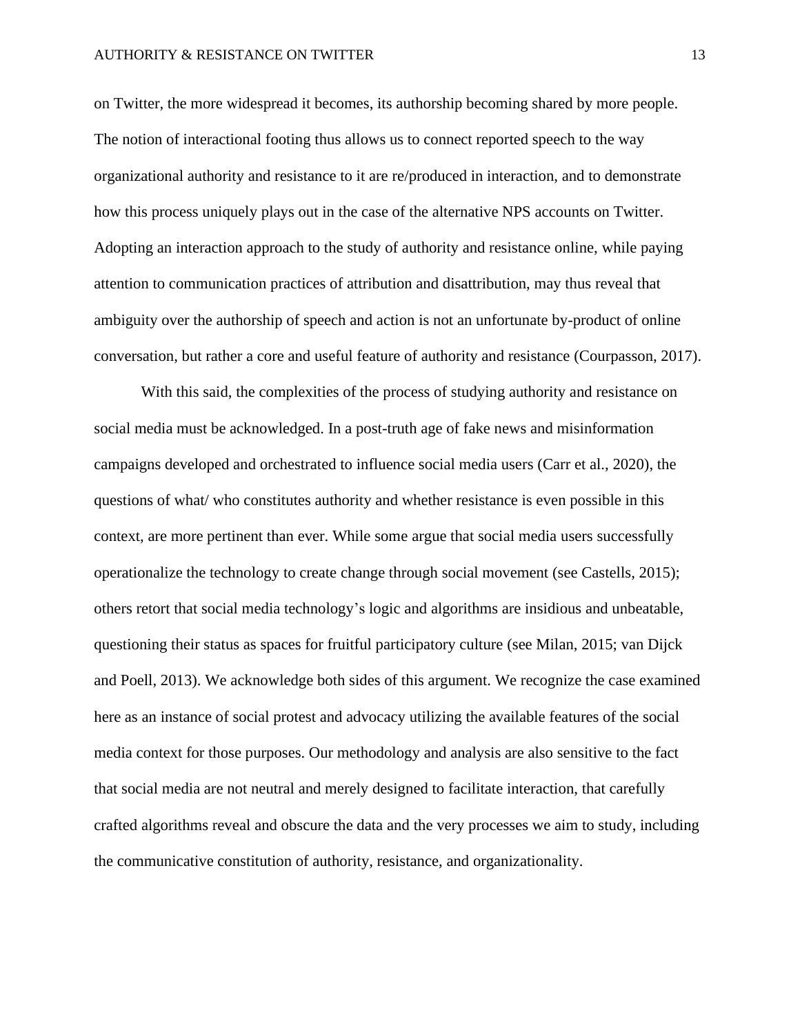on Twitter, the more widespread it becomes, its authorship becoming shared by more people. The notion of interactional footing thus allows us to connect reported speech to the way organizational authority and resistance to it are re/produced in interaction, and to demonstrate how this process uniquely plays out in the case of the alternative NPS accounts on Twitter. Adopting an interaction approach to the study of authority and resistance online, while paying attention to communication practices of attribution and disattribution, may thus reveal that ambiguity over the authorship of speech and action is not an unfortunate by-product of online conversation, but rather a core and useful feature of authority and resistance (Courpasson, 2017).

With this said, the complexities of the process of studying authority and resistance on social media must be acknowledged. In a post-truth age of fake news and misinformation campaigns developed and orchestrated to influence social media users (Carr et al., 2020), the questions of what/ who constitutes authority and whether resistance is even possible in this context, are more pertinent than ever. While some argue that social media users successfully operationalize the technology to create change through social movement (see Castells, 2015); others retort that social media technology's logic and algorithms are insidious and unbeatable, questioning their status as spaces for fruitful participatory culture (see Milan, 2015; van Dijck and Poell, 2013). We acknowledge both sides of this argument. We recognize the case examined here as an instance of social protest and advocacy utilizing the available features of the social media context for those purposes. Our methodology and analysis are also sensitive to the fact that social media are not neutral and merely designed to facilitate interaction, that carefully crafted algorithms reveal and obscure the data and the very processes we aim to study, including the communicative constitution of authority, resistance, and organizationality.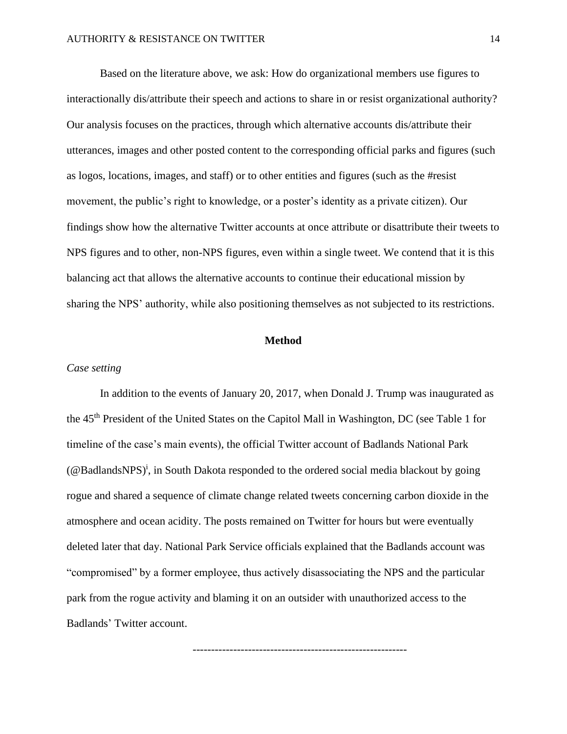Based on the literature above, we ask: How do organizational members use figures to interactionally dis/attribute their speech and actions to share in or resist organizational authority? Our analysis focuses on the practices, through which alternative accounts dis/attribute their utterances, images and other posted content to the corresponding official parks and figures (such as logos, locations, images, and staff) or to other entities and figures (such as the #resist movement, the public's right to knowledge, or a poster's identity as a private citizen). Our findings show how the alternative Twitter accounts at once attribute or disattribute their tweets to NPS figures and to other, non-NPS figures, even within a single tweet. We contend that it is this balancing act that allows the alternative accounts to continue their educational mission by sharing the NPS' authority, while also positioning themselves as not subjected to its restrictions.

## Method

*Case setting*

In addition to the events of January 20, 2017, when Donald J. Trump was inaugurated as the 45th President of the United States on the Capitol Mall in Washington, DC (see Table 1 for timeline of the case's main events), the official Twitter account of Badlands National Park (@BadlandsNPS)[i], in South Dakota responded to the ordered social media blackout by going rogue and shared a sequence of climate change related tweets concerning carbon dioxide in the atmosphere and ocean acidity. The posts remained on Twitter for hours but were eventually deleted later that day. National Park Service officials explained that the Badlands account was "compromised" by a former employee, thus actively disassociating the NPS and the particular park from the rogue activity and blaming it on an outsider with unauthorized access to the Badlands' Twitter account.

---------------------------------------------------------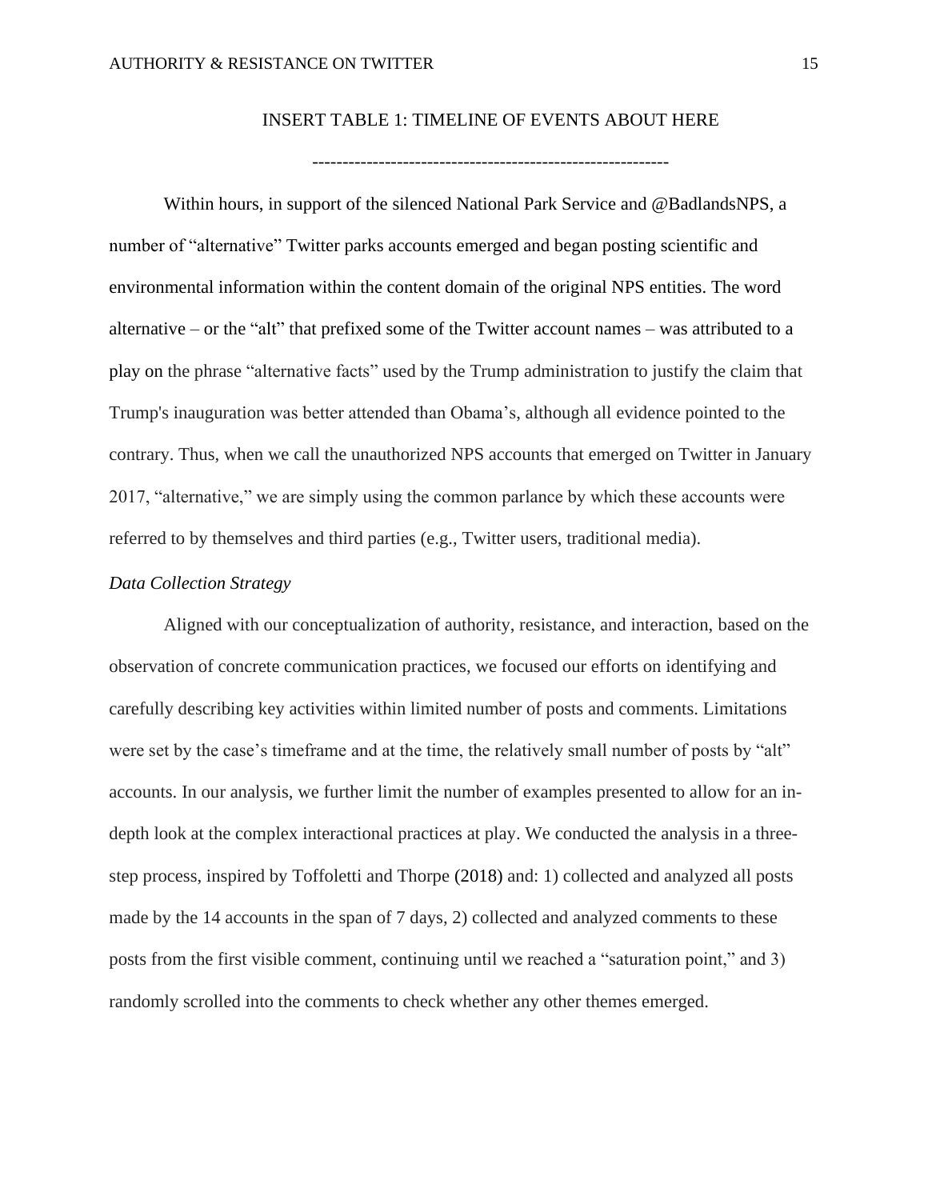INSERT TABLE 1: TIMELINE OF EVENTS ABOUT HERE

----------------------------------------------------------

Within hours, in support of the silenced National Park Service and @BadlandsNPS, a number of "alternative" Twitter parks accounts emerged and began posting scientific and environmental information within the content domain of the original NPS entities. The word alternative – or the "alt" that prefixed some of the Twitter account names – was attributed to a play on the phrase "alternative facts" used by the Trump administration to justify the claim that Trump's inauguration was better attended than Obama's, although all evidence pointed to the contrary. Thus, when we call the unauthorized NPS accounts that emerged on Twitter in January 2017, "alternative," we are simply using the common parlance by which these accounts were referred to by themselves and third parties (e.g., Twitter users, traditional media).

*Data Collection Strategy*

Aligned with our conceptualization of authority, resistance, and interaction, based on the observation of concrete communication practices, we focused our efforts on identifying and carefully describing key activities within limited number of posts and comments. Limitations were set by the case's timeframe and at the time, the relatively small number of posts by "alt" accounts. In our analysis, we further limit the number of examples presented to allow for an in-depth look at the complex interactional practices at play. We conducted the analysis in a three-step process, inspired by Toffoletti and Thorpe (2018) and: 1) collected and analyzed all posts made by the 14 accounts in the span of 7 days, 2) collected and analyzed comments to these posts from the first visible comment, continuing until we reached a "saturation point," and 3) randomly scrolled into the comments to check whether any other themes emerged.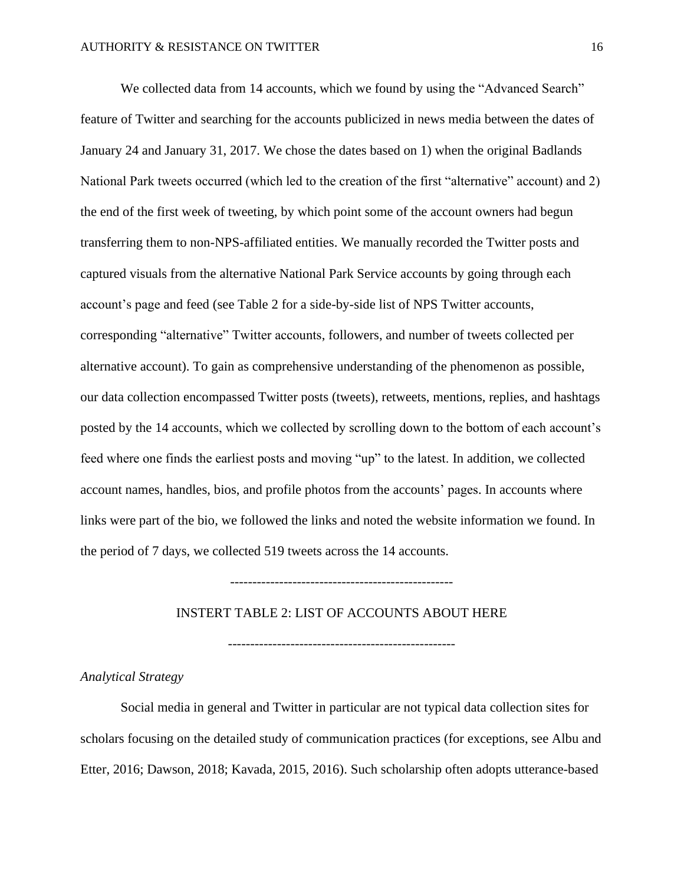We collected data from 14 accounts, which we found by using the "Advanced Search" feature of Twitter and searching for the accounts publicized in news media between the dates of January 24 and January 31, 2017. We chose the dates based on 1) when the original Badlands National Park tweets occurred (which led to the creation of the first "alternative" account) and 2) the end of the first week of tweeting, by which point some of the account owners had begun transferring them to non-NPS-affiliated entities. We manually recorded the Twitter posts and captured visuals from the alternative National Park Service accounts by going through each account's page and feed (see Table 2 for a side-by-side list of NPS Twitter accounts, corresponding "alternative" Twitter accounts, followers, and number of tweets collected per alternative account). To gain as comprehensive understanding of the phenomenon as possible, our data collection encompassed Twitter posts (tweets), retweets, mentions, replies, and hashtags posted by the 14 accounts, which we collected by scrolling down to the bottom of each account's feed where one finds the earliest posts and moving "up" to the latest. In addition, we collected account names, handles, bios, and profile photos from the accounts' pages. In accounts where links were part of the bio, we followed the links and noted the website information we found. In the period of 7 days, we collected 519 tweets across the 14 accounts.

--------------------------------------------------

INSTERT TABLE 2: LIST OF ACCOUNTS ABOUT HERE

--------------------------------------------------

*Analytical Strategy*

Social media in general and Twitter in particular are not typical data collection sites for scholars focusing on the detailed study of communication practices (for exceptions, see Albu and Etter, 2016; Dawson, 2018; Kavada, 2015, 2016). Such scholarship often adopts utterance-based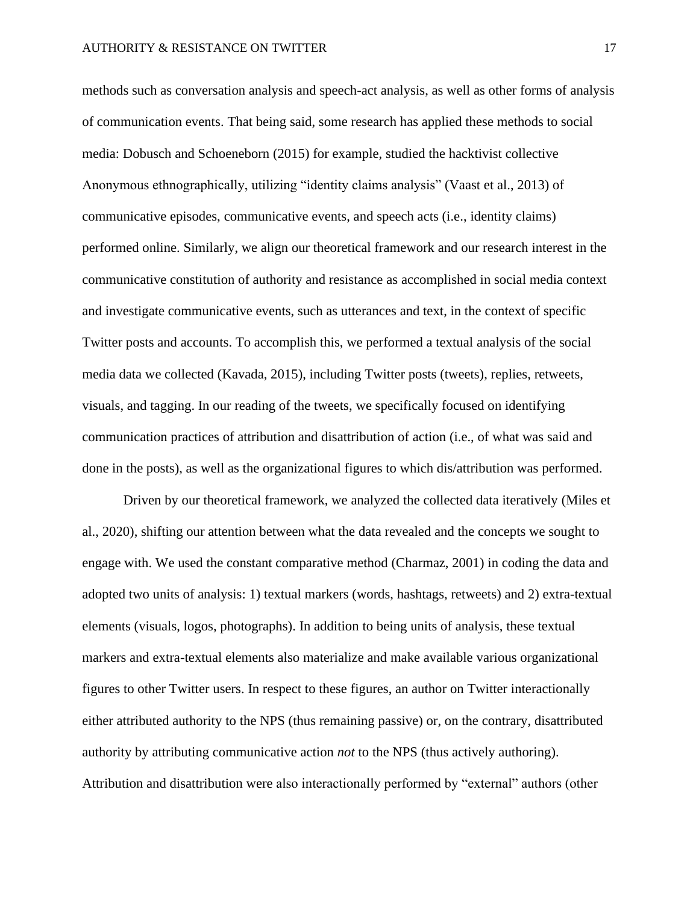methods such as conversation analysis and speech-act analysis, as well as other forms of analysis of communication events. That being said, some research has applied these methods to social media: Dobusch and Schoeneborn (2015) for example, studied the hacktivist collective Anonymous ethnographically, utilizing "identity claims analysis" (Vaast et al., 2013) of communicative episodes, communicative events, and speech acts (i.e., identity claims) performed online. Similarly, we align our theoretical framework and our research interest in the communicative constitution of authority and resistance as accomplished in social media context and investigate communicative events, such as utterances and text, in the context of specific Twitter posts and accounts. To accomplish this, we performed a textual analysis of the social media data we collected (Kavada, 2015), including Twitter posts (tweets), replies, retweets, visuals, and tagging. In our reading of the tweets, we specifically focused on identifying communication practices of attribution and disattribution of action (i.e., of what was said and done in the posts), as well as the organizational figures to which dis/attribution was performed.

Driven by our theoretical framework, we analyzed the collected data iteratively (Miles et al., 2020), shifting our attention between what the data revealed and the concepts we sought to engage with. We used the constant comparative method (Charmaz, 2001) in coding the data and adopted two units of analysis: 1) textual markers (words, hashtags, retweets) and 2) extra-textual elements (visuals, logos, photographs). In addition to being units of analysis, these textual markers and extra-textual elements also materialize and make available various organizational figures to other Twitter users. In respect to these figures, an author on Twitter interactionally either attributed authority to the NPS (thus remaining passive) or, on the contrary, disattributed authority by attributing communicative action *not* to the NPS (thus actively authoring). Attribution and disattribution were also interactionally performed by "external" authors (other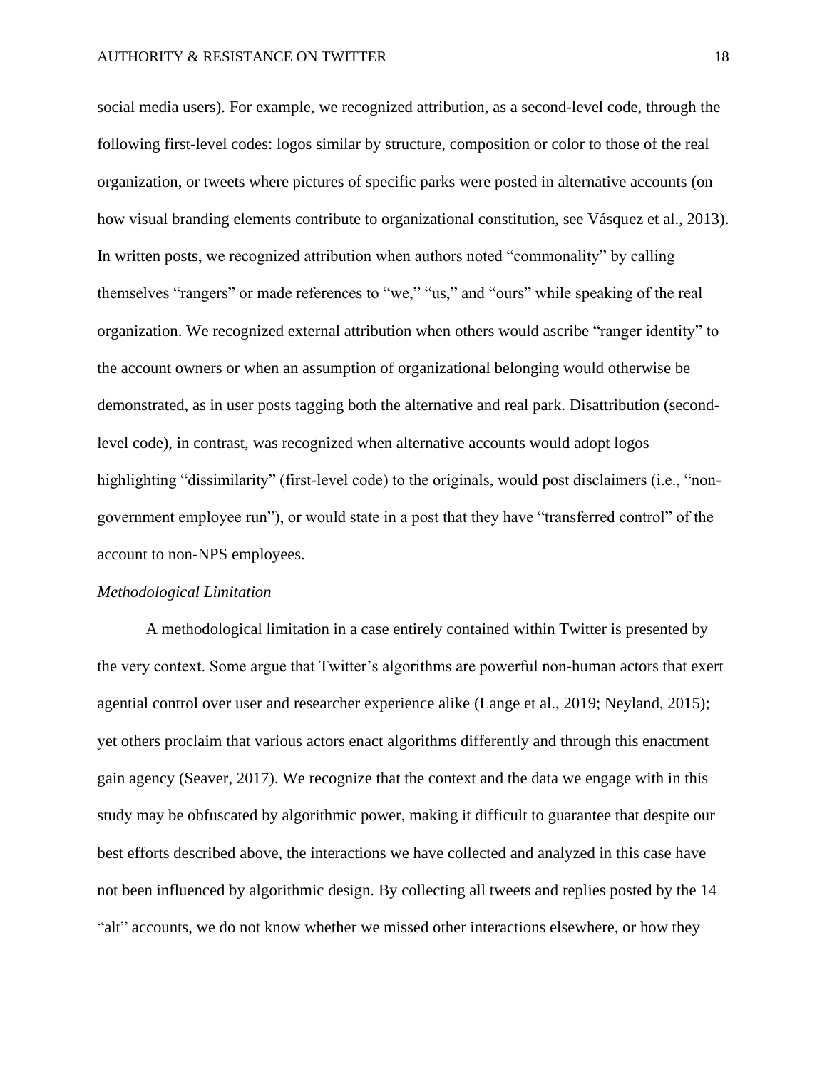social media users). For example, we recognized attribution, as a second-level code, through the following first-level codes: logos similar by structure, composition or color to those of the real organization, or tweets where pictures of specific parks were posted in alternative accounts (on how visual branding elements contribute to organizational constitution, see Vásquez et al., 2013). In written posts, we recognized attribution when authors noted "commonality" by calling themselves "rangers" or made references to "we," "us," and "ours" while speaking of the real organization. We recognized external attribution when others would ascribe "ranger identity" to the account owners or when an assumption of organizational belonging would otherwise be demonstrated, as in user posts tagging both the alternative and real park. Disattribution (second-level code), in contrast, was recognized when alternative accounts would adopt logos highlighting "dissimilarity" (first-level code) to the originals, would post disclaimers (i.e., "non-government employee run"), or would state in a post that they have "transferred control" of the account to non-NPS employees.

### *Methodological Limitation*

A methodological limitation in a case entirely contained within Twitter is presented by the very context. Some argue that Twitter's algorithms are powerful non-human actors that exert agential control over user and researcher experience alike (Lange et al., 2019; Neyland, 2015); yet others proclaim that various actors enact algorithms differently and through this enactment gain agency (Seaver, 2017). We recognize that the context and the data we engage with in this study may be obfuscated by algorithmic power, making it difficult to guarantee that despite our best efforts described above, the interactions we have collected and analyzed in this case have not been influenced by algorithmic design. By collecting all tweets and replies posted by the 14 "alt" accounts, we do not know whether we missed other interactions elsewhere, or how they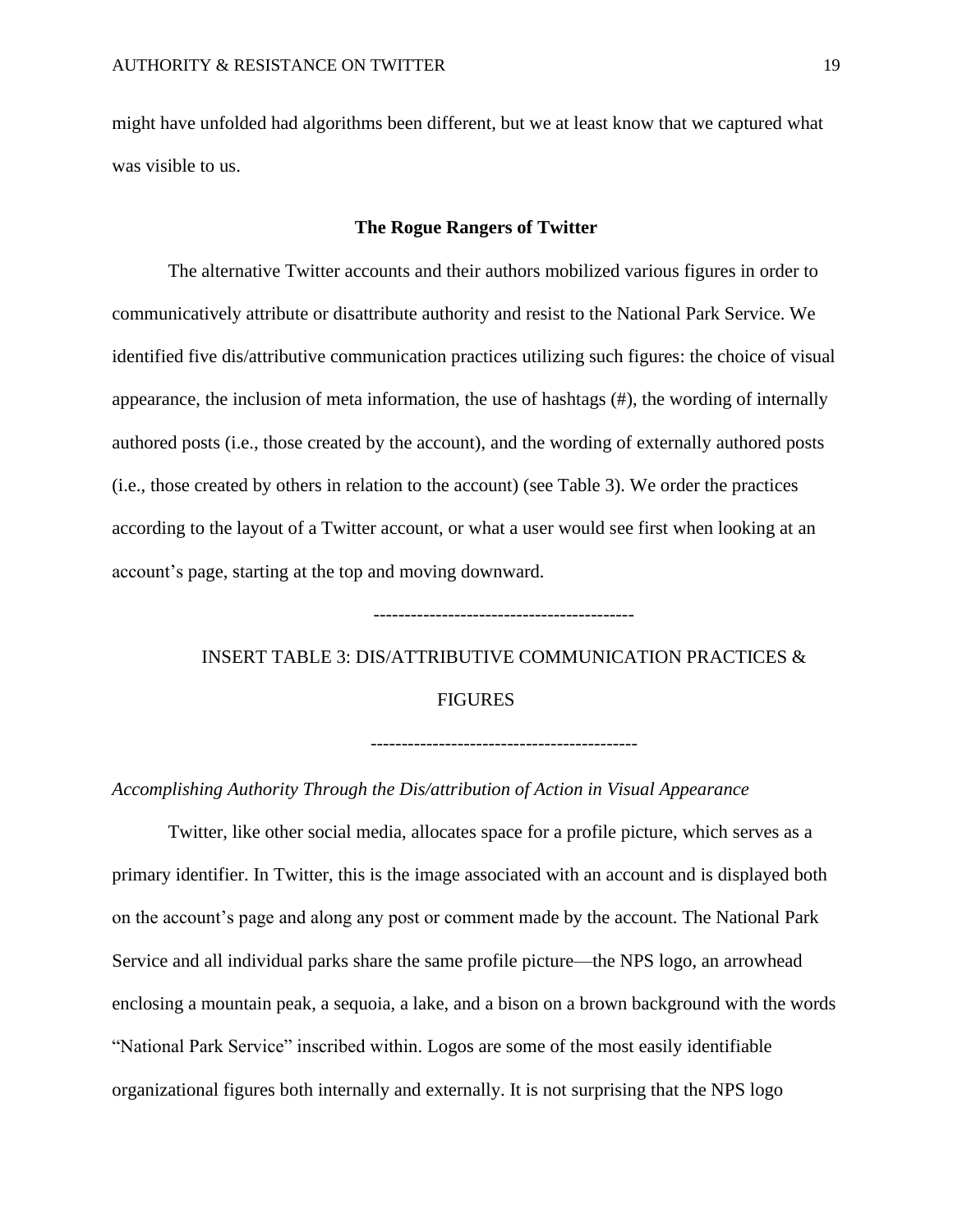might have unfolded had algorithms been different, but we at least know that we captured what was visible to us.

## The Rogue Rangers of Twitter

The alternative Twitter accounts and their authors mobilized various figures in order to communicatively attribute or disattribute authority and resist to the National Park Service. We identified five dis/attributive communication practices utilizing such figures: the choice of visual appearance, the inclusion of meta information, the use of hashtags (#), the wording of internally authored posts (i.e., those created by the account), and the wording of externally authored posts (i.e., those created by others in relation to the account) (see Table 3). We order the practices according to the layout of a Twitter account, or what a user would see first when looking at an account's page, starting at the top and moving downward.

------------------------------------------

INSERT TABLE 3: DIS/ATTRIBUTIVE COMMUNICATION PRACTICES & FIGURES

------------------------------------------

### *Accomplishing Authority Through the Dis/attribution of Action in Visual Appearance*

Twitter, like other social media, allocates space for a profile picture, which serves as a primary identifier. In Twitter, this is the image associated with an account and is displayed both on the account's page and along any post or comment made by the account. The National Park Service and all individual parks share the same profile picture—the NPS logo, an arrowhead enclosing a mountain peak, a sequoia, a lake, and a bison on a brown background with the words "National Park Service" inscribed within. Logos are some of the most easily identifiable organizational figures both internally and externally. It is not surprising that the NPS logo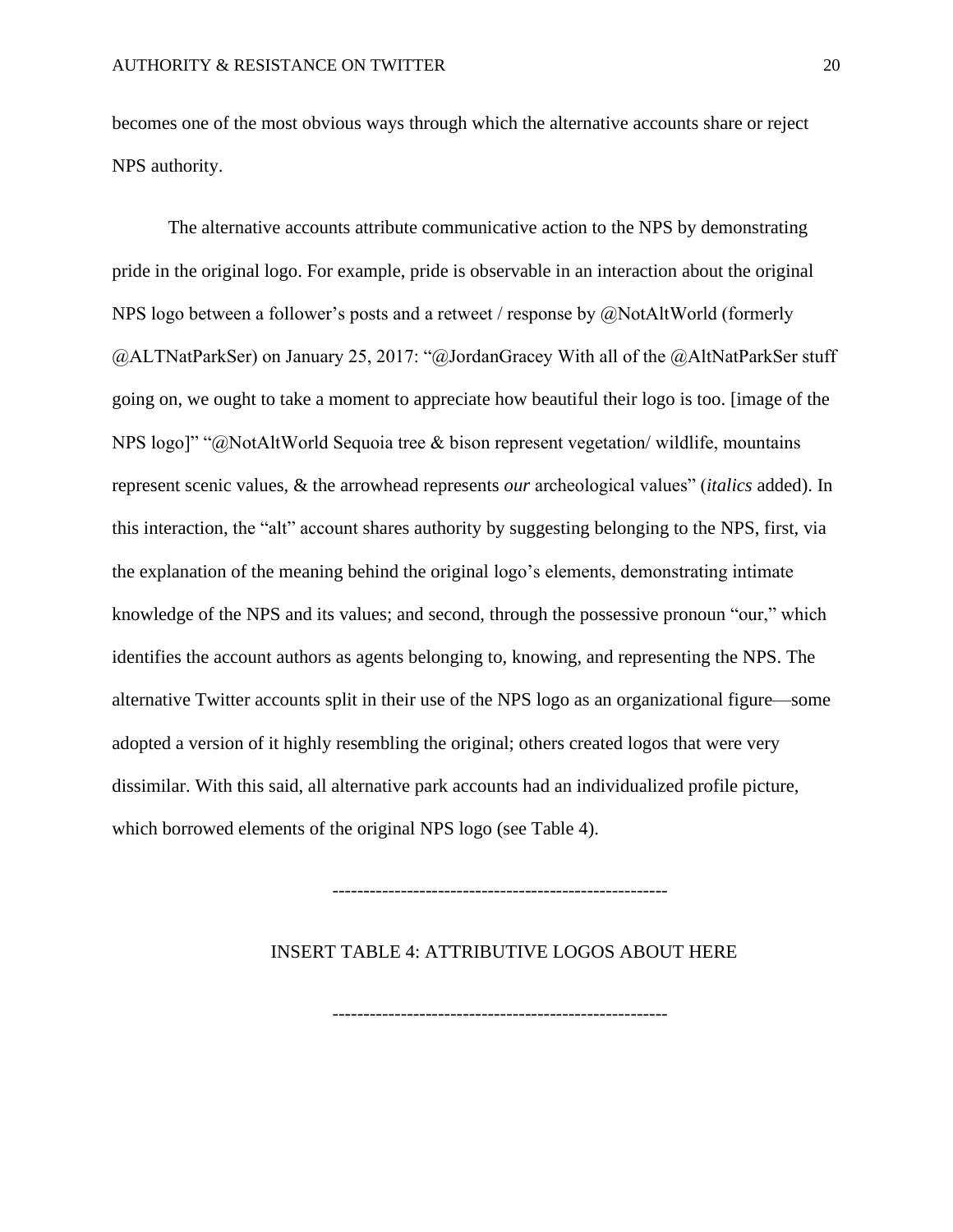becomes one of the most obvious ways through which the alternative accounts share or reject NPS authority.

The alternative accounts attribute communicative action to the NPS by demonstrating pride in the original logo. For example, pride is observable in an interaction about the original NPS logo between a follower's posts and a retweet / response by @NotAltWorld (formerly @ALTNatParkSer) on January 25, 2017: "@JordanGracey With all of the @AltNatParkSer stuff going on, we ought to take a moment to appreciate how beautiful their logo is too. [image of the NPS logo]" "@NotAltWorld Sequoia tree & bison represent vegetation/ wildlife, mountains represent scenic values, & the arrowhead represents *our* archeological values" (*italics* added). In this interaction, the "alt" account shares authority by suggesting belonging to the NPS, first, via the explanation of the meaning behind the original logo's elements, demonstrating intimate knowledge of the NPS and its values; and second, through the possessive pronoun "our," which identifies the account authors as agents belonging to, knowing, and representing the NPS. The alternative Twitter accounts split in their use of the NPS logo as an organizational figure—some adopted a version of it highly resembling the original; others created logos that were very dissimilar. With this said, all alternative park accounts had an individualized profile picture, which borrowed elements of the original NPS logo (see Table 4).

-----------------------------------------------------

INSERT TABLE 4: ATTRIBUTIVE LOGOS ABOUT HERE

-----------------------------------------------------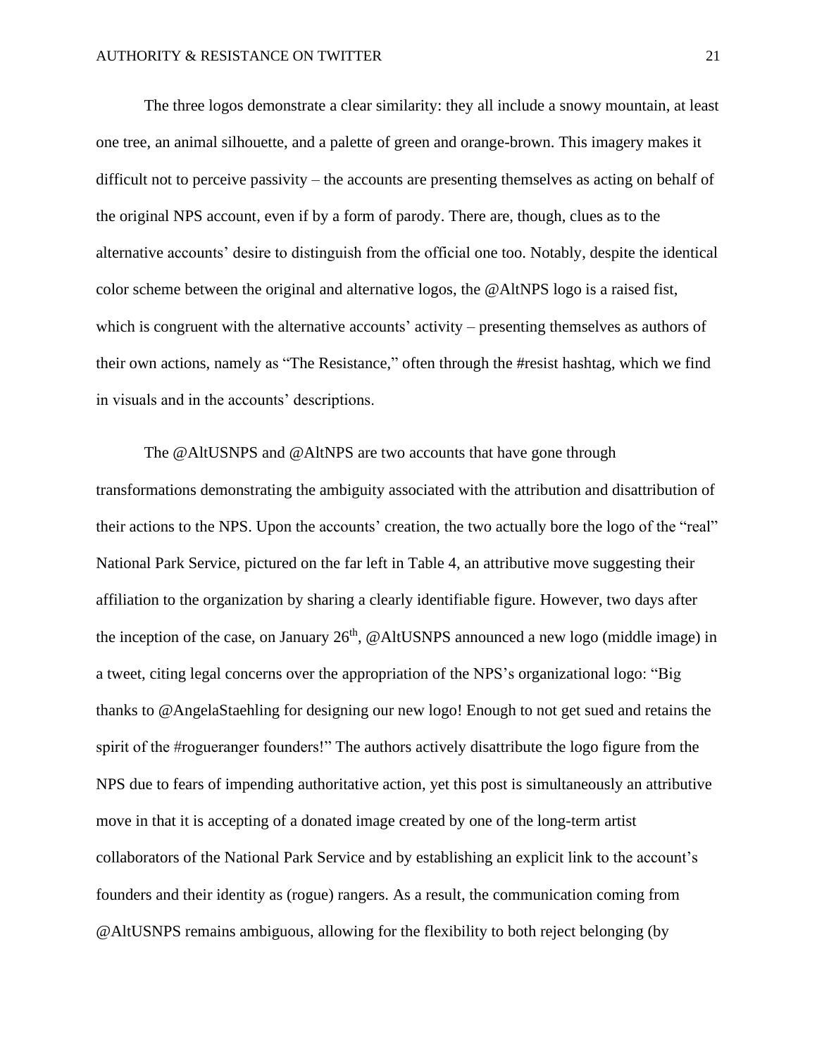The three logos demonstrate a clear similarity: they all include a snowy mountain, at least one tree, an animal silhouette, and a palette of green and orange-brown. This imagery makes it difficult not to perceive passivity – the accounts are presenting themselves as acting on behalf of the original NPS account, even if by a form of parody. There are, though, clues as to the alternative accounts' desire to distinguish from the official one too. Notably, despite the identical color scheme between the original and alternative logos, the @AltNPS logo is a raised fist, which is congruent with the alternative accounts' activity – presenting themselves as authors of their own actions, namely as "The Resistance," often through the #resist hashtag, which we find in visuals and in the accounts' descriptions.

The @AltUSNPS and @AltNPS are two accounts that have gone through transformations demonstrating the ambiguity associated with the attribution and disattribution of their actions to the NPS. Upon the accounts' creation, the two actually bore the logo of the "real" National Park Service, pictured on the far left in Table 4, an attributive move suggesting their affiliation to the organization by sharing a clearly identifiable figure. However, two days after the inception of the case, on January 26th, @AltUSNPS announced a new logo (middle image) in a tweet, citing legal concerns over the appropriation of the NPS's organizational logo: "Big thanks to @AngelaStaehling for designing our new logo! Enough to not get sued and retains the spirit of the #rogueranger founders!" The authors actively disattribute the logo figure from the NPS due to fears of impending authoritative action, yet this post is simultaneously an attributive move in that it is accepting of a donated image created by one of the long-term artist collaborators of the National Park Service and by establishing an explicit link to the account's founders and their identity as (rogue) rangers. As a result, the communication coming from @AltUSNPS remains ambiguous, allowing for the flexibility to both reject belonging (by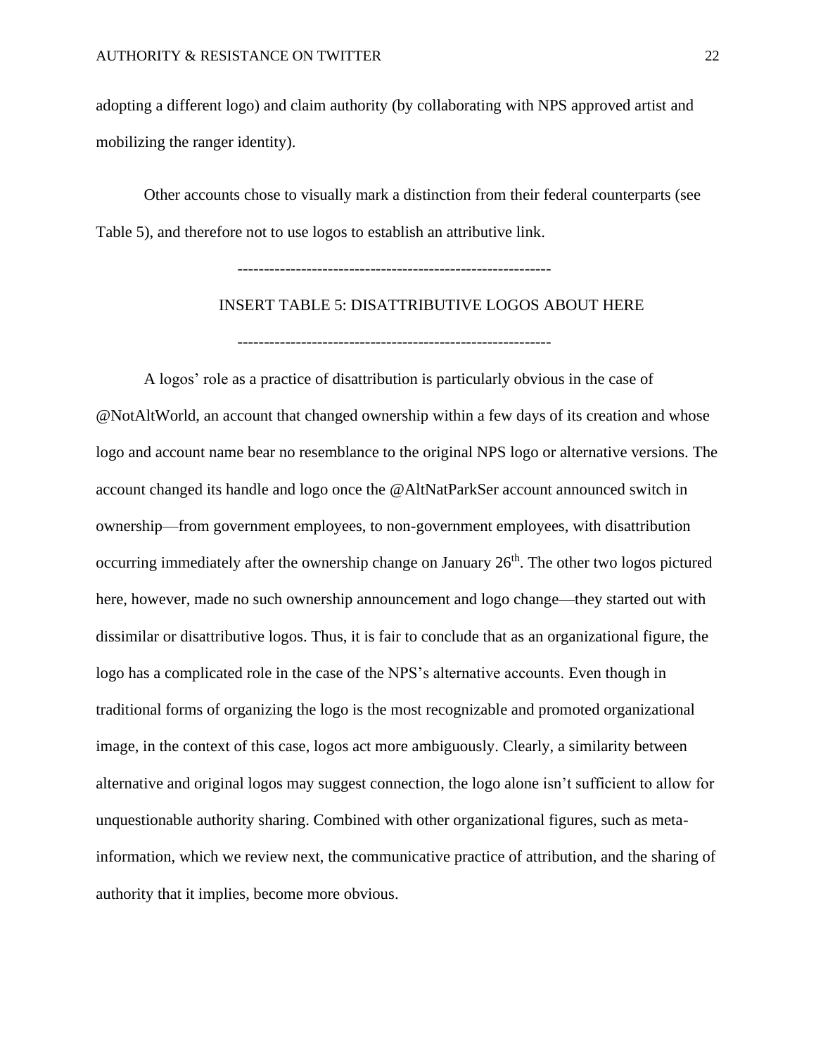adopting a different logo) and claim authority (by collaborating with NPS approved artist and mobilizing the ranger identity).

Other accounts chose to visually mark a distinction from their federal counterparts (see Table 5), and therefore not to use logos to establish an attributive link.

----------------------------------------------------------

INSERT TABLE 5: DISATTRIBUTIVE LOGOS ABOUT HERE

----------------------------------------------------------

A logos' role as a practice of disattribution is particularly obvious in the case of @NotAltWorld, an account that changed ownership within a few days of its creation and whose logo and account name bear no resemblance to the original NPS logo or alternative versions. The account changed its handle and logo once the @AltNatParkSer account announced switch in ownership—from government employees, to non-government employees, with disattribution occurring immediately after the ownership change on January 26th. The other two logos pictured here, however, made no such ownership announcement and logo change—they started out with dissimilar or disattributive logos. Thus, it is fair to conclude that as an organizational figure, the logo has a complicated role in the case of the NPS's alternative accounts. Even though in traditional forms of organizing the logo is the most recognizable and promoted organizational image, in the context of this case, logos act more ambiguously. Clearly, a similarity between alternative and original logos may suggest connection, the logo alone isn't sufficient to allow for unquestionable authority sharing. Combined with other organizational figures, such as meta-information, which we review next, the communicative practice of attribution, and the sharing of authority that it implies, become more obvious.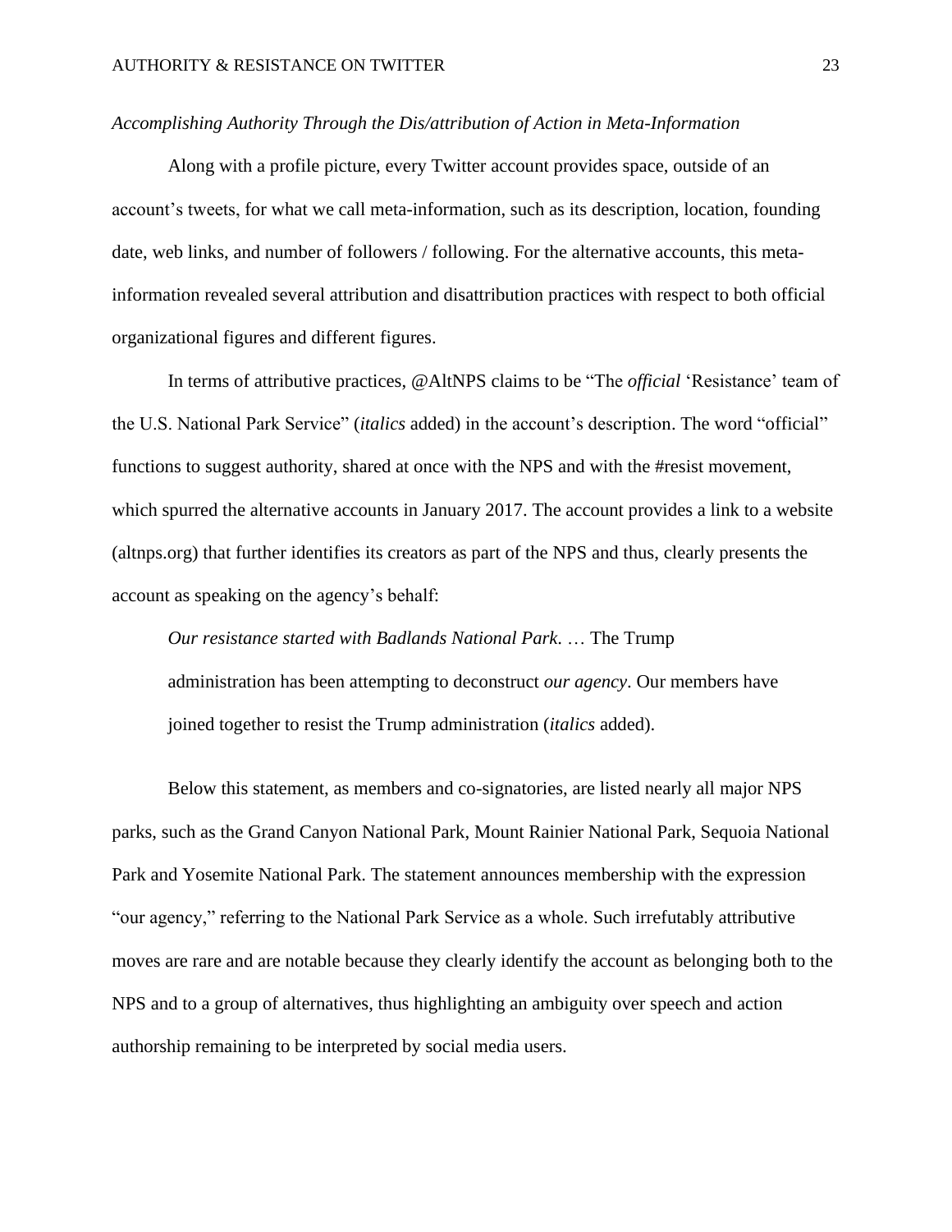*Accomplishing Authority Through the Dis/attribution of Action in Meta-Information*

Along with a profile picture, every Twitter account provides space, outside of an account's tweets, for what we call meta-information, such as its description, location, founding date, web links, and number of followers / following. For the alternative accounts, this meta-information revealed several attribution and disattribution practices with respect to both official organizational figures and different figures.

In terms of attributive practices, @AltNPS claims to be "The *official* 'Resistance' team of the U.S. National Park Service" (*italics* added) in the account's description. The word "official" functions to suggest authority, shared at once with the NPS and with the #resist movement, which spurred the alternative accounts in January 2017. The account provides a link to a website (altnps.org) that further identifies its creators as part of the NPS and thus, clearly presents the account as speaking on the agency's behalf:

> *Our resistance started with Badlands National Park*. … The Trump administration has been attempting to deconstruct *our agency*. Our members have joined together to resist the Trump administration (*italics* added).

Below this statement, as members and co-signatories, are listed nearly all major NPS parks, such as the Grand Canyon National Park, Mount Rainier National Park, Sequoia National Park and Yosemite National Park. The statement announces membership with the expression "our agency," referring to the National Park Service as a whole. Such irrefutably attributive moves are rare and are notable because they clearly identify the account as belonging both to the NPS and to a group of alternatives, thus highlighting an ambiguity over speech and action authorship remaining to be interpreted by social media users.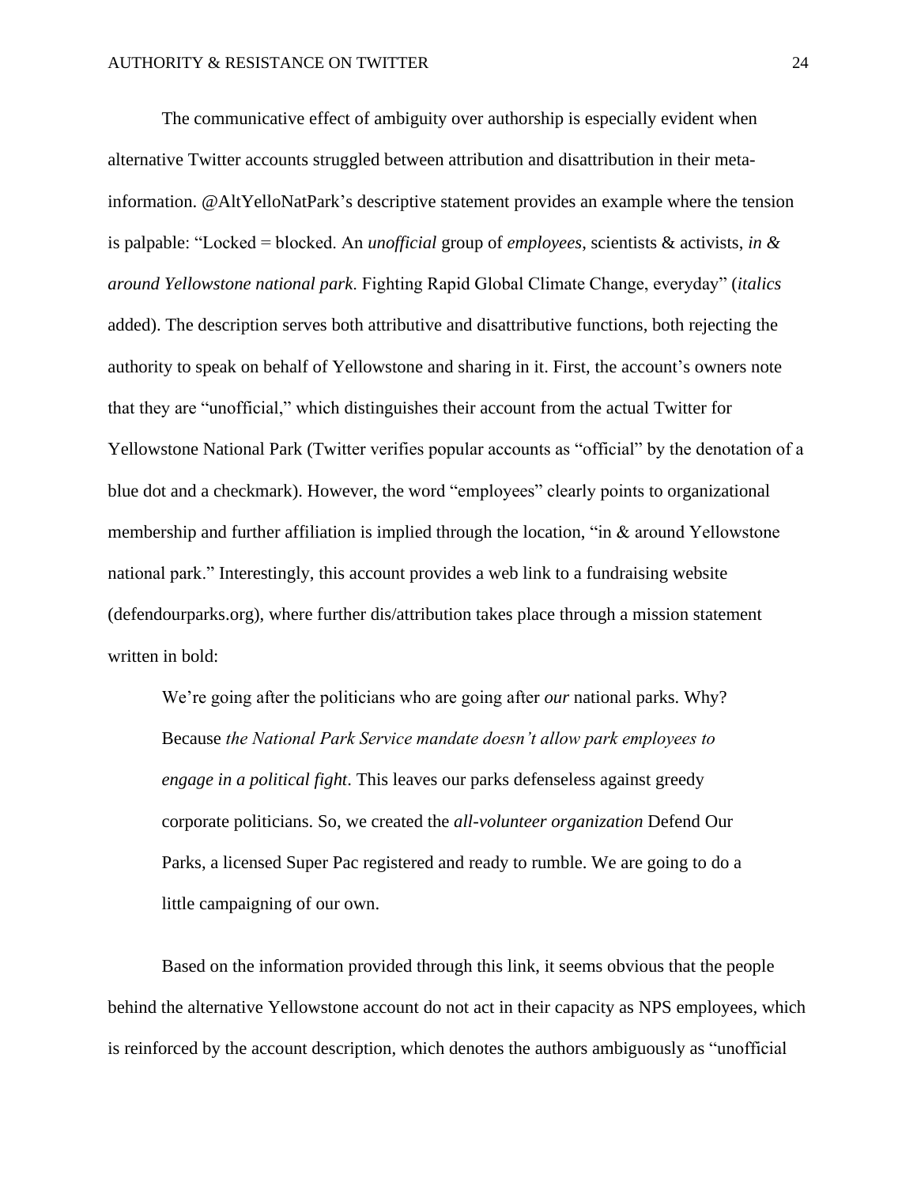The communicative effect of ambiguity over authorship is especially evident when alternative Twitter accounts struggled between attribution and disattribution in their meta-information. @AltYelloNatPark's descriptive statement provides an example where the tension is palpable: "Locked = blocked. An *unofficial* group of *employees*, scientists & activists, *in & around Yellowstone national park*. Fighting Rapid Global Climate Change, everyday" (*italics* added). The description serves both attributive and disattributive functions, both rejecting the authority to speak on behalf of Yellowstone and sharing in it. First, the account's owners note that they are "unofficial," which distinguishes their account from the actual Twitter for Yellowstone National Park (Twitter verifies popular accounts as "official" by the denotation of a blue dot and a checkmark). However, the word "employees" clearly points to organizational membership and further affiliation is implied through the location, "in & around Yellowstone national park." Interestingly, this account provides a web link to a fundraising website (defendourparks.org), where further dis/attribution takes place through a mission statement written in bold:

> We're going after the politicians who are going after *our* national parks. Why? Because *the National Park Service mandate doesn't allow park employees to engage in a political fight*. This leaves our parks defenseless against greedy corporate politicians. So, we created the *all-volunteer organization* Defend Our Parks, a licensed Super Pac registered and ready to rumble. We are going to do a little campaigning of our own.

Based on the information provided through this link, it seems obvious that the people behind the alternative Yellowstone account do not act in their capacity as NPS employees, which is reinforced by the account description, which denotes the authors ambiguously as "unofficial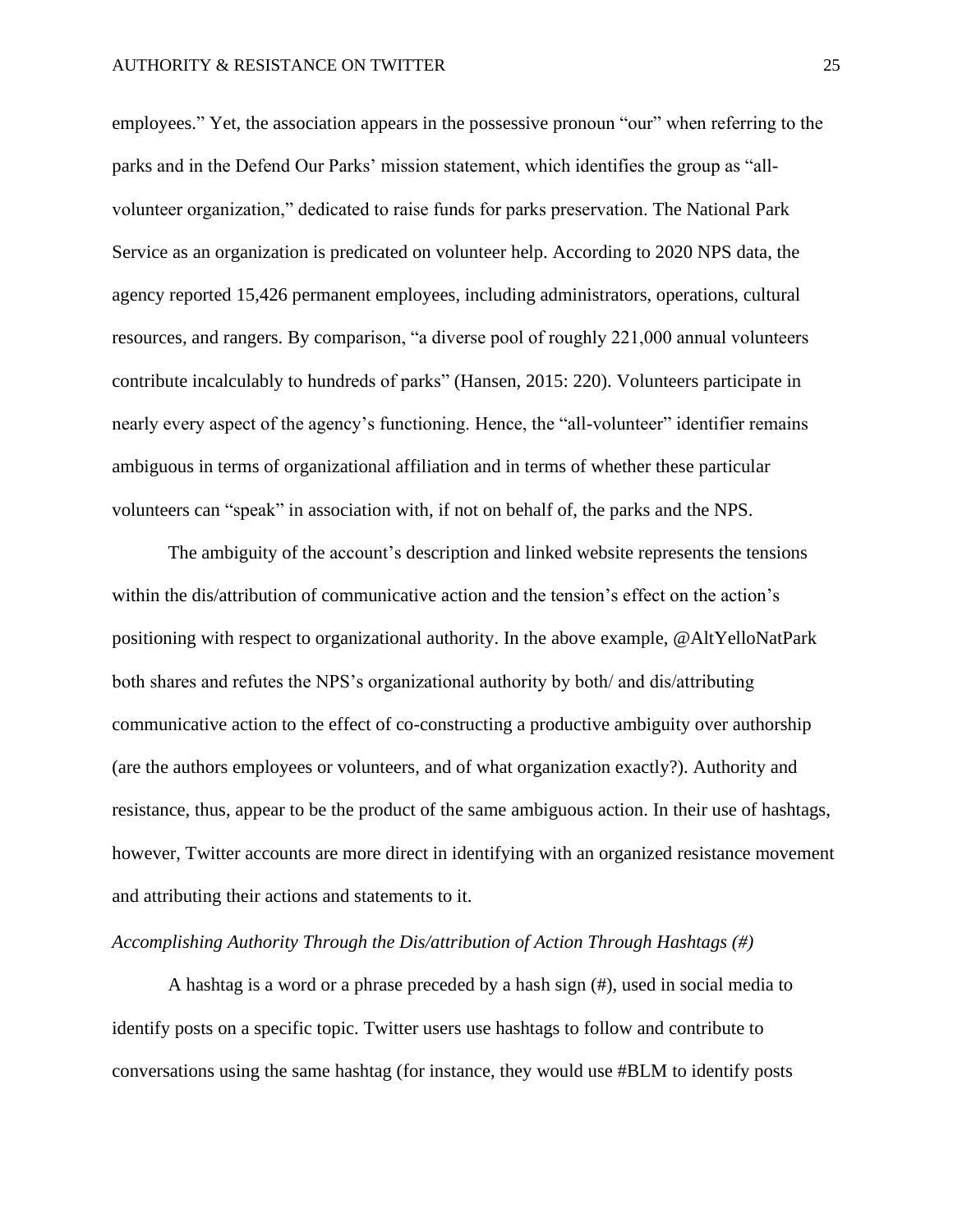employees." Yet, the association appears in the possessive pronoun "our" when referring to the parks and in the Defend Our Parks' mission statement, which identifies the group as "all-volunteer organization," dedicated to raise funds for parks preservation. The National Park Service as an organization is predicated on volunteer help. According to 2020 NPS data, the agency reported 15,426 permanent employees, including administrators, operations, cultural resources, and rangers. By comparison, "a diverse pool of roughly 221,000 annual volunteers contribute incalculably to hundreds of parks" (Hansen, 2015: 220). Volunteers participate in nearly every aspect of the agency's functioning. Hence, the "all-volunteer" identifier remains ambiguous in terms of organizational affiliation and in terms of whether these particular volunteers can "speak" in association with, if not on behalf of, the parks and the NPS.

The ambiguity of the account's description and linked website represents the tensions within the dis/attribution of communicative action and the tension's effect on the action's positioning with respect to organizational authority. In the above example, @AltYelloNatPark both shares and refutes the NPS's organizational authority by both/ and dis/attributing communicative action to the effect of co-constructing a productive ambiguity over authorship (are the authors employees or volunteers, and of what organization exactly?). Authority and resistance, thus, appear to be the product of the same ambiguous action. In their use of hashtags, however, Twitter accounts are more direct in identifying with an organized resistance movement and attributing their actions and statements to it.

*Accomplishing Authority Through the Dis/attribution of Action Through Hashtags (#)*

A hashtag is a word or a phrase preceded by a hash sign (#), used in social media to identify posts on a specific topic. Twitter users use hashtags to follow and contribute to conversations using the same hashtag (for instance, they would use #BLM to identify posts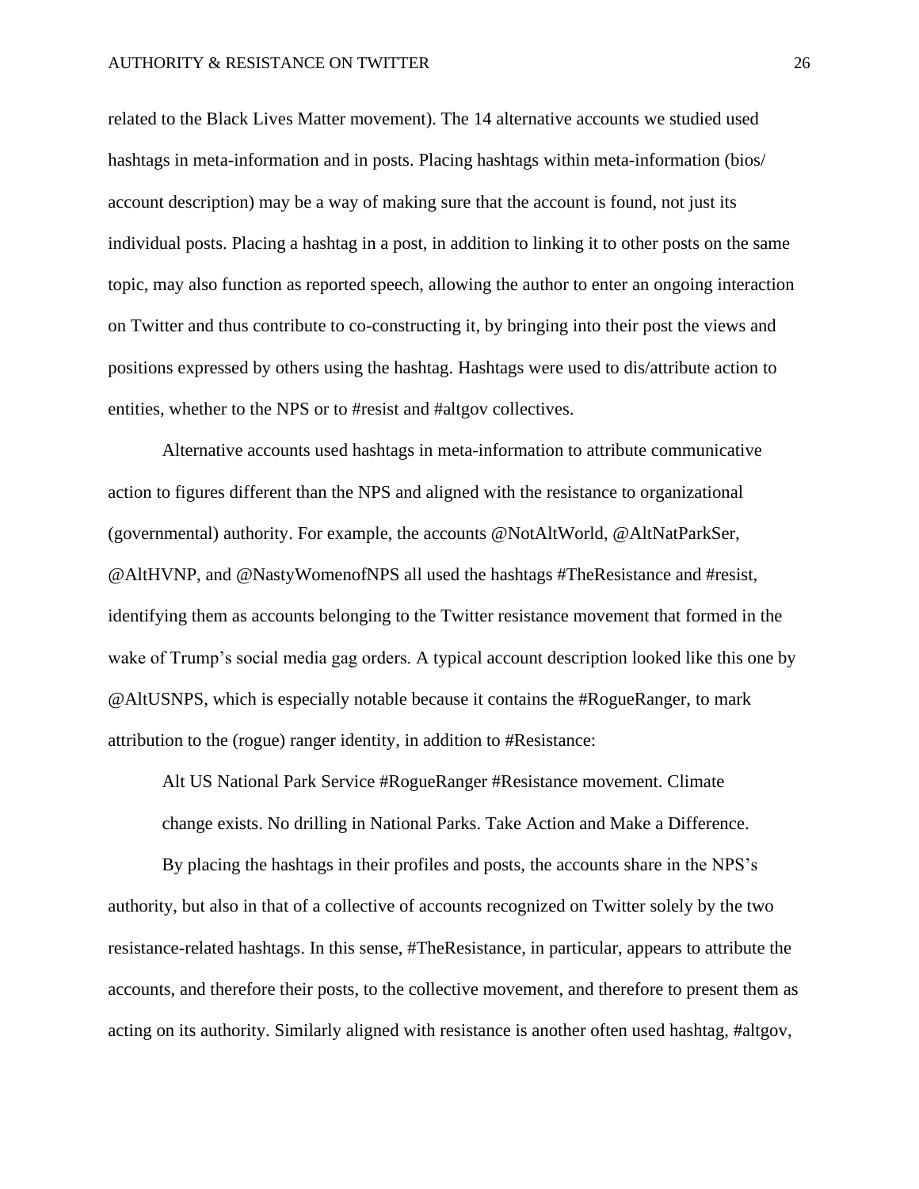related to the Black Lives Matter movement). The 14 alternative accounts we studied used hashtags in meta-information and in posts. Placing hashtags within meta-information (bios/ account description) may be a way of making sure that the account is found, not just its individual posts. Placing a hashtag in a post, in addition to linking it to other posts on the same topic, may also function as reported speech, allowing the author to enter an ongoing interaction on Twitter and thus contribute to co-constructing it, by bringing into their post the views and positions expressed by others using the hashtag. Hashtags were used to dis/attribute action to entities, whether to the NPS or to #resist and #altgov collectives.

Alternative accounts used hashtags in meta-information to attribute communicative action to figures different than the NPS and aligned with the resistance to organizational (governmental) authority. For example, the accounts @NotAltWorld, @AltNatParkSer, @AltHVNP, and @NastyWomenofNPS all used the hashtags #TheResistance and #resist, identifying them as accounts belonging to the Twitter resistance movement that formed in the wake of Trump's social media gag orders. A typical account description looked like this one by @AltUSNPS, which is especially notable because it contains the #RogueRanger, to mark attribution to the (rogue) ranger identity, in addition to #Resistance:

> Alt US National Park Service #RogueRanger #Resistance movement. Climate change exists. No drilling in National Parks. Take Action and Make a Difference.

By placing the hashtags in their profiles and posts, the accounts share in the NPS's authority, but also in that of a collective of accounts recognized on Twitter solely by the two resistance-related hashtags. In this sense, #TheResistance, in particular, appears to attribute the accounts, and therefore their posts, to the collective movement, and therefore to present them as acting on its authority. Similarly aligned with resistance is another often used hashtag, #altgov,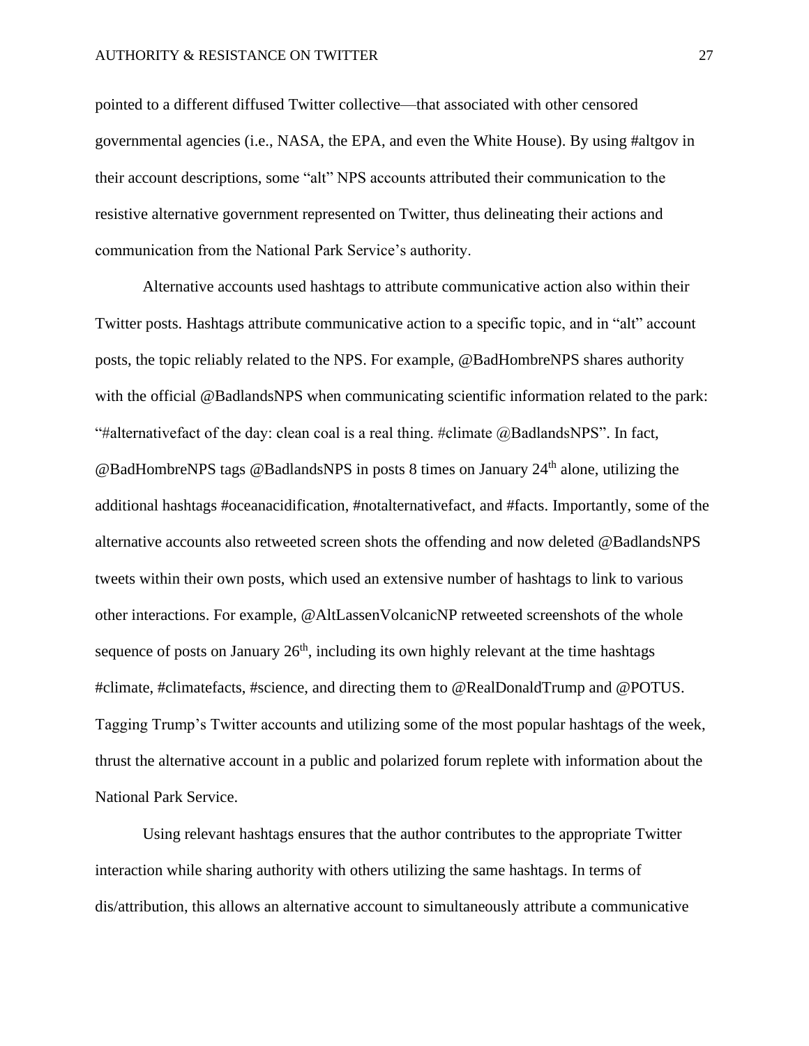pointed to a different diffused Twitter collective—that associated with other censored governmental agencies (i.e., NASA, the EPA, and even the White House). By using #altgov in their account descriptions, some "alt" NPS accounts attributed their communication to the resistive alternative government represented on Twitter, thus delineating their actions and communication from the National Park Service's authority.

Alternative accounts used hashtags to attribute communicative action also within their Twitter posts. Hashtags attribute communicative action to a specific topic, and in "alt" account posts, the topic reliably related to the NPS. For example, @BadHombreNPS shares authority with the official @BadlandsNPS when communicating scientific information related to the park: "#alternativefact of the day: clean coal is a real thing. #climate @BadlandsNPS". In fact, @BadHombreNPS tags @BadlandsNPS in posts 8 times on January 24th alone, utilizing the additional hashtags #oceanacidification, #notalternativefact, and #facts. Importantly, some of the alternative accounts also retweeted screen shots the offending and now deleted @BadlandsNPS tweets within their own posts, which used an extensive number of hashtags to link to various other interactions. For example, @AltLassenVolcanicNP retweeted screenshots of the whole sequence of posts on January 26th, including its own highly relevant at the time hashtags #climate, #climatefacts, #science, and directing them to @RealDonaldTrump and @POTUS. Tagging Trump's Twitter accounts and utilizing some of the most popular hashtags of the week, thrust the alternative account in a public and polarized forum replete with information about the National Park Service.

Using relevant hashtags ensures that the author contributes to the appropriate Twitter interaction while sharing authority with others utilizing the same hashtags. In terms of dis/attribution, this allows an alternative account to simultaneously attribute a communicative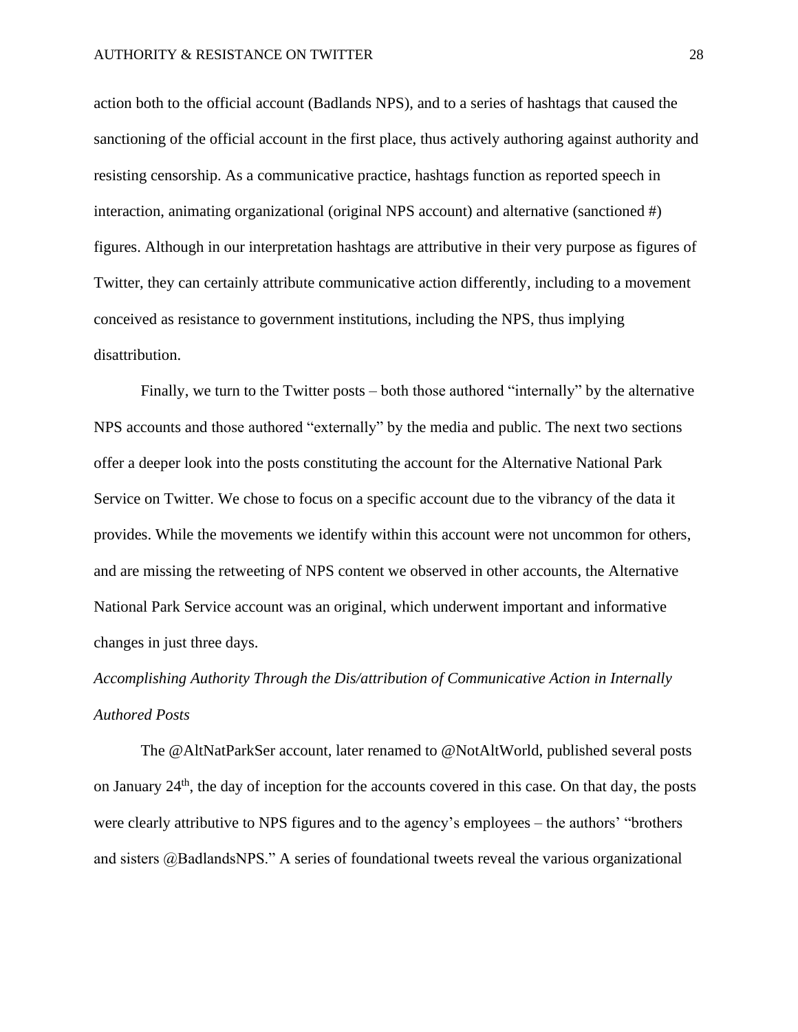action both to the official account (Badlands NPS), and to a series of hashtags that caused the sanctioning of the official account in the first place, thus actively authoring against authority and resisting censorship. As a communicative practice, hashtags function as reported speech in interaction, animating organizational (original NPS account) and alternative (sanctioned #) figures. Although in our interpretation hashtags are attributive in their very purpose as figures of Twitter, they can certainly attribute communicative action differently, including to a movement conceived as resistance to government institutions, including the NPS, thus implying disattribution.

Finally, we turn to the Twitter posts – both those authored "internally" by the alternative NPS accounts and those authored "externally" by the media and public. The next two sections offer a deeper look into the posts constituting the account for the Alternative National Park Service on Twitter. We chose to focus on a specific account due to the vibrancy of the data it provides. While the movements we identify within this account were not uncommon for others, and are missing the retweeting of NPS content we observed in other accounts, the Alternative National Park Service account was an original, which underwent important and informative changes in just three days.

*Accomplishing Authority Through the Dis/attribution of Communicative Action in Internally Authored Posts*

The @AltNatParkSer account, later renamed to @NotAltWorld, published several posts on January 24th, the day of inception for the accounts covered in this case. On that day, the posts were clearly attributive to NPS figures and to the agency's employees – the authors' "brothers and sisters @BadlandsNPS." A series of foundational tweets reveal the various organizational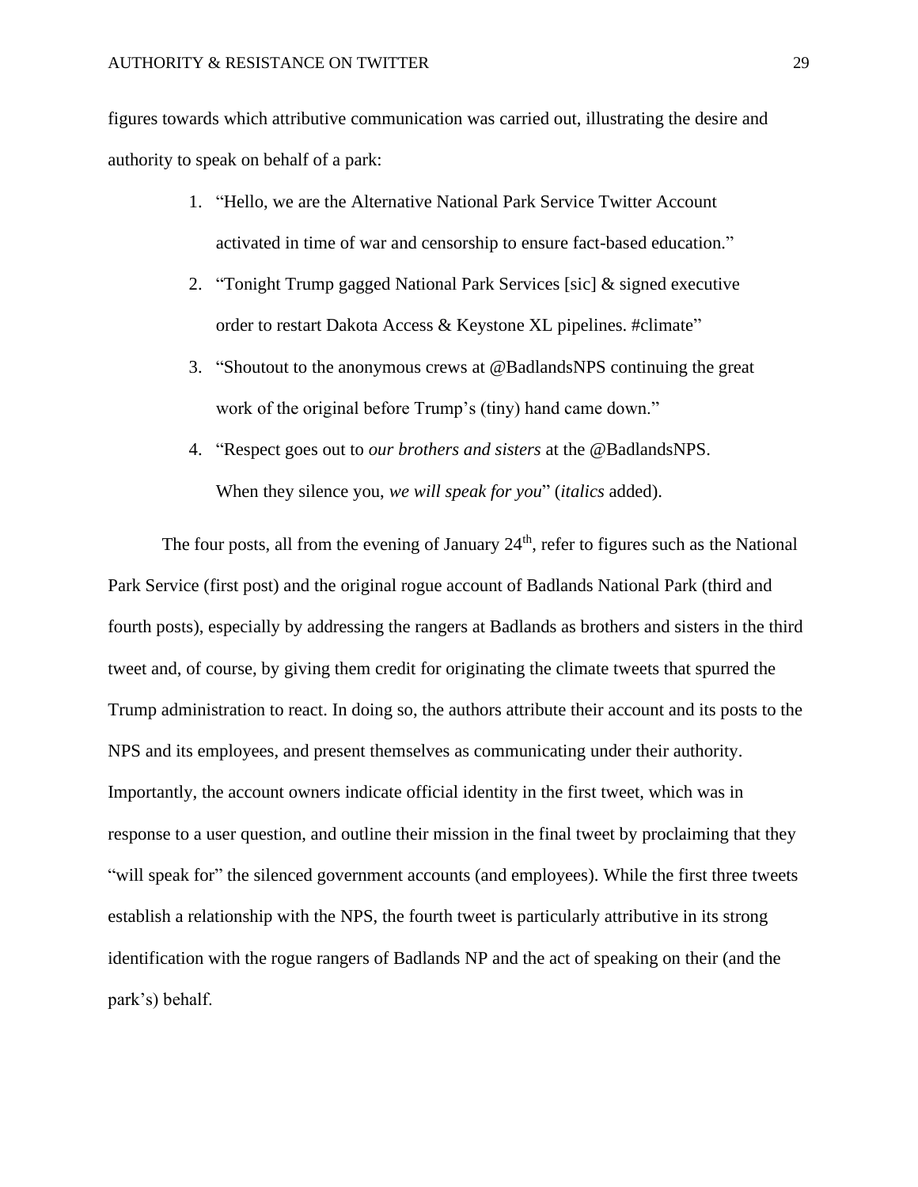figures towards which attributive communication was carried out, illustrating the desire and authority to speak on behalf of a park:

1. "Hello, we are the Alternative National Park Service Twitter Account activated in time of war and censorship to ensure fact-based education."
2. "Tonight Trump gagged National Park Services [sic] & signed executive order to restart Dakota Access & Keystone XL pipelines. #climate"
3. "Shoutout to the anonymous crews at @BadlandsNPS continuing the great work of the original before Trump's (tiny) hand came down."
4. "Respect goes out to *our brothers and sisters* at the @BadlandsNPS. When they silence you, *we will speak for you*" (*italics* added).

The four posts, all from the evening of January 24th, refer to figures such as the National Park Service (first post) and the original rogue account of Badlands National Park (third and fourth posts), especially by addressing the rangers at Badlands as brothers and sisters in the third tweet and, of course, by giving them credit for originating the climate tweets that spurred the Trump administration to react. In doing so, the authors attribute their account and its posts to the NPS and its employees, and present themselves as communicating under their authority. Importantly, the account owners indicate official identity in the first tweet, which was in response to a user question, and outline their mission in the final tweet by proclaiming that they "will speak for" the silenced government accounts (and employees). While the first three tweets establish a relationship with the NPS, the fourth tweet is particularly attributive in its strong identification with the rogue rangers of Badlands NP and the act of speaking on their (and the park's) behalf.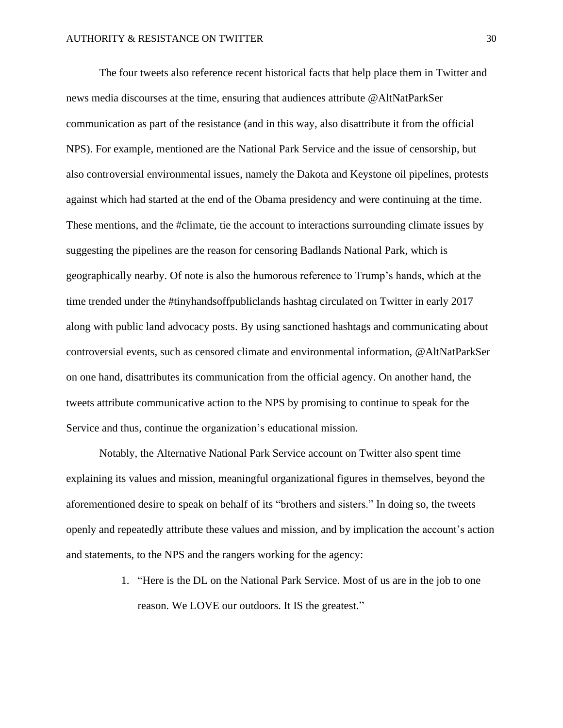The four tweets also reference recent historical facts that help place them in Twitter and news media discourses at the time, ensuring that audiences attribute @AltNatParkSer communication as part of the resistance (and in this way, also disattribute it from the official NPS). For example, mentioned are the National Park Service and the issue of censorship, but also controversial environmental issues, namely the Dakota and Keystone oil pipelines, protests against which had started at the end of the Obama presidency and were continuing at the time. These mentions, and the #climate, tie the account to interactions surrounding climate issues by suggesting the pipelines are the reason for censoring Badlands National Park, which is geographically nearby. Of note is also the humorous reference to Trump's hands, which at the time trended under the #tinyhandsoffpubliclands hashtag circulated on Twitter in early 2017 along with public land advocacy posts. By using sanctioned hashtags and communicating about controversial events, such as censored climate and environmental information, @AltNatParkSer on one hand, disattributes its communication from the official agency. On another hand, the tweets attribute communicative action to the NPS by promising to continue to speak for the Service and thus, continue the organization's educational mission.

Notably, the Alternative National Park Service account on Twitter also spent time explaining its values and mission, meaningful organizational figures in themselves, beyond the aforementioned desire to speak on behalf of its "brothers and sisters." In doing so, the tweets openly and repeatedly attribute these values and mission, and by implication the account's action and statements, to the NPS and the rangers working for the agency:

1. "Here is the DL on the National Park Service. Most of us are in the job to one reason. We LOVE our outdoors. It IS the greatest."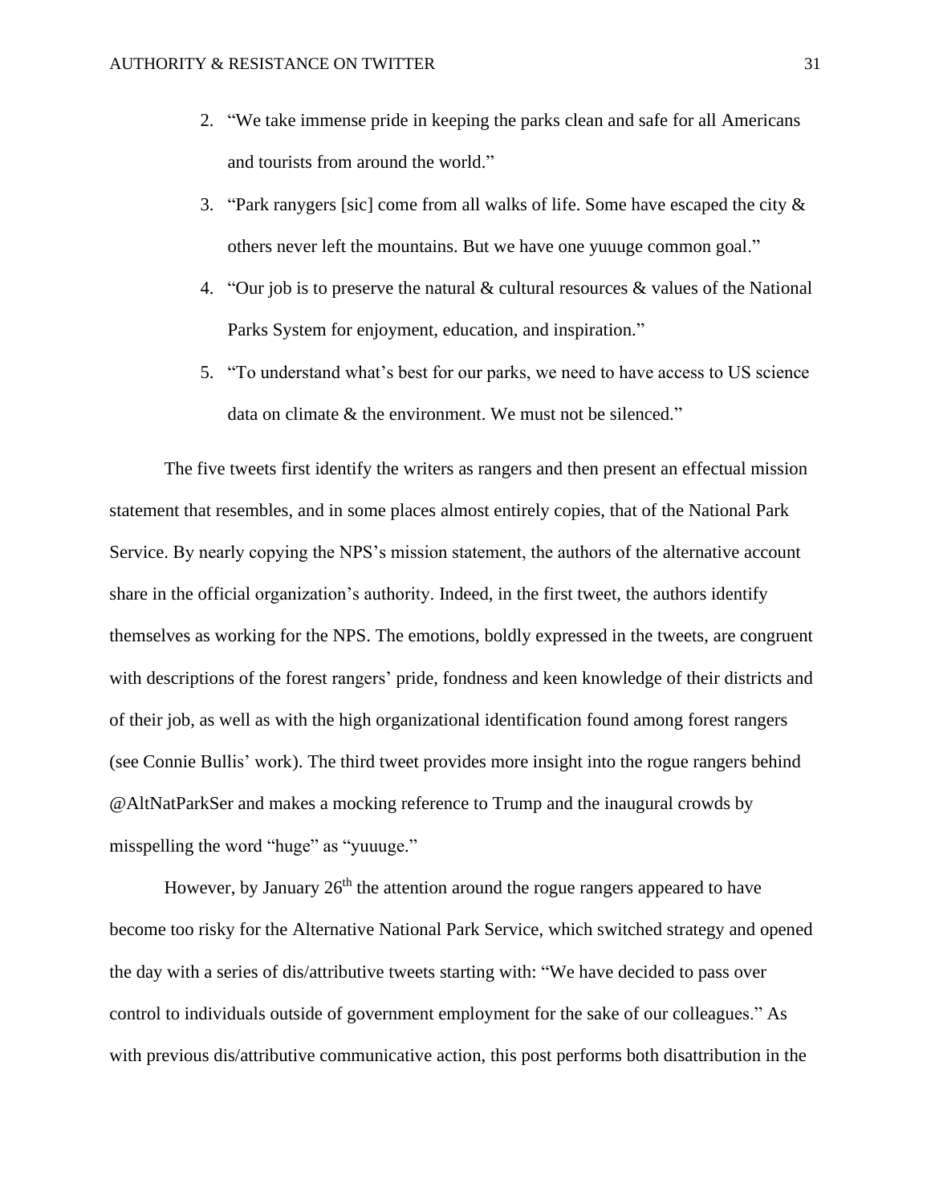2. "We take immense pride in keeping the parks clean and safe for all Americans and tourists from around the world."
3. "Park ranygers [sic] come from all walks of life. Some have escaped the city & others never left the mountains. But we have one yuuuge common goal."
4. "Our job is to preserve the natural & cultural resources & values of the National Parks System for enjoyment, education, and inspiration."
5. "To understand what's best for our parks, we need to have access to US science data on climate & the environment. We must not be silenced."

The five tweets first identify the writers as rangers and then present an effectual mission statement that resembles, and in some places almost entirely copies, that of the National Park Service. By nearly copying the NPS's mission statement, the authors of the alternative account share in the official organization's authority. Indeed, in the first tweet, the authors identify themselves as working for the NPS. The emotions, boldly expressed in the tweets, are congruent with descriptions of the forest rangers' pride, fondness and keen knowledge of their districts and of their job, as well as with the high organizational identification found among forest rangers (see Connie Bullis' work). The third tweet provides more insight into the rogue rangers behind @AltNatParkSer and makes a mocking reference to Trump and the inaugural crowds by misspelling the word "huge" as "yuuuge."

However, by January 26th the attention around the rogue rangers appeared to have become too risky for the Alternative National Park Service, which switched strategy and opened the day with a series of dis/attributive tweets starting with: "We have decided to pass over control to individuals outside of government employment for the sake of our colleagues." As with previous dis/attributive communicative action, this post performs both disattribution in the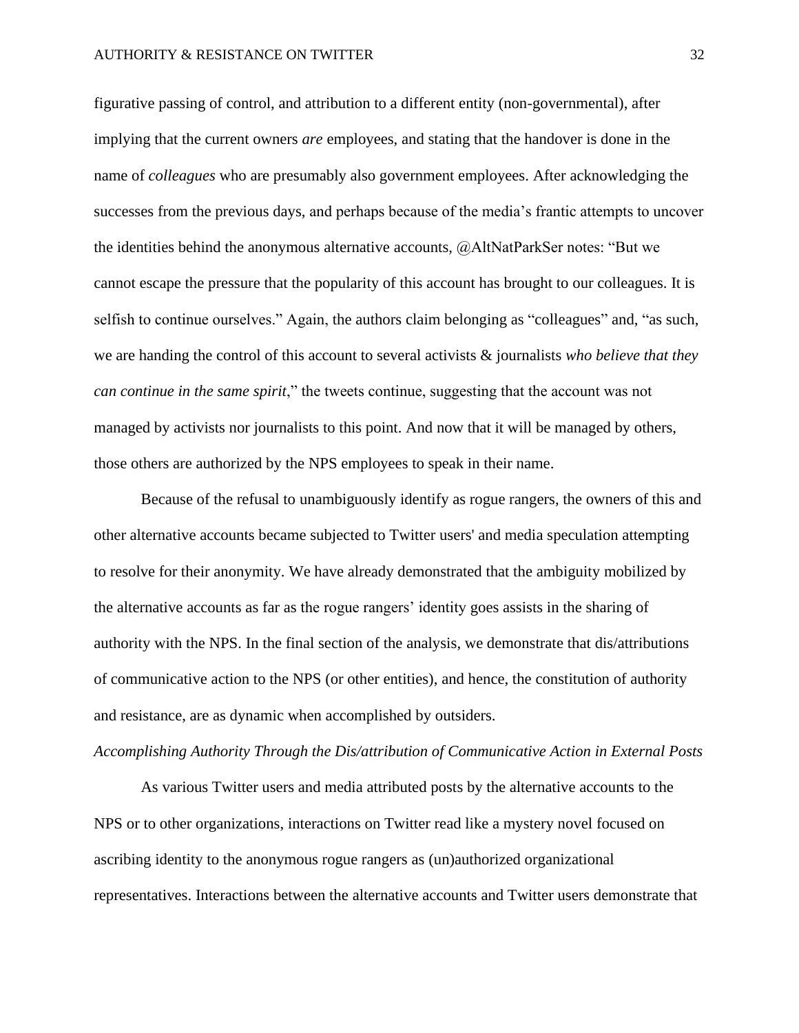figurative passing of control, and attribution to a different entity (non-governmental), after implying that the current owners *are* employees, and stating that the handover is done in the name of *colleagues* who are presumably also government employees. After acknowledging the successes from the previous days, and perhaps because of the media's frantic attempts to uncover the identities behind the anonymous alternative accounts, @AltNatParkSer notes: "But we cannot escape the pressure that the popularity of this account has brought to our colleagues. It is selfish to continue ourselves." Again, the authors claim belonging as "colleagues" and, "as such, we are handing the control of this account to several activists & journalists *who believe that they can continue in the same spirit*," the tweets continue, suggesting that the account was not managed by activists nor journalists to this point. And now that it will be managed by others, those others are authorized by the NPS employees to speak in their name.

Because of the refusal to unambiguously identify as rogue rangers, the owners of this and other alternative accounts became subjected to Twitter users' and media speculation attempting to resolve for their anonymity. We have already demonstrated that the ambiguity mobilized by the alternative accounts as far as the rogue rangers' identity goes assists in the sharing of authority with the NPS. In the final section of the analysis, we demonstrate that dis/attributions of communicative action to the NPS (or other entities), and hence, the constitution of authority and resistance, are as dynamic when accomplished by outsiders.

*Accomplishing Authority Through the Dis/attribution of Communicative Action in External Posts*

As various Twitter users and media attributed posts by the alternative accounts to the NPS or to other organizations, interactions on Twitter read like a mystery novel focused on ascribing identity to the anonymous rogue rangers as (un)authorized organizational representatives. Interactions between the alternative accounts and Twitter users demonstrate that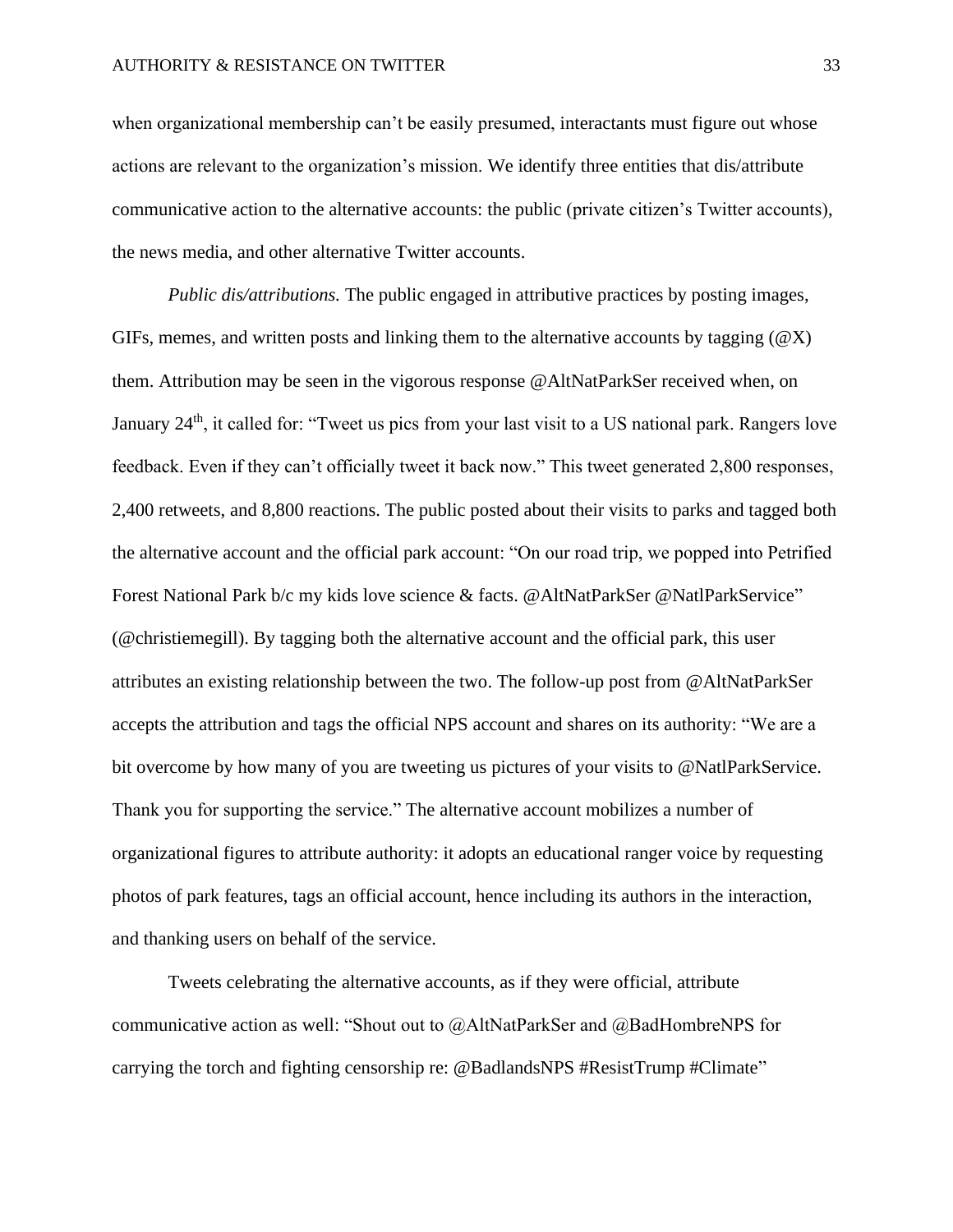when organizational membership can't be easily presumed, interactants must figure out whose actions are relevant to the organization's mission. We identify three entities that dis/attribute communicative action to the alternative accounts: the public (private citizen's Twitter accounts), the news media, and other alternative Twitter accounts.

*Public dis/attributions.* The public engaged in attributive practices by posting images, GIFs, memes, and written posts and linking them to the alternative accounts by tagging (@X) them. Attribution may be seen in the vigorous response @AltNatParkSer received when, on January 24th, it called for: "Tweet us pics from your last visit to a US national park. Rangers love feedback. Even if they can't officially tweet it back now." This tweet generated 2,800 responses, 2,400 retweets, and 8,800 reactions. The public posted about their visits to parks and tagged both the alternative account and the official park account: "On our road trip, we popped into Petrified Forest National Park b/c my kids love science & facts. @AltNatParkSer @NatlParkService" (@christiemegill). By tagging both the alternative account and the official park, this user attributes an existing relationship between the two. The follow-up post from @AltNatParkSer accepts the attribution and tags the official NPS account and shares on its authority: "We are a bit overcome by how many of you are tweeting us pictures of your visits to @NatlParkService. Thank you for supporting the service." The alternative account mobilizes a number of organizational figures to attribute authority: it adopts an educational ranger voice by requesting photos of park features, tags an official account, hence including its authors in the interaction, and thanking users on behalf of the service.

Tweets celebrating the alternative accounts, as if they were official, attribute communicative action as well: "Shout out to @AltNatParkSer and @BadHombreNPS for carrying the torch and fighting censorship re: @BadlandsNPS #ResistTrump #Climate"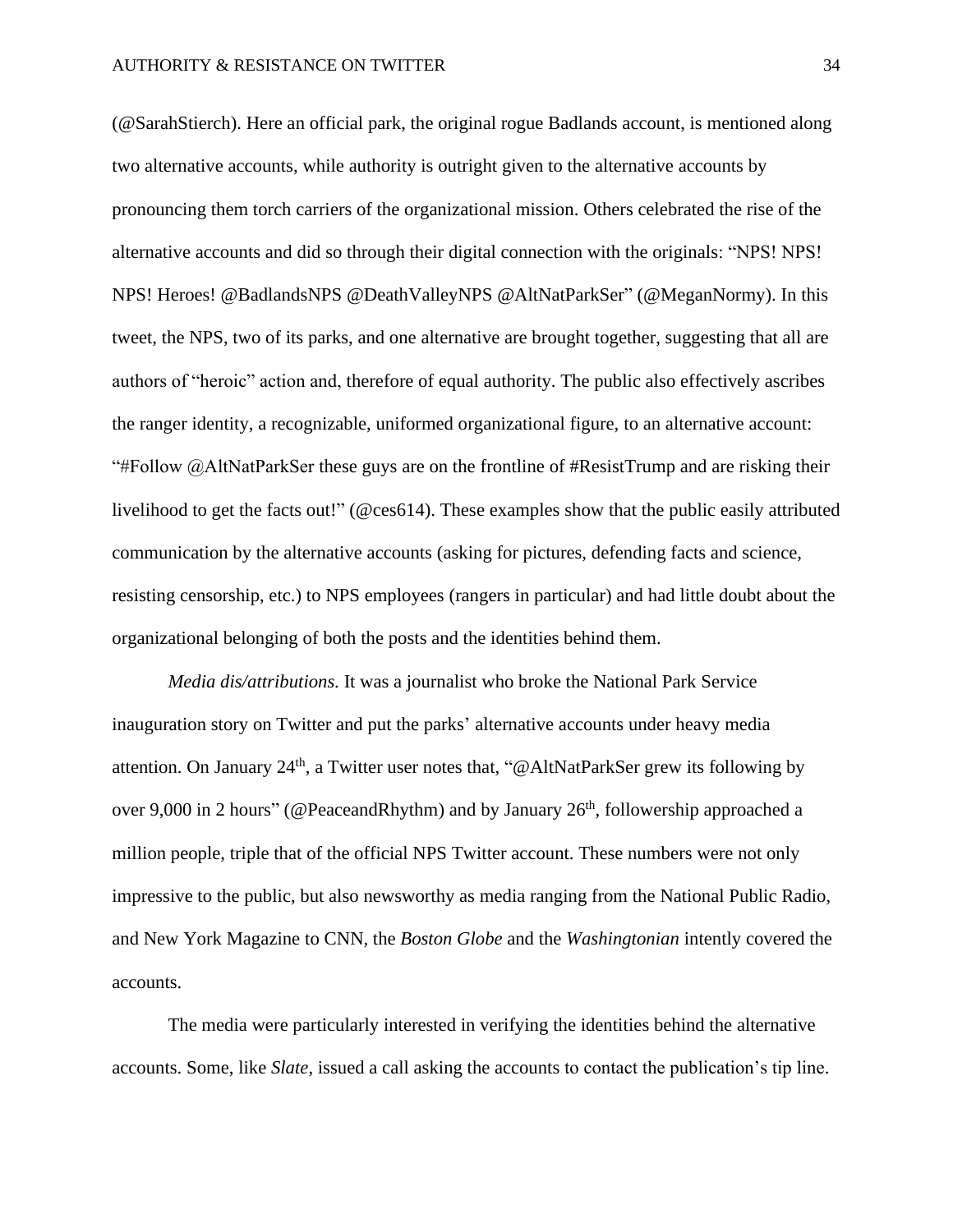(@SarahStierch). Here an official park, the original rogue Badlands account, is mentioned along two alternative accounts, while authority is outright given to the alternative accounts by pronouncing them torch carriers of the organizational mission. Others celebrated the rise of the alternative accounts and did so through their digital connection with the originals: "NPS! NPS! NPS! Heroes! @BadlandsNPS @DeathValleyNPS @AltNatParkSer" (@MeganNormy). In this tweet, the NPS, two of its parks, and one alternative are brought together, suggesting that all are authors of "heroic" action and, therefore of equal authority. The public also effectively ascribes the ranger identity, a recognizable, uniformed organizational figure, to an alternative account: "#Follow @AltNatParkSer these guys are on the frontline of #ResistTrump and are risking their livelihood to get the facts out!" (@ces614). These examples show that the public easily attributed communication by the alternative accounts (asking for pictures, defending facts and science, resisting censorship, etc.) to NPS employees (rangers in particular) and had little doubt about the organizational belonging of both the posts and the identities behind them.

*Media dis/attributions.* It was a journalist who broke the National Park Service inauguration story on Twitter and put the parks' alternative accounts under heavy media attention. On January 24th, a Twitter user notes that, "@AltNatParkSer grew its following by over 9,000 in 2 hours" (@PeaceandRhythm) and by January 26th, followership approached a million people, triple that of the official NPS Twitter account. These numbers were not only impressive to the public, but also newsworthy as media ranging from the National Public Radio, and New York Magazine to CNN, the *Boston Globe* and the *Washingtonian* intently covered the accounts.

The media were particularly interested in verifying the identities behind the alternative accounts. Some, like *Slate*, issued a call asking the accounts to contact the publication's tip line.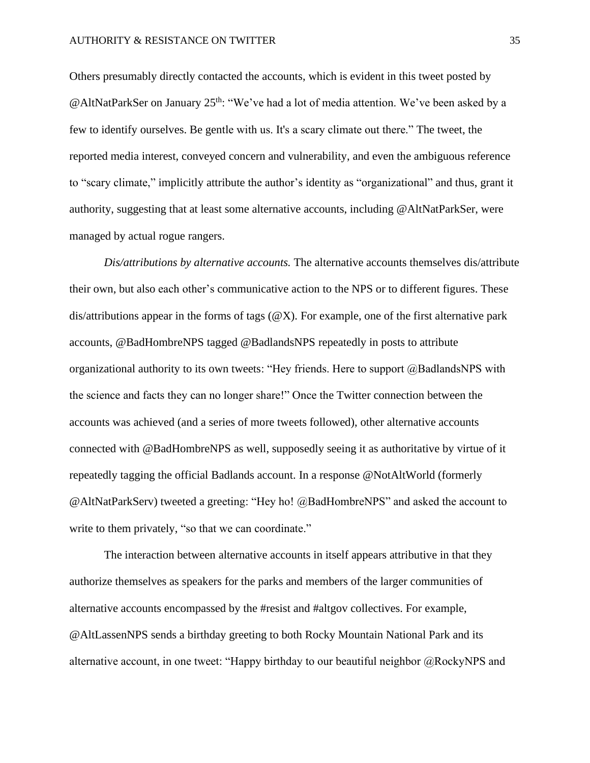Others presumably directly contacted the accounts, which is evident in this tweet posted by @AltNatParkSer on January 25th: "We've had a lot of media attention. We've been asked by a few to identify ourselves. Be gentle with us. It's a scary climate out there." The tweet, the reported media interest, conveyed concern and vulnerability, and even the ambiguous reference to "scary climate," implicitly attribute the author's identity as "organizational" and thus, grant it authority, suggesting that at least some alternative accounts, including @AltNatParkSer, were managed by actual rogue rangers.

*Dis/attributions by alternative accounts.* The alternative accounts themselves dis/attribute their own, but also each other's communicative action to the NPS or to different figures. These dis/attributions appear in the forms of tags (@X). For example, one of the first alternative park accounts, @BadHombreNPS tagged @BadlandsNPS repeatedly in posts to attribute organizational authority to its own tweets: "Hey friends. Here to support @BadlandsNPS with the science and facts they can no longer share!" Once the Twitter connection between the accounts was achieved (and a series of more tweets followed), other alternative accounts connected with @BadHombreNPS as well, supposedly seeing it as authoritative by virtue of it repeatedly tagging the official Badlands account. In a response @NotAltWorld (formerly @AltNatParkServ) tweeted a greeting: "Hey ho! @BadHombreNPS" and asked the account to write to them privately, "so that we can coordinate."

The interaction between alternative accounts in itself appears attributive in that they authorize themselves as speakers for the parks and members of the larger communities of alternative accounts encompassed by the #resist and #altgov collectives. For example, @AltLassenNPS sends a birthday greeting to both Rocky Mountain National Park and its alternative account, in one tweet: "Happy birthday to our beautiful neighbor @RockyNPS and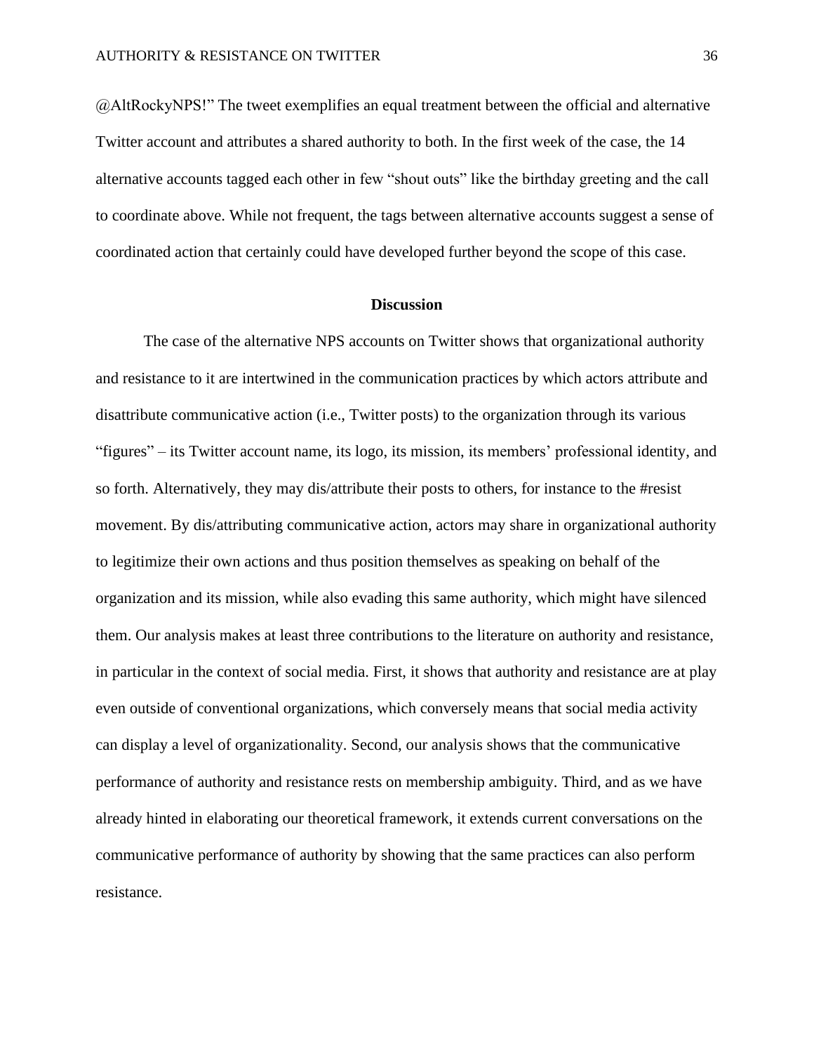@AltRockyNPS!" The tweet exemplifies an equal treatment between the official and alternative Twitter account and attributes a shared authority to both. In the first week of the case, the 14 alternative accounts tagged each other in few "shout outs" like the birthday greeting and the call to coordinate above. While not frequent, the tags between alternative accounts suggest a sense of coordinated action that certainly could have developed further beyond the scope of this case.

## Discussion

The case of the alternative NPS accounts on Twitter shows that organizational authority and resistance to it are intertwined in the communication practices by which actors attribute and disattribute communicative action (i.e., Twitter posts) to the organization through its various "figures" – its Twitter account name, its logo, its mission, its members' professional identity, and so forth. Alternatively, they may dis/attribute their posts to others, for instance to the #resist movement. By dis/attributing communicative action, actors may share in organizational authority to legitimize their own actions and thus position themselves as speaking on behalf of the organization and its mission, while also evading this same authority, which might have silenced them. Our analysis makes at least three contributions to the literature on authority and resistance, in particular in the context of social media. First, it shows that authority and resistance are at play even outside of conventional organizations, which conversely means that social media activity can display a level of organizationality. Second, our analysis shows that the communicative performance of authority and resistance rests on membership ambiguity. Third, and as we have already hinted in elaborating our theoretical framework, it extends current conversations on the communicative performance of authority by showing that the same practices can also perform resistance.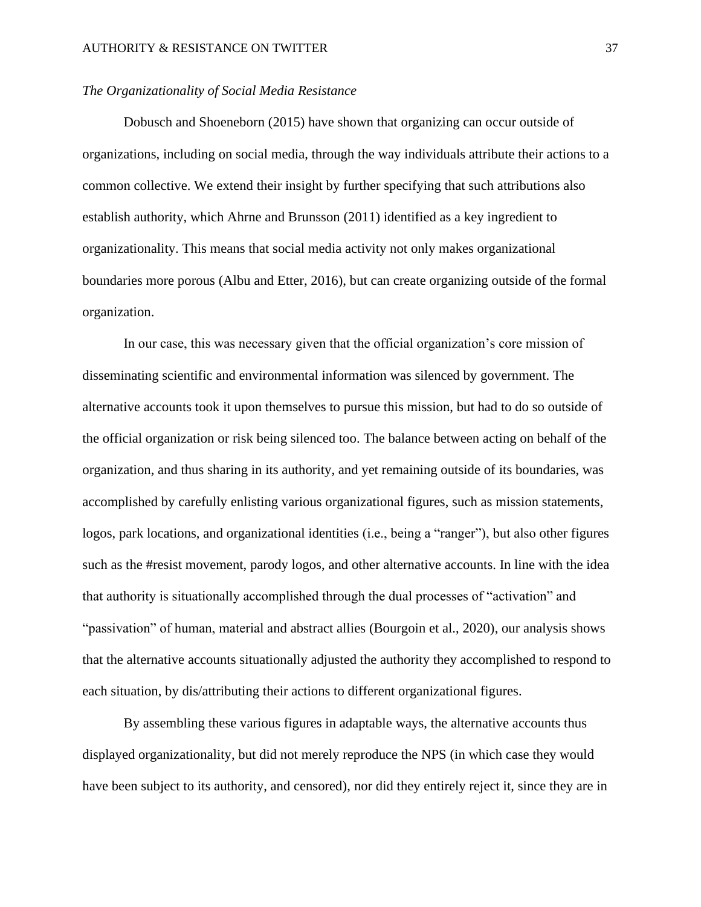*The Organizationality of Social Media Resistance*

Dobusch and Shoeneborn (2015) have shown that organizing can occur outside of organizations, including on social media, through the way individuals attribute their actions to a common collective. We extend their insight by further specifying that such attributions also establish authority, which Ahrne and Brunsson (2011) identified as a key ingredient to organizationality. This means that social media activity not only makes organizational boundaries more porous (Albu and Etter, 2016), but can create organizing outside of the formal organization.

In our case, this was necessary given that the official organization's core mission of disseminating scientific and environmental information was silenced by government. The alternative accounts took it upon themselves to pursue this mission, but had to do so outside of the official organization or risk being silenced too. The balance between acting on behalf of the organization, and thus sharing in its authority, and yet remaining outside of its boundaries, was accomplished by carefully enlisting various organizational figures, such as mission statements, logos, park locations, and organizational identities (i.e., being a "ranger"), but also other figures such as the #resist movement, parody logos, and other alternative accounts. In line with the idea that authority is situationally accomplished through the dual processes of "activation" and "passivation" of human, material and abstract allies (Bourgoin et al., 2020), our analysis shows that the alternative accounts situationally adjusted the authority they accomplished to respond to each situation, by dis/attributing their actions to different organizational figures.

By assembling these various figures in adaptable ways, the alternative accounts thus displayed organizationality, but did not merely reproduce the NPS (in which case they would have been subject to its authority, and censored), nor did they entirely reject it, since they are in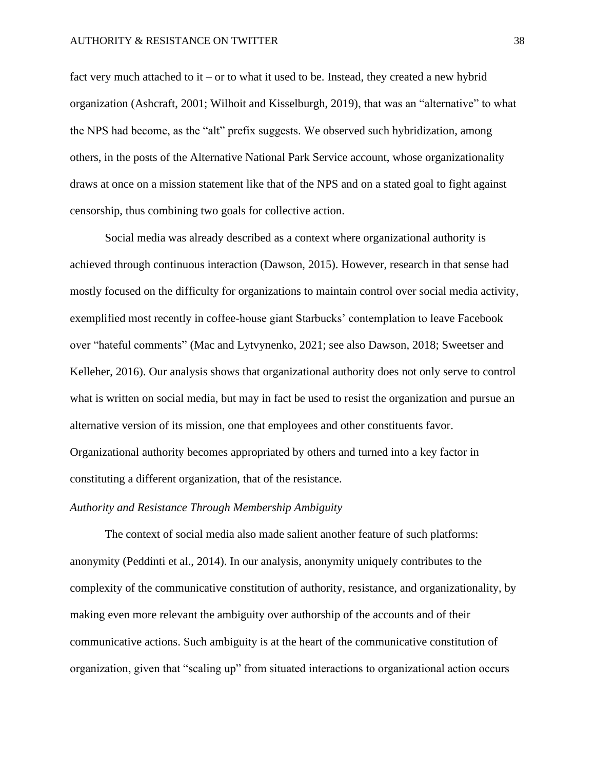fact very much attached to it – or to what it used to be. Instead, they created a new hybrid organization (Ashcraft, 2001; Wilhoit and Kisselburgh, 2019), that was an "alternative" to what the NPS had become, as the "alt" prefix suggests. We observed such hybridization, among others, in the posts of the Alternative National Park Service account, whose organizationality draws at once on a mission statement like that of the NPS and on a stated goal to fight against censorship, thus combining two goals for collective action.

Social media was already described as a context where organizational authority is achieved through continuous interaction (Dawson, 2015). However, research in that sense had mostly focused on the difficulty for organizations to maintain control over social media activity, exemplified most recently in coffee-house giant Starbucks' contemplation to leave Facebook over "hateful comments" (Mac and Lytvynenko, 2021; see also Dawson, 2018; Sweetser and Kelleher, 2016). Our analysis shows that organizational authority does not only serve to control what is written on social media, but may in fact be used to resist the organization and pursue an alternative version of its mission, one that employees and other constituents favor. Organizational authority becomes appropriated by others and turned into a key factor in constituting a different organization, that of the resistance.

*Authority and Resistance Through Membership Ambiguity*

The context of social media also made salient another feature of such platforms: anonymity (Peddinti et al., 2014). In our analysis, anonymity uniquely contributes to the complexity of the communicative constitution of authority, resistance, and organizationality, by making even more relevant the ambiguity over authorship of the accounts and of their communicative actions. Such ambiguity is at the heart of the communicative constitution of organization, given that "scaling up" from situated interactions to organizational action occurs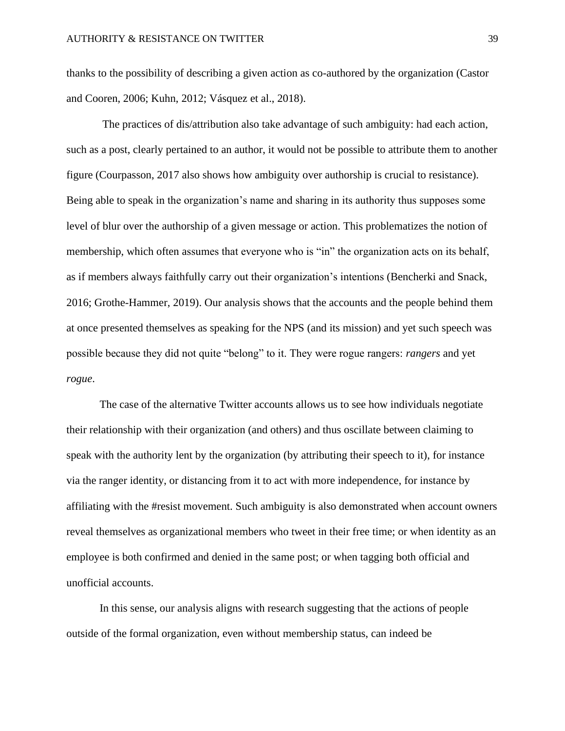thanks to the possibility of describing a given action as co-authored by the organization (Castor and Cooren, 2006; Kuhn, 2012; Vásquez et al., 2018).

The practices of dis/attribution also take advantage of such ambiguity: had each action, such as a post, clearly pertained to an author, it would not be possible to attribute them to another figure (Courpasson, 2017 also shows how ambiguity over authorship is crucial to resistance). Being able to speak in the organization's name and sharing in its authority thus supposes some level of blur over the authorship of a given message or action. This problematizes the notion of membership, which often assumes that everyone who is "in" the organization acts on its behalf, as if members always faithfully carry out their organization's intentions (Bencherki and Snack, 2016; Grothe-Hammer, 2019). Our analysis shows that the accounts and the people behind them at once presented themselves as speaking for the NPS (and its mission) and yet such speech was possible because they did not quite "belong" to it. They were rogue rangers: *rangers* and yet *rogue*.

The case of the alternative Twitter accounts allows us to see how individuals negotiate their relationship with their organization (and others) and thus oscillate between claiming to speak with the authority lent by the organization (by attributing their speech to it), for instance via the ranger identity, or distancing from it to act with more independence, for instance by affiliating with the #resist movement. Such ambiguity is also demonstrated when account owners reveal themselves as organizational members who tweet in their free time; or when identity as an employee is both confirmed and denied in the same post; or when tagging both official and unofficial accounts.

In this sense, our analysis aligns with research suggesting that the actions of people outside of the formal organization, even without membership status, can indeed be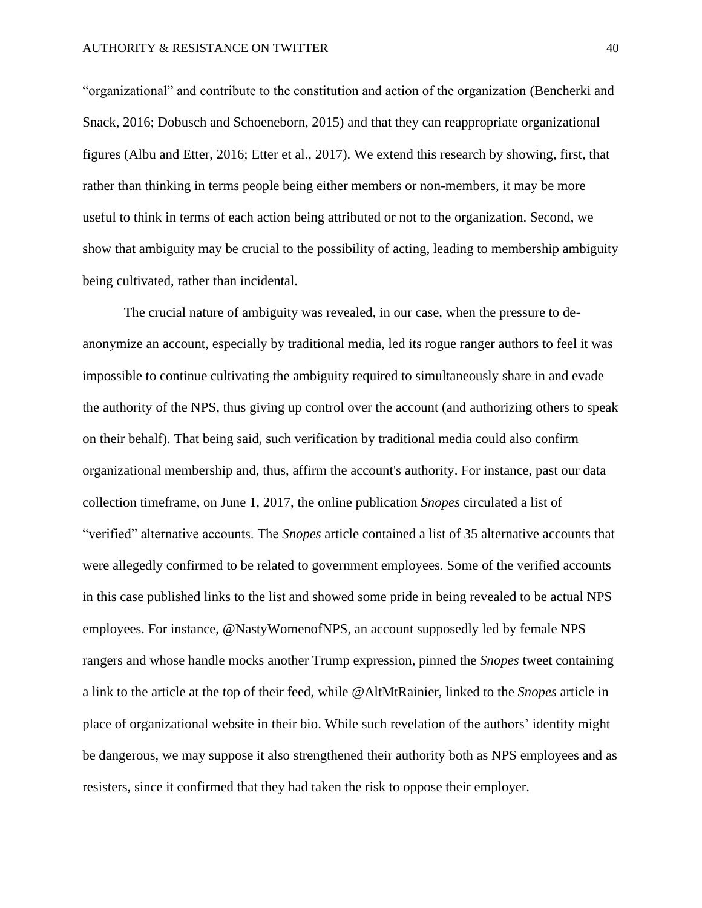"organizational" and contribute to the constitution and action of the organization (Bencherki and Snack, 2016; Dobusch and Schoeneborn, 2015) and that they can reappropriate organizational figures (Albu and Etter, 2016; Etter et al., 2017). We extend this research by showing, first, that rather than thinking in terms people being either members or non-members, it may be more useful to think in terms of each action being attributed or not to the organization. Second, we show that ambiguity may be crucial to the possibility of acting, leading to membership ambiguity being cultivated, rather than incidental.

The crucial nature of ambiguity was revealed, in our case, when the pressure to de-anonymize an account, especially by traditional media, led its rogue ranger authors to feel it was impossible to continue cultivating the ambiguity required to simultaneously share in and evade the authority of the NPS, thus giving up control over the account (and authorizing others to speak on their behalf). That being said, such verification by traditional media could also confirm organizational membership and, thus, affirm the account's authority. For instance, past our data collection timeframe, on June 1, 2017, the online publication *Snopes* circulated a list of "verified" alternative accounts. The *Snopes* article contained a list of 35 alternative accounts that were allegedly confirmed to be related to government employees. Some of the verified accounts in this case published links to the list and showed some pride in being revealed to be actual NPS employees. For instance, @NastyWomenofNPS, an account supposedly led by female NPS rangers and whose handle mocks another Trump expression, pinned the *Snopes* tweet containing a link to the article at the top of their feed, while @AltMtRainier, linked to the *Snopes* article in place of organizational website in their bio. While such revelation of the authors' identity might be dangerous, we may suppose it also strengthened their authority both as NPS employees and as resisters, since it confirmed that they had taken the risk to oppose their employer.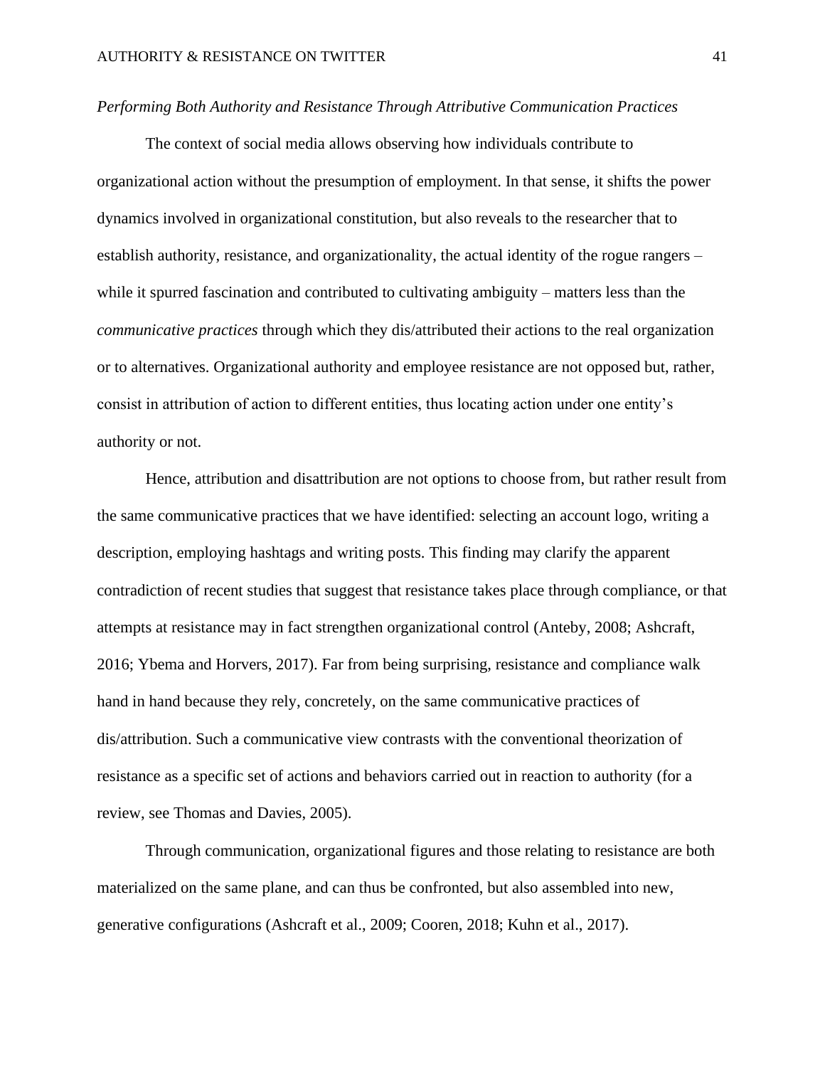*Performing Both Authority and Resistance Through Attributive Communication Practices*

The context of social media allows observing how individuals contribute to organizational action without the presumption of employment. In that sense, it shifts the power dynamics involved in organizational constitution, but also reveals to the researcher that to establish authority, resistance, and organizationality, the actual identity of the rogue rangers – while it spurred fascination and contributed to cultivating ambiguity – matters less than the *communicative practices* through which they dis/attributed their actions to the real organization or to alternatives. Organizational authority and employee resistance are not opposed but, rather, consist in attribution of action to different entities, thus locating action under one entity's authority or not.

Hence, attribution and disattribution are not options to choose from, but rather result from the same communicative practices that we have identified: selecting an account logo, writing a description, employing hashtags and writing posts. This finding may clarify the apparent contradiction of recent studies that suggest that resistance takes place through compliance, or that attempts at resistance may in fact strengthen organizational control (Anteby, 2008; Ashcraft, 2016; Ybema and Horvers, 2017). Far from being surprising, resistance and compliance walk hand in hand because they rely, concretely, on the same communicative practices of dis/attribution. Such a communicative view contrasts with the conventional theorization of resistance as a specific set of actions and behaviors carried out in reaction to authority (for a review, see Thomas and Davies, 2005).

Through communication, organizational figures and those relating to resistance are both materialized on the same plane, and can thus be confronted, but also assembled into new, generative configurations (Ashcraft et al., 2009; Cooren, 2018; Kuhn et al., 2017).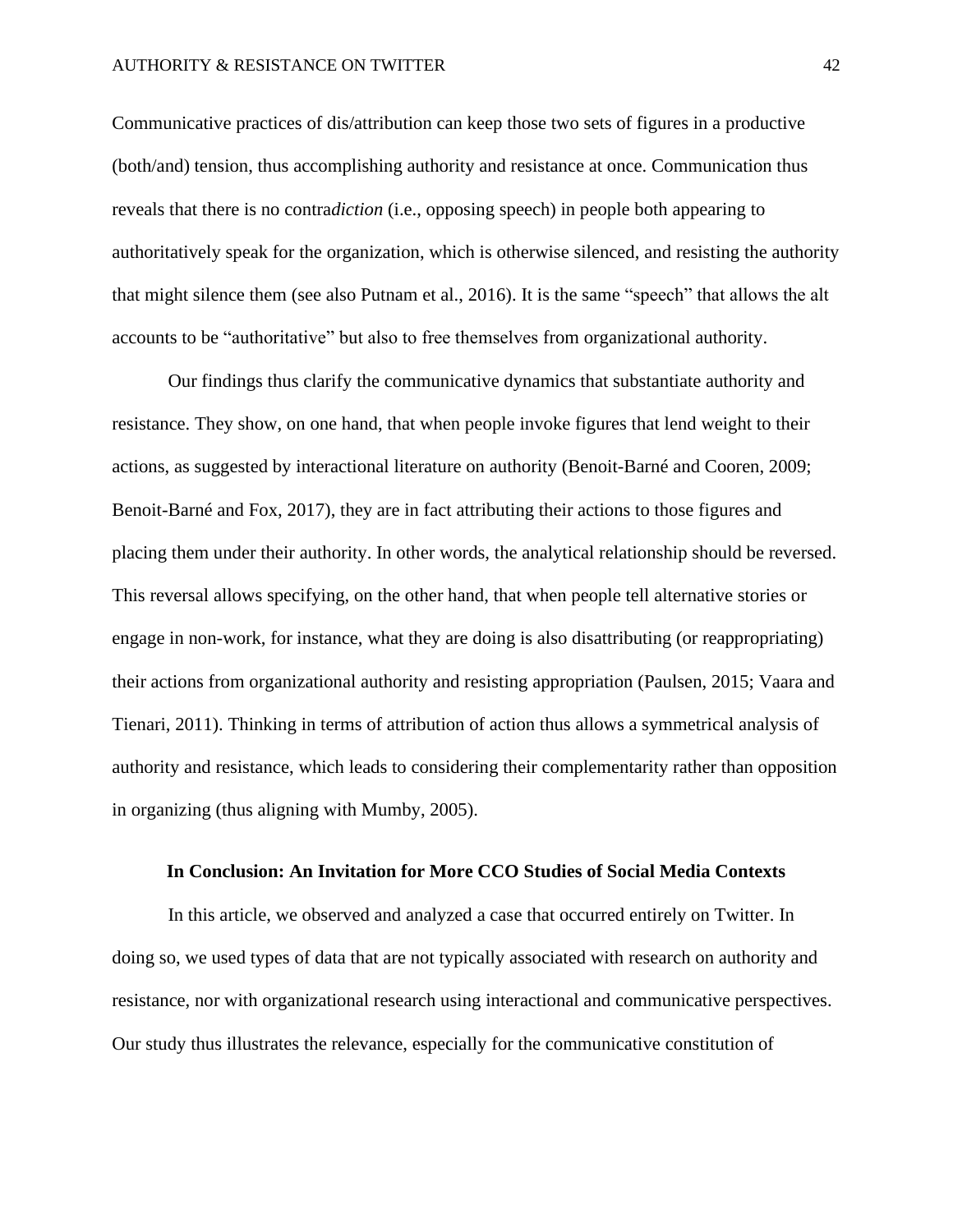Communicative practices of dis/attribution can keep those two sets of figures in a productive (both/and) tension, thus accomplishing authority and resistance at once. Communication thus reveals that there is no contra*diction* (i.e., opposing speech) in people both appearing to authoritatively speak for the organization, which is otherwise silenced, and resisting the authority that might silence them (see also Putnam et al., 2016). It is the same "speech" that allows the alt accounts to be "authoritative" but also to free themselves from organizational authority.

Our findings thus clarify the communicative dynamics that substantiate authority and resistance. They show, on one hand, that when people invoke figures that lend weight to their actions, as suggested by interactional literature on authority (Benoit-Barné and Cooren, 2009; Benoit-Barné and Fox, 2017), they are in fact attributing their actions to those figures and placing them under their authority. In other words, the analytical relationship should be reversed. This reversal allows specifying, on the other hand, that when people tell alternative stories or engage in non-work, for instance, what they are doing is also disattributing (or reappropriating) their actions from organizational authority and resisting appropriation (Paulsen, 2015; Vaara and Tienari, 2011). Thinking in terms of attribution of action thus allows a symmetrical analysis of authority and resistance, which leads to considering their complementarity rather than opposition in organizing (thus aligning with Mumby, 2005).

## In Conclusion: An Invitation for More CCO Studies of Social Media Contexts

In this article, we observed and analyzed a case that occurred entirely on Twitter. In doing so, we used types of data that are not typically associated with research on authority and resistance, nor with organizational research using interactional and communicative perspectives. Our study thus illustrates the relevance, especially for the communicative constitution of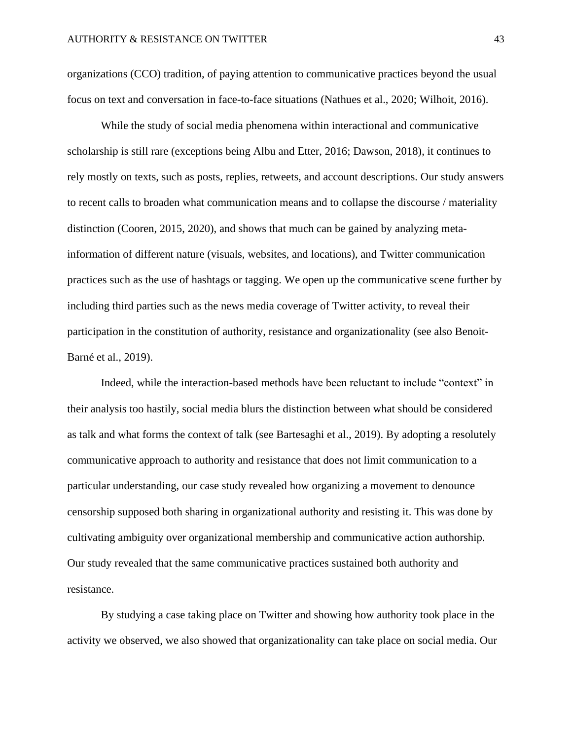organizations (CCO) tradition, of paying attention to communicative practices beyond the usual focus on text and conversation in face-to-face situations (Nathues et al., 2020; Wilhoit, 2016).

While the study of social media phenomena within interactional and communicative scholarship is still rare (exceptions being Albu and Etter, 2016; Dawson, 2018), it continues to rely mostly on texts, such as posts, replies, retweets, and account descriptions. Our study answers to recent calls to broaden what communication means and to collapse the discourse / materiality distinction (Cooren, 2015, 2020), and shows that much can be gained by analyzing meta-information of different nature (visuals, websites, and locations), and Twitter communication practices such as the use of hashtags or tagging. We open up the communicative scene further by including third parties such as the news media coverage of Twitter activity, to reveal their participation in the constitution of authority, resistance and organizationality (see also Benoit-Barné et al., 2019).

Indeed, while the interaction-based methods have been reluctant to include "context" in their analysis too hastily, social media blurs the distinction between what should be considered as talk and what forms the context of talk (see Bartesaghi et al., 2019). By adopting a resolutely communicative approach to authority and resistance that does not limit communication to a particular understanding, our case study revealed how organizing a movement to denounce censorship supposed both sharing in organizational authority and resisting it. This was done by cultivating ambiguity over organizational membership and communicative action authorship. Our study revealed that the same communicative practices sustained both authority and resistance.

By studying a case taking place on Twitter and showing how authority took place in the activity we observed, we also showed that organizationality can take place on social media. Our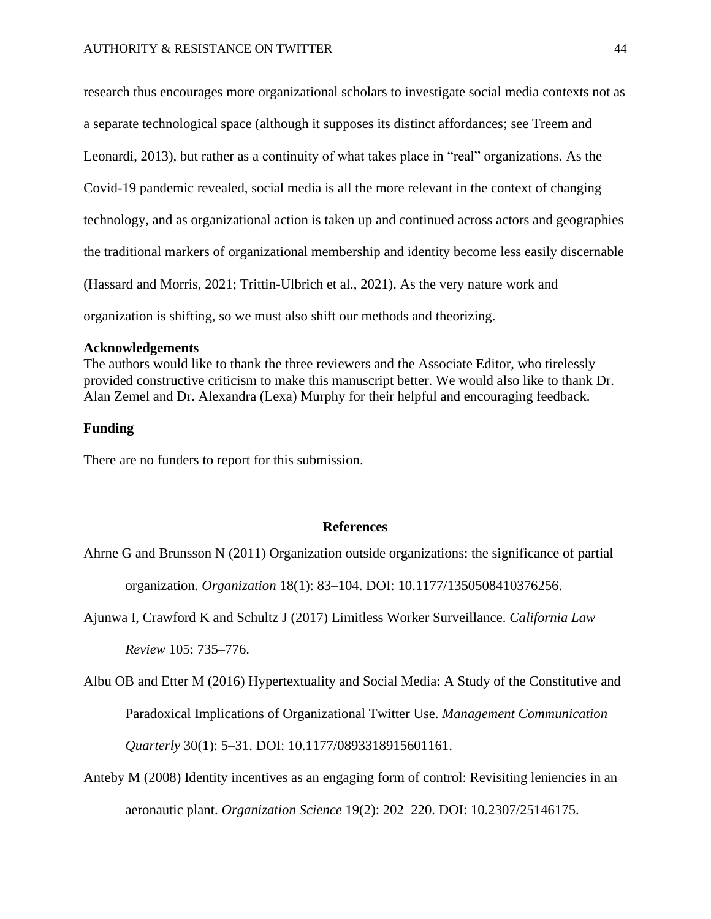research thus encourages more organizational scholars to investigate social media contexts not as a separate technological space (although it supposes its distinct affordances; see Treem and Leonardi, 2013), but rather as a continuity of what takes place in "real" organizations. As the Covid-19 pandemic revealed, social media is all the more relevant in the context of changing technology, and as organizational action is taken up and continued across actors and geographies the traditional markers of organizational membership and identity become less easily discernable (Hassard and Morris, 2021; Trittin-Ulbrich et al., 2021). As the very nature work and organization is shifting, so we must also shift our methods and theorizing.

**Acknowledgements**

The authors would like to thank the three reviewers and the Associate Editor, who tirelessly provided constructive criticism to make this manuscript better. We would also like to thank Dr. Alan Zemel and Dr. Alexandra (Lexa) Murphy for their helpful and encouraging feedback.

**Funding**

There are no funders to report for this submission.

## References

Ahrne G and Brunsson N (2011) Organization outside organizations: the significance of partial organization. *Organization* 18(1): 83–104. DOI: 10.1177/1350508410376256.

Ajunwa I, Crawford K and Schultz J (2017) Limitless Worker Surveillance. *California Law Review* 105: 735–776.

Albu OB and Etter M (2016) Hypertextuality and Social Media: A Study of the Constitutive and Paradoxical Implications of Organizational Twitter Use. *Management Communication Quarterly* 30(1): 5–31. DOI: 10.1177/0893318915601161.

Anteby M (2008) Identity incentives as an engaging form of control: Revisiting leniencies in an aeronautic plant. *Organization Science* 19(2): 202–220. DOI: 10.2307/25146175.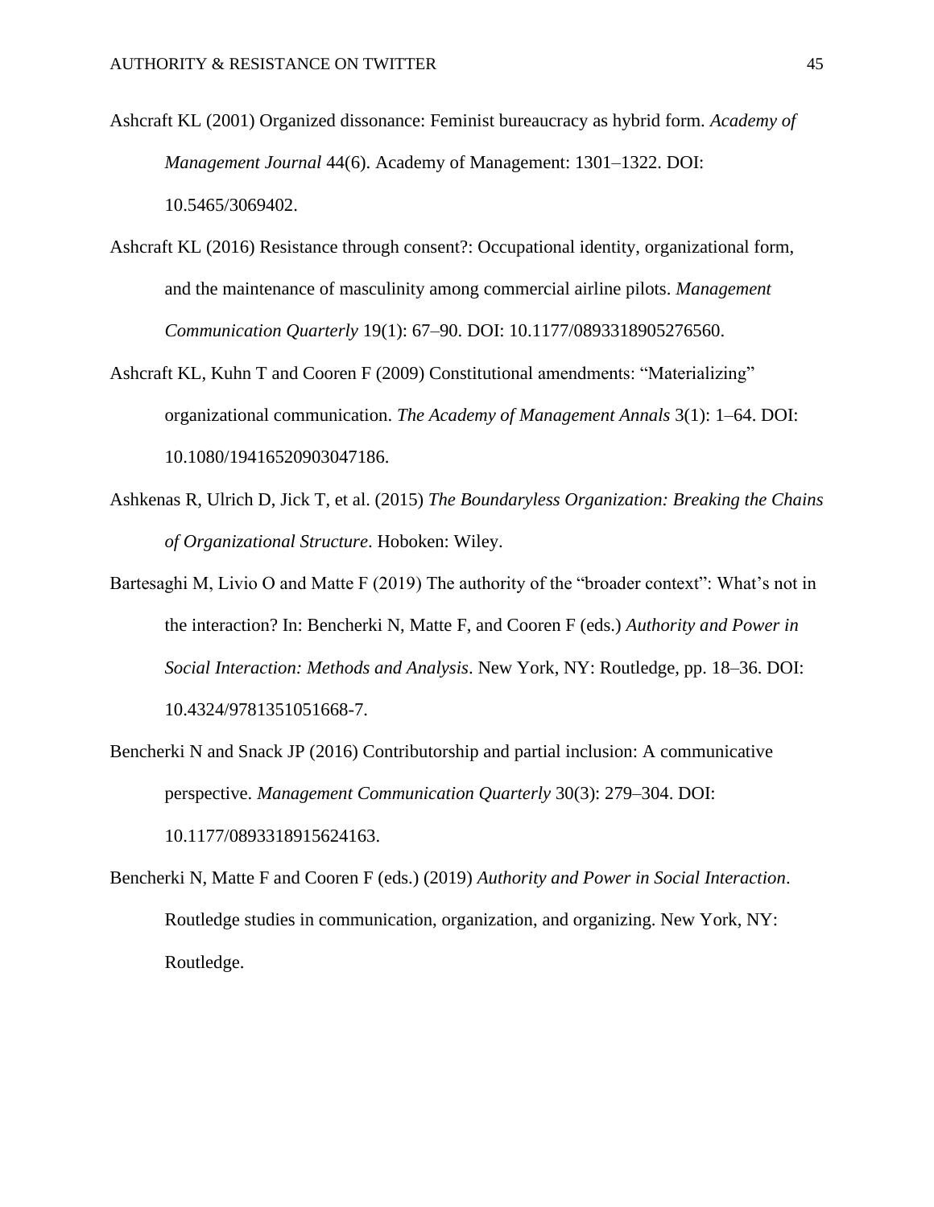Ashcraft KL (2001) Organized dissonance: Feminist bureaucracy as hybrid form. *Academy of Management Journal* 44(6). Academy of Management: 1301–1322. DOI: 10.5465/3069402.

Ashcraft KL (2016) Resistance through consent?: Occupational identity, organizational form, and the maintenance of masculinity among commercial airline pilots. *Management Communication Quarterly* 19(1): 67–90. DOI: 10.1177/0893318905276560.

Ashcraft KL, Kuhn T and Cooren F (2009) Constitutional amendments: "Materializing" organizational communication. *The Academy of Management Annals* 3(1): 1–64. DOI: 10.1080/19416520903047186.

Ashkenas R, Ulrich D, Jick T, et al. (2015) *The Boundaryless Organization: Breaking the Chains of Organizational Structure*. Hoboken: Wiley.

Bartesaghi M, Livio O and Matte F (2019) The authority of the "broader context": What's not in the interaction? In: Bencherki N, Matte F, and Cooren F (eds.) *Authority and Power in Social Interaction: Methods and Analysis*. New York, NY: Routledge, pp. 18–36. DOI: 10.4324/9781351051668-7.

Bencherki N and Snack JP (2016) Contributorship and partial inclusion: A communicative perspective. *Management Communication Quarterly* 30(3): 279–304. DOI: 10.1177/0893318915624163.

Bencherki N, Matte F and Cooren F (eds.) (2019) *Authority and Power in Social Interaction*. Routledge studies in communication, organization, and organizing. New York, NY: Routledge.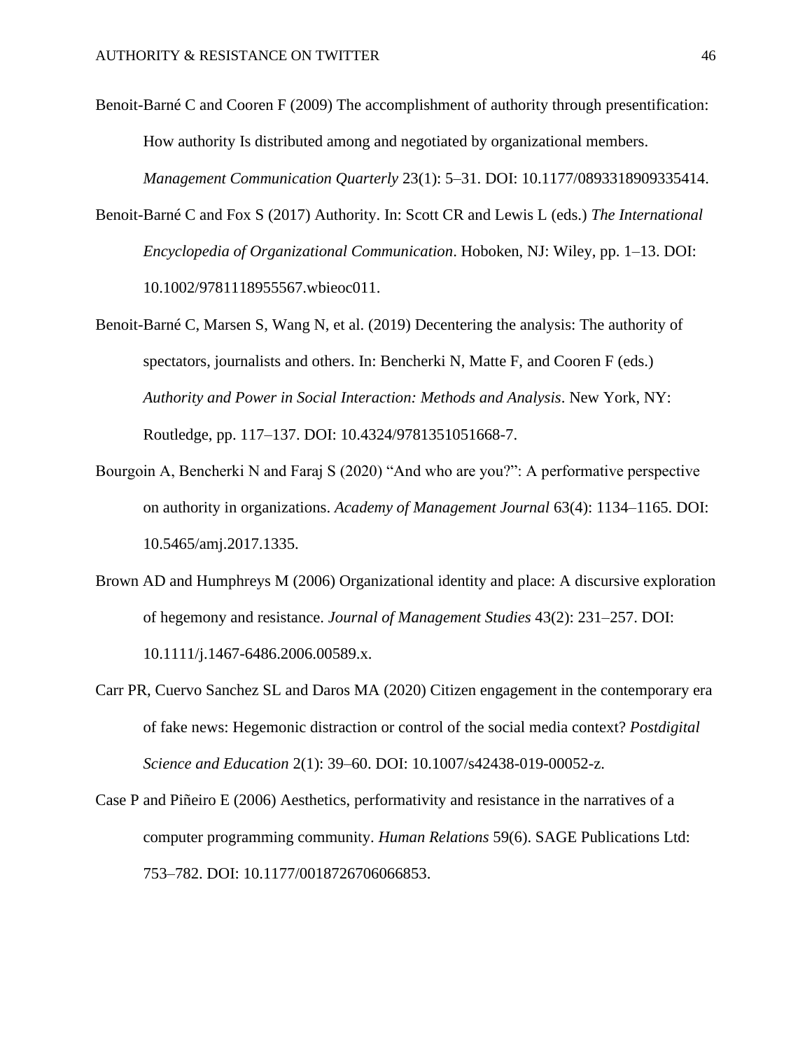Benoit-Barné C and Cooren F (2009) The accomplishment of authority through presentification: How authority Is distributed among and negotiated by organizational members. *Management Communication Quarterly* 23(1): 5–31. DOI: 10.1177/0893318909335414.

Benoit-Barné C and Fox S (2017) Authority. In: Scott CR and Lewis L (eds.) *The International Encyclopedia of Organizational Communication*. Hoboken, NJ: Wiley, pp. 1–13. DOI: 10.1002/9781118955567.wbieoc011.

Benoit-Barné C, Marsen S, Wang N, et al. (2019) Decentering the analysis: The authority of spectators, journalists and others. In: Bencherki N, Matte F, and Cooren F (eds.) *Authority and Power in Social Interaction: Methods and Analysis*. New York, NY: Routledge, pp. 117–137. DOI: 10.4324/9781351051668-7.

Bourgoin A, Bencherki N and Faraj S (2020) "And who are you?": A performative perspective on authority in organizations. *Academy of Management Journal* 63(4): 1134–1165. DOI: 10.5465/amj.2017.1335.

Brown AD and Humphreys M (2006) Organizational identity and place: A discursive exploration of hegemony and resistance. *Journal of Management Studies* 43(2): 231–257. DOI: 10.1111/j.1467-6486.2006.00589.x.

Carr PR, Cuervo Sanchez SL and Daros MA (2020) Citizen engagement in the contemporary era of fake news: Hegemonic distraction or control of the social media context? *Postdigital Science and Education* 2(1): 39–60. DOI: 10.1007/s42438-019-00052-z.

Case P and Piñeiro E (2006) Aesthetics, performativity and resistance in the narratives of a computer programming community. *Human Relations* 59(6). SAGE Publications Ltd: 753–782. DOI: 10.1177/0018726706066853.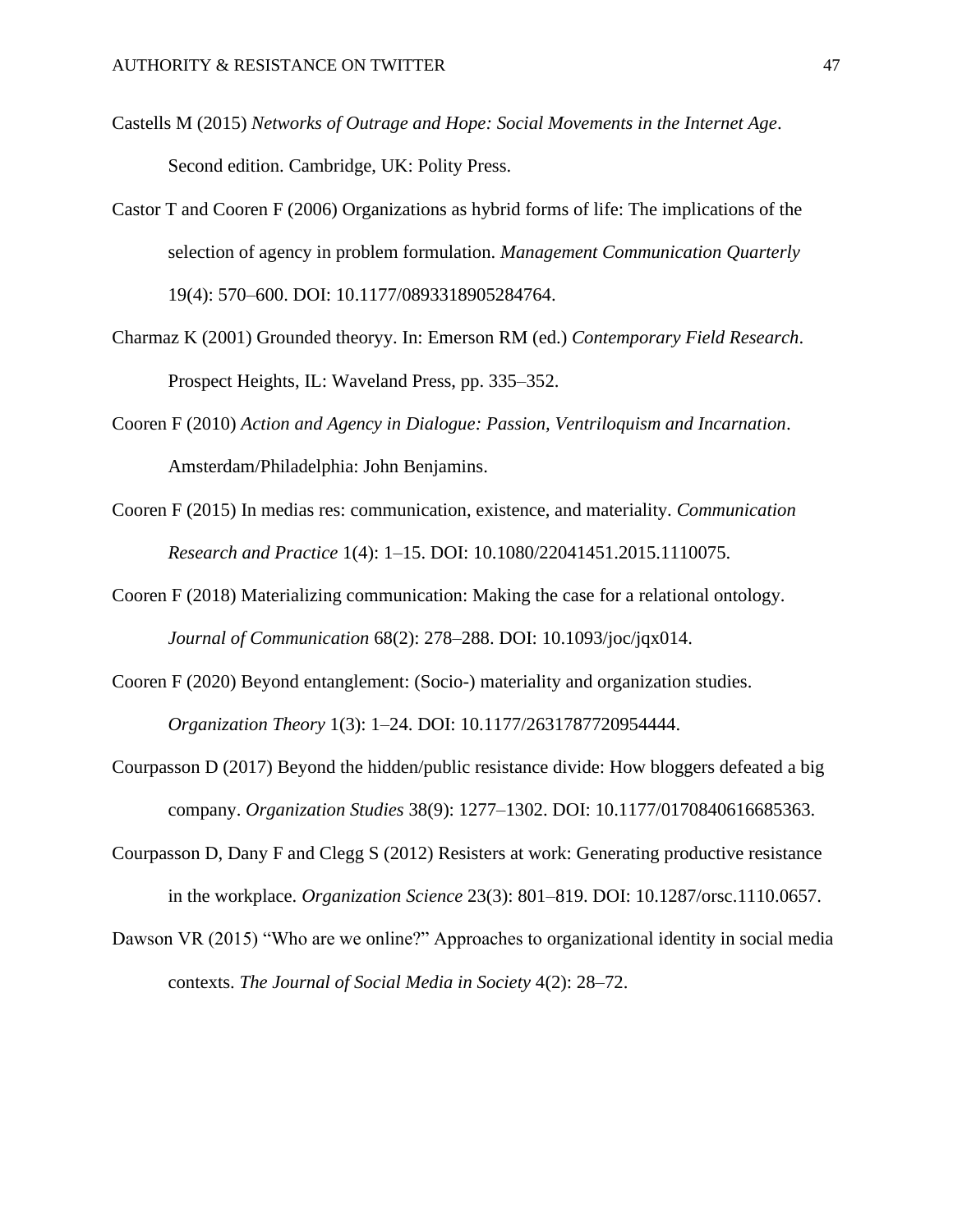Castells M (2015) *Networks of Outrage and Hope: Social Movements in the Internet Age*. Second edition. Cambridge, UK: Polity Press.

Castor T and Cooren F (2006) Organizations as hybrid forms of life: The implications of the selection of agency in problem formulation. *Management Communication Quarterly* 19(4): 570–600. DOI: 10.1177/0893318905284764.

Charmaz K (2001) Grounded theoryy. In: Emerson RM (ed.) *Contemporary Field Research*. Prospect Heights, IL: Waveland Press, pp. 335–352.

Cooren F (2010) *Action and Agency in Dialogue: Passion, Ventriloquism and Incarnation*. Amsterdam/Philadelphia: John Benjamins.

Cooren F (2015) In medias res: communication, existence, and materiality. *Communication Research and Practice* 1(4): 1–15. DOI: 10.1080/22041451.2015.1110075.

Cooren F (2018) Materializing communication: Making the case for a relational ontology. *Journal of Communication* 68(2): 278–288. DOI: 10.1093/joc/jqx014.

Cooren F (2020) Beyond entanglement: (Socio-) materiality and organization studies. *Organization Theory* 1(3): 1–24. DOI: 10.1177/2631787720954444.

Courpasson D (2017) Beyond the hidden/public resistance divide: How bloggers defeated a big company. *Organization Studies* 38(9): 1277–1302. DOI: 10.1177/0170840616685363.

Courpasson D, Dany F and Clegg S (2012) Resisters at work: Generating productive resistance in the workplace. *Organization Science* 23(3): 801–819. DOI: 10.1287/orsc.1110.0657.

Dawson VR (2015) "Who are we online?" Approaches to organizational identity in social media contexts. *The Journal of Social Media in Society* 4(2): 28–72.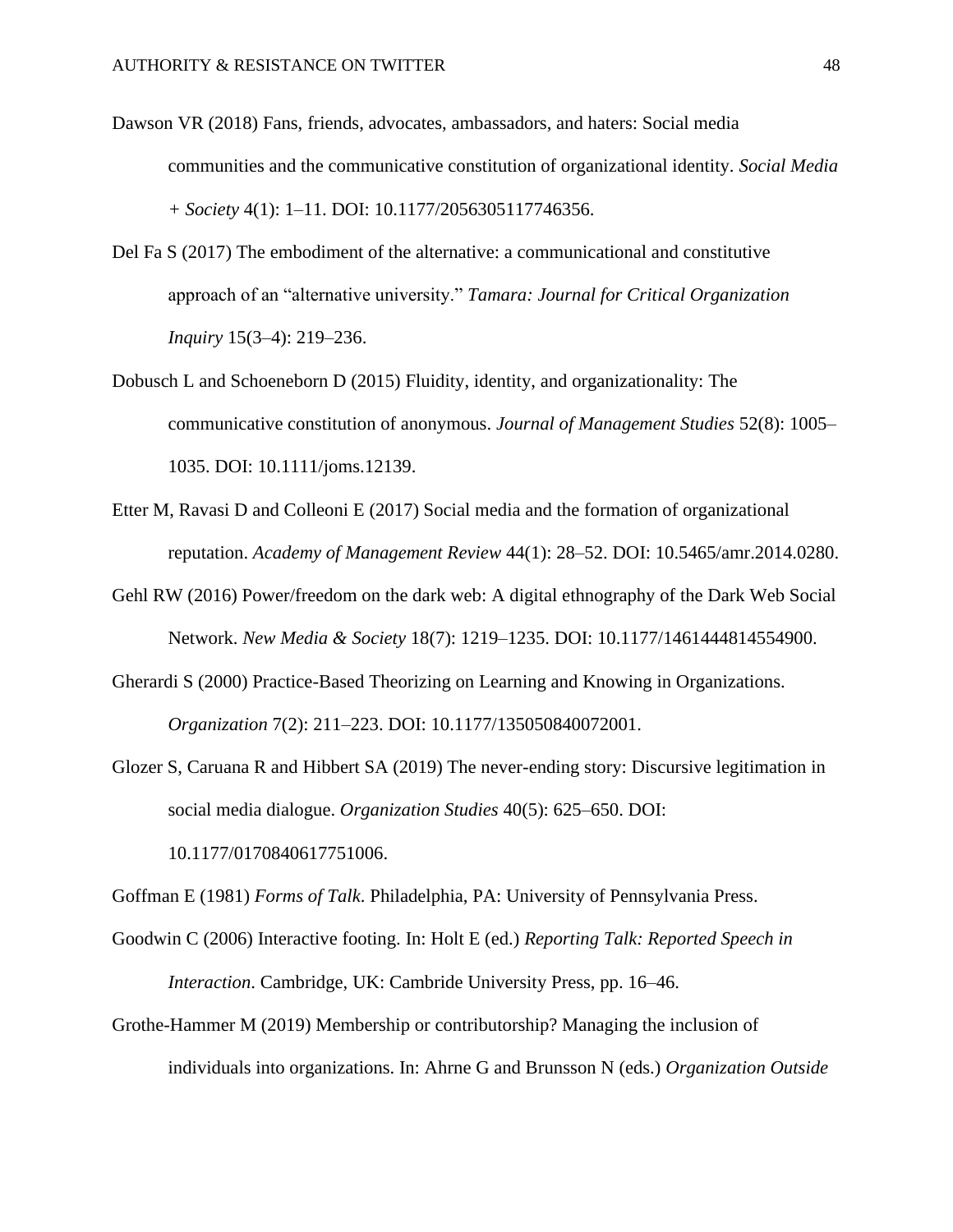Dawson VR (2018) Fans, friends, advocates, ambassadors, and haters: Social media communities and the communicative constitution of organizational identity. *Social Media + Society* 4(1): 1–11. DOI: 10.1177/2056305117746356.

Del Fa S (2017) The embodiment of the alternative: a communicational and constitutive approach of an "alternative university." *Tamara: Journal for Critical Organization Inquiry* 15(3–4): 219–236.

Dobusch L and Schoeneborn D (2015) Fluidity, identity, and organizationality: The communicative constitution of anonymous. *Journal of Management Studies* 52(8): 1005–1035. DOI: 10.1111/joms.12139.

Etter M, Ravasi D and Colleoni E (2017) Social media and the formation of organizational reputation. *Academy of Management Review* 44(1): 28–52. DOI: 10.5465/amr.2014.0280.

Gehl RW (2016) Power/freedom on the dark web: A digital ethnography of the Dark Web Social Network. *New Media & Society* 18(7): 1219–1235. DOI: 10.1177/1461444814554900.

Gherardi S (2000) Practice-Based Theorizing on Learning and Knowing in Organizations. *Organization* 7(2): 211–223. DOI: 10.1177/135050840072001.

Glozer S, Caruana R and Hibbert SA (2019) The never-ending story: Discursive legitimation in social media dialogue. *Organization Studies* 40(5): 625–650. DOI: 10.1177/0170840617751006.

Goffman E (1981) *Forms of Talk*. Philadelphia, PA: University of Pennsylvania Press.

Goodwin C (2006) Interactive footing. In: Holt E (ed.) *Reporting Talk: Reported Speech in Interaction*. Cambridge, UK: Cambride University Press, pp. 16–46.

Grothe-Hammer M (2019) Membership or contributorship? Managing the inclusion of individuals into organizations. In: Ahrne G and Brunsson N (eds.) *Organization Outside*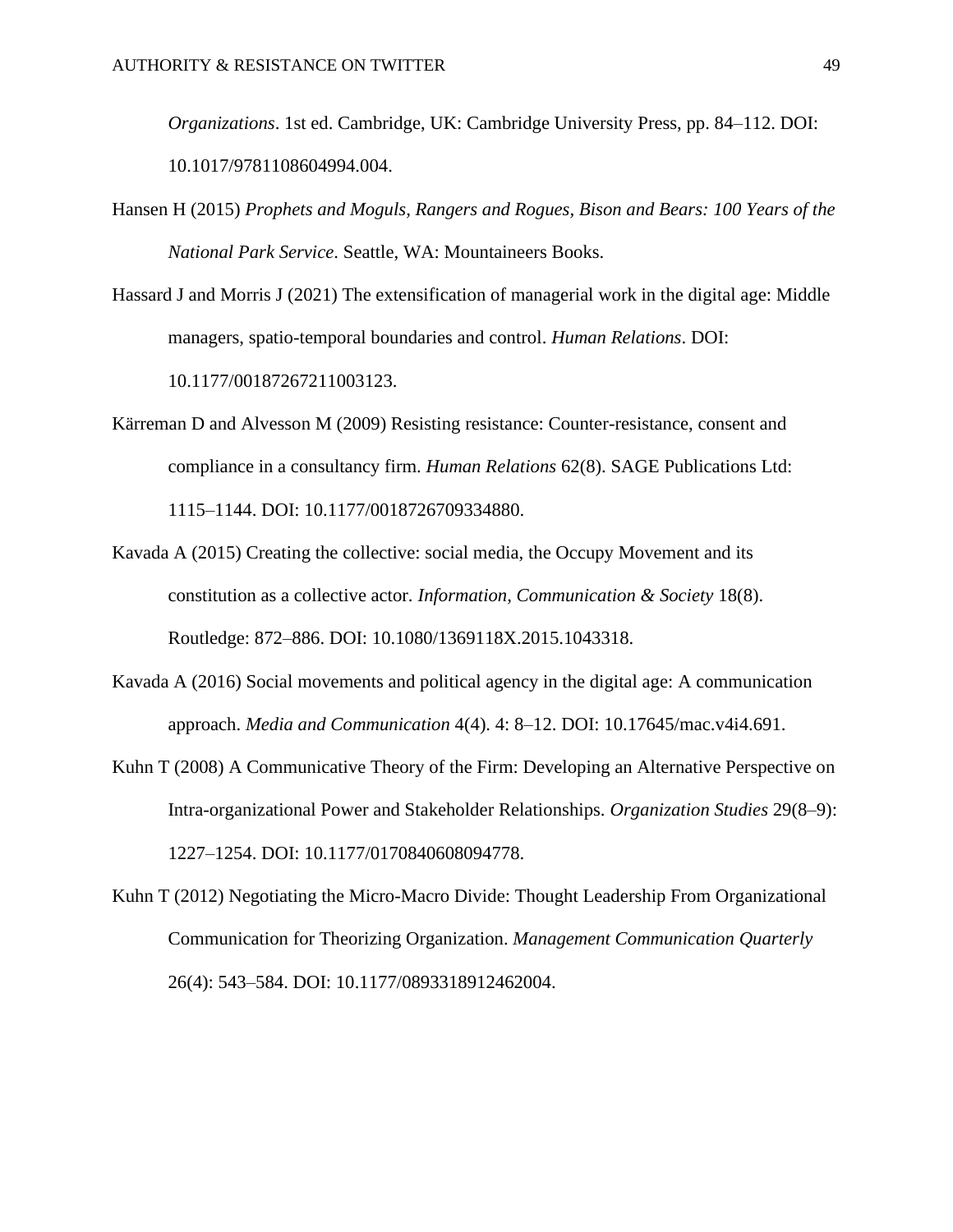*Organizations*. 1st ed. Cambridge, UK: Cambridge University Press, pp. 84–112. DOI: 10.1017/9781108604994.004.

Hansen H (2015) *Prophets and Moguls, Rangers and Rogues, Bison and Bears: 100 Years of the National Park Service*. Seattle, WA: Mountaineers Books.

Hassard J and Morris J (2021) The extensification of managerial work in the digital age: Middle managers, spatio-temporal boundaries and control. *Human Relations*. DOI: 10.1177/00187267211003123.

Kärreman D and Alvesson M (2009) Resisting resistance: Counter-resistance, consent and compliance in a consultancy firm. *Human Relations* 62(8). SAGE Publications Ltd: 1115–1144. DOI: 10.1177/0018726709334880.

Kavada A (2015) Creating the collective: social media, the Occupy Movement and its constitution as a collective actor. *Information, Communication & Society* 18(8). Routledge: 872–886. DOI: 10.1080/1369118X.2015.1043318.

Kavada A (2016) Social movements and political agency in the digital age: A communication approach. *Media and Communication* 4(4). 4: 8–12. DOI: 10.17645/mac.v4i4.691.

Kuhn T (2008) A Communicative Theory of the Firm: Developing an Alternative Perspective on Intra-organizational Power and Stakeholder Relationships. *Organization Studies* 29(8–9): 1227–1254. DOI: 10.1177/0170840608094778.

Kuhn T (2012) Negotiating the Micro-Macro Divide: Thought Leadership From Organizational Communication for Theorizing Organization. *Management Communication Quarterly* 26(4): 543–584. DOI: 10.1177/0893318912462004.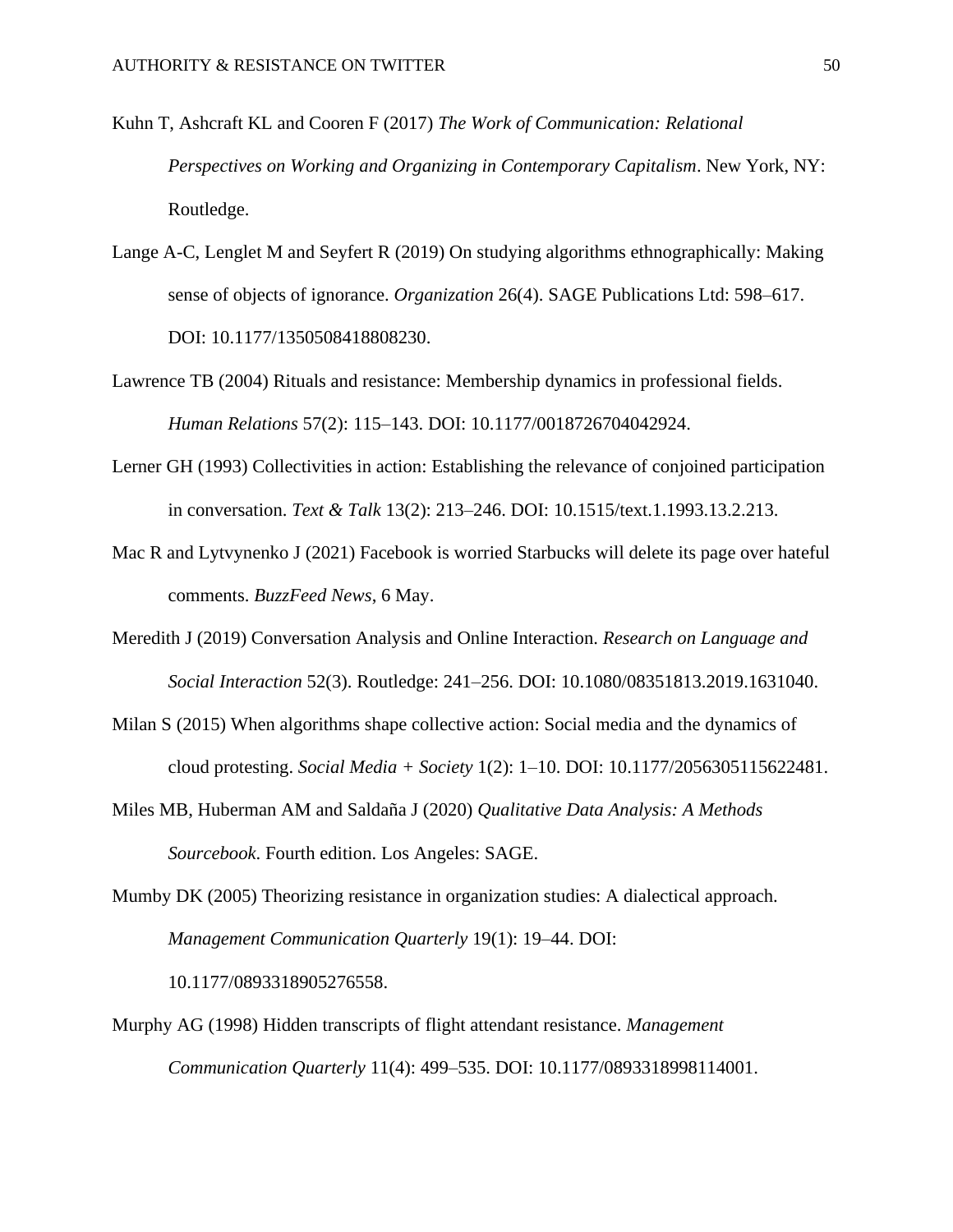Kuhn T, Ashcraft KL and Cooren F (2017) *The Work of Communication: Relational Perspectives on Working and Organizing in Contemporary Capitalism*. New York, NY: Routledge.

Lange A-C, Lenglet M and Seyfert R (2019) On studying algorithms ethnographically: Making sense of objects of ignorance. *Organization* 26(4). SAGE Publications Ltd: 598–617. DOI: 10.1177/1350508418808230.

Lawrence TB (2004) Rituals and resistance: Membership dynamics in professional fields. *Human Relations* 57(2): 115–143. DOI: 10.1177/0018726704042924.

Lerner GH (1993) Collectivities in action: Establishing the relevance of conjoined participation in conversation. *Text & Talk* 13(2): 213–246. DOI: 10.1515/text.1.1993.13.2.213.

Mac R and Lytvynenko J (2021) Facebook is worried Starbucks will delete its page over hateful comments. *BuzzFeed News*, 6 May.

Meredith J (2019) Conversation Analysis and Online Interaction. *Research on Language and Social Interaction* 52(3). Routledge: 241–256. DOI: 10.1080/08351813.2019.1631040.

Milan S (2015) When algorithms shape collective action: Social media and the dynamics of cloud protesting. *Social Media + Society* 1(2): 1–10. DOI: 10.1177/2056305115622481.

Miles MB, Huberman AM and Saldaña J (2020) *Qualitative Data Analysis: A Methods Sourcebook*. Fourth edition. Los Angeles: SAGE.

Mumby DK (2005) Theorizing resistance in organization studies: A dialectical approach. *Management Communication Quarterly* 19(1): 19–44. DOI: 10.1177/0893318905276558.

Murphy AG (1998) Hidden transcripts of flight attendant resistance. *Management Communication Quarterly* 11(4): 499–535. DOI: 10.1177/0893318998114001.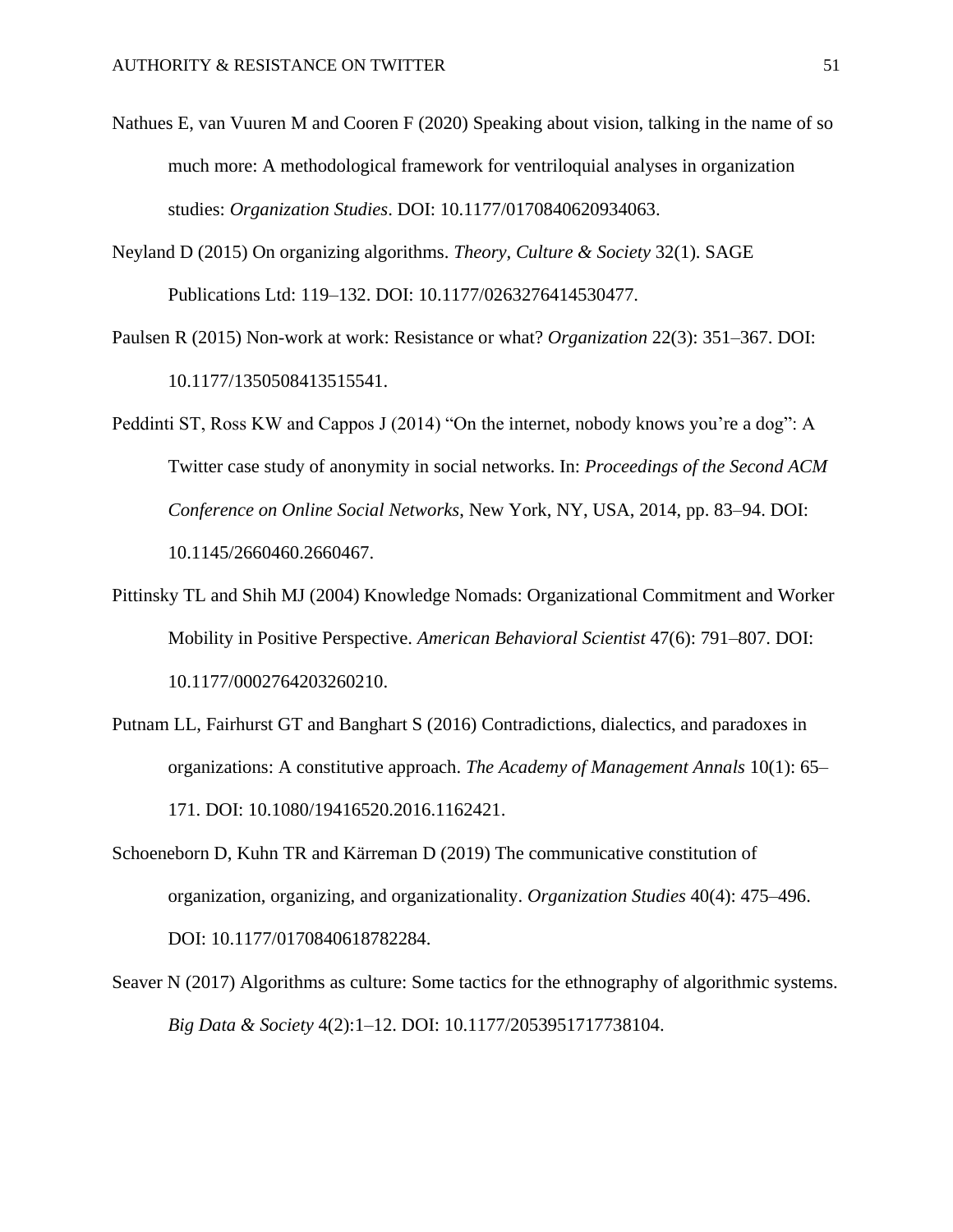Nathues E, van Vuuren M and Cooren F (2020) Speaking about vision, talking in the name of so much more: A methodological framework for ventriloquial analyses in organization studies: *Organization Studies*. DOI: 10.1177/0170840620934063.

Neyland D (2015) On organizing algorithms. *Theory, Culture & Society* 32(1). SAGE Publications Ltd: 119–132. DOI: 10.1177/0263276414530477.

Paulsen R (2015) Non-work at work: Resistance or what? *Organization* 22(3): 351–367. DOI: 10.1177/1350508413515541.

Peddinti ST, Ross KW and Cappos J (2014) “On the internet, nobody knows you’re a dog”: A Twitter case study of anonymity in social networks. In: *Proceedings of the Second ACM Conference on Online Social Networks*, New York, NY, USA, 2014, pp. 83–94. DOI: 10.1145/2660460.2660467.

Pittinsky TL and Shih MJ (2004) Knowledge Nomads: Organizational Commitment and Worker Mobility in Positive Perspective. *American Behavioral Scientist* 47(6): 791–807. DOI: 10.1177/0002764203260210.

Putnam LL, Fairhurst GT and Banghart S (2016) Contradictions, dialectics, and paradoxes in organizations: A constitutive approach. *The Academy of Management Annals* 10(1): 65–171. DOI: 10.1080/19416520.2016.1162421.

Schoeneborn D, Kuhn TR and Kärreman D (2019) The communicative constitution of organization, organizing, and organizationality. *Organization Studies* 40(4): 475–496. DOI: 10.1177/0170840618782284.

Seaver N (2017) Algorithms as culture: Some tactics for the ethnography of algorithmic systems. *Big Data & Society* 4(2):1–12. DOI: 10.1177/2053951717738104.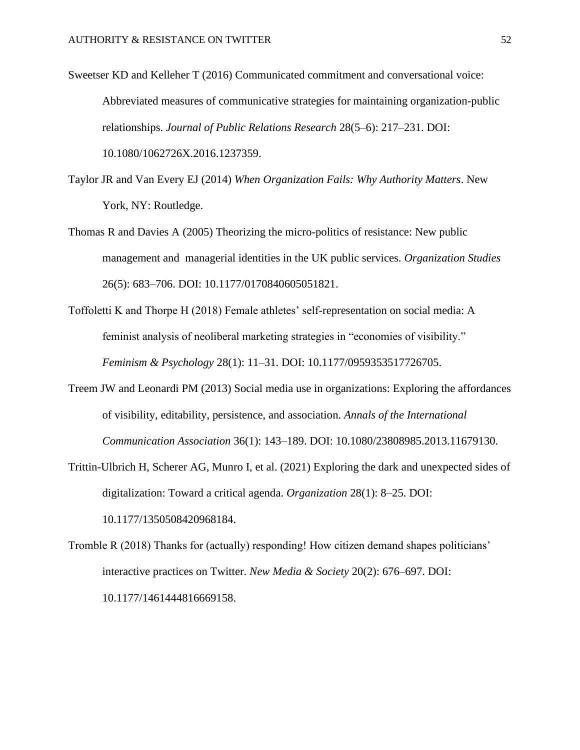Sweetser KD and Kelleher T (2016) Communicated commitment and conversational voice: Abbreviated measures of communicative strategies for maintaining organization-public relationships. *Journal of Public Relations Research* 28(5–6): 217–231. DOI: 10.1080/1062726X.2016.1237359.

Taylor JR and Van Every EJ (2014) *When Organization Fails: Why Authority Matters*. New York, NY: Routledge.

Thomas R and Davies A (2005) Theorizing the micro-politics of resistance: New public management and managerial identities in the UK public services. *Organization Studies* 26(5): 683–706. DOI: 10.1177/0170840605051821.

Toffoletti K and Thorpe H (2018) Female athletes' self-representation on social media: A feminist analysis of neoliberal marketing strategies in "economies of visibility." *Feminism & Psychology* 28(1): 11–31. DOI: 10.1177/0959353517726705.

Treem JW and Leonardi PM (2013) Social media use in organizations: Exploring the affordances of visibility, editability, persistence, and association. *Annals of the International Communication Association* 36(1): 143–189. DOI: 10.1080/23808985.2013.11679130.

Trittin-Ulbrich H, Scherer AG, Munro I, et al. (2021) Exploring the dark and unexpected sides of digitalization: Toward a critical agenda. *Organization* 28(1): 8–25. DOI: 10.1177/1350508420968184.

Tromble R (2018) Thanks for (actually) responding! How citizen demand shapes politicians' interactive practices on Twitter. *New Media & Society* 20(2): 676–697. DOI: 10.1177/1461444816669158.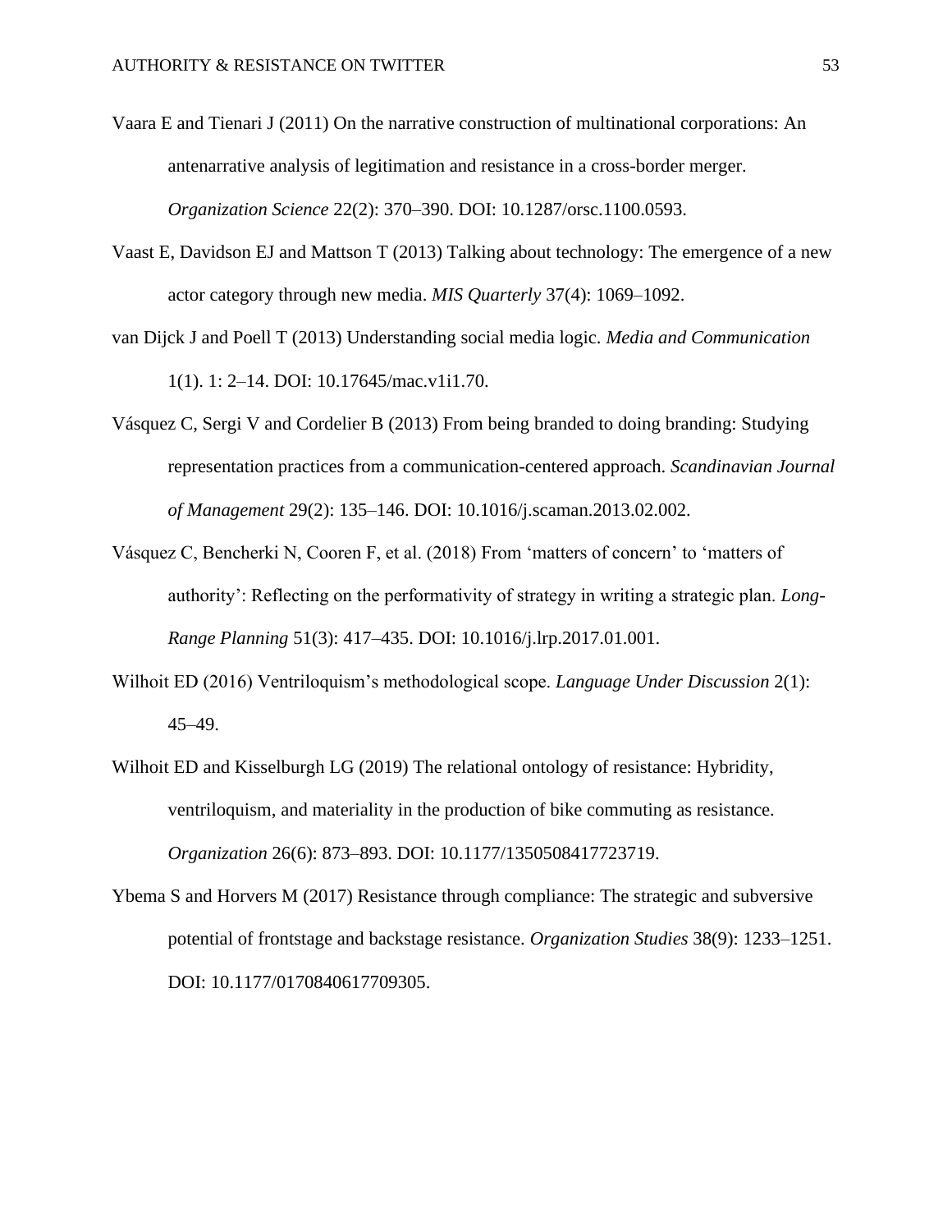Vaara E and Tienari J (2011) On the narrative construction of multinational corporations: An antenarrative analysis of legitimation and resistance in a cross-border merger. *Organization Science* 22(2): 370–390. DOI: 10.1287/orsc.1100.0593.

Vaast E, Davidson EJ and Mattson T (2013) Talking about technology: The emergence of a new actor category through new media. *MIS Quarterly* 37(4): 1069–1092.

van Dijck J and Poell T (2013) Understanding social media logic. *Media and Communication* 1(1). 1: 2–14. DOI: 10.17645/mac.v1i1.70.

Vásquez C, Sergi V and Cordelier B (2013) From being branded to doing branding: Studying representation practices from a communication-centered approach. *Scandinavian Journal of Management* 29(2): 135–146. DOI: 10.1016/j.scaman.2013.02.002.

Vásquez C, Bencherki N, Cooren F, et al. (2018) From 'matters of concern' to 'matters of authority': Reflecting on the performativity of strategy in writing a strategic plan. *Long-Range Planning* 51(3): 417–435. DOI: 10.1016/j.lrp.2017.01.001.

Wilhoit ED (2016) Ventriloquism's methodological scope. *Language Under Discussion* 2(1): 45–49.

Wilhoit ED and Kisselburgh LG (2019) The relational ontology of resistance: Hybridity, ventriloquism, and materiality in the production of bike commuting as resistance. *Organization* 26(6): 873–893. DOI: 10.1177/1350508417723719.

Ybema S and Horvers M (2017) Resistance through compliance: The strategic and subversive potential of frontstage and backstage resistance. *Organization Studies* 38(9): 1233–1251. DOI: 10.1177/0170840617709305.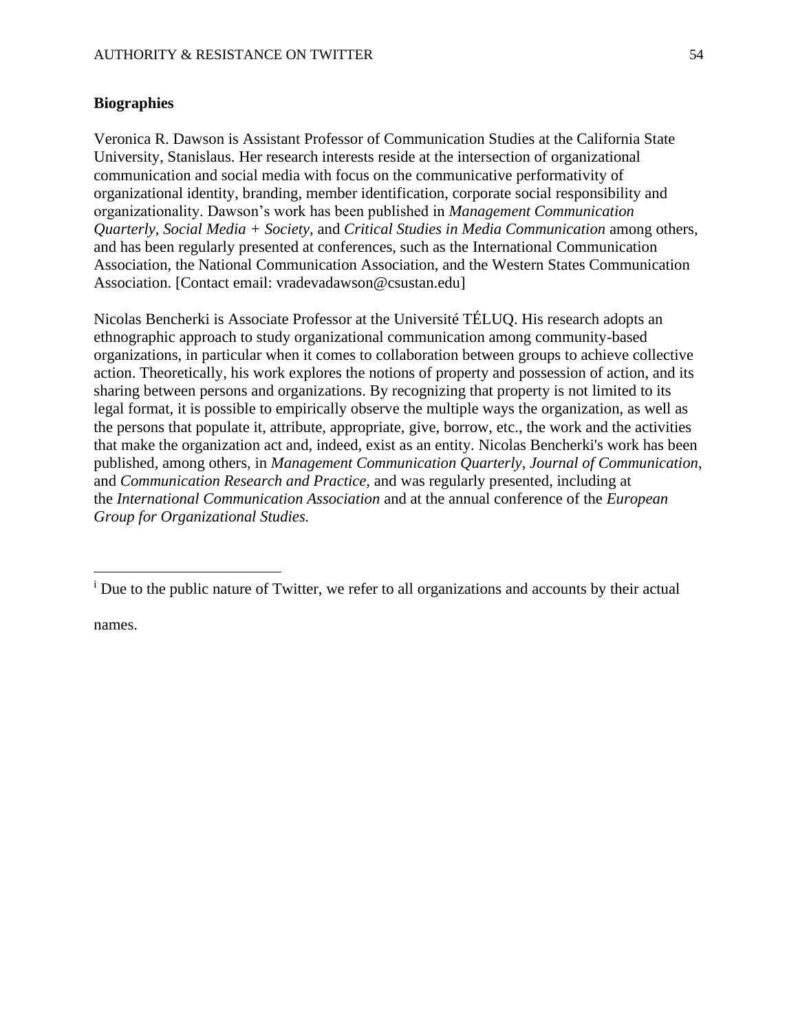**Biographies**

Veronica R. Dawson is Assistant Professor of Communication Studies at the California State University, Stanislaus. Her research interests reside at the intersection of organizational communication and social media with focus on the communicative performativity of organizational identity, branding, member identification, corporate social responsibility and organizationality. Dawson's work has been published in *Management Communication Quarterly, Social Media + Society,* and *Critical Studies in Media Communication* among others, and has been regularly presented at conferences, such as the International Communication Association, the National Communication Association, and the Western States Communication Association. [Contact email: vradevadawson@csustan.edu]

Nicolas Bencherki is Associate Professor at the Université TÉLUQ. His research adopts an ethnographic approach to study organizational communication among community-based organizations, in particular when it comes to collaboration between groups to achieve collective action. Theoretically, his work explores the notions of property and possession of action, and its sharing between persons and organizations. By recognizing that property is not limited to its legal format, it is possible to empirically observe the multiple ways the organization, as well as the persons that populate it, attribute, appropriate, give, borrow, etc., the work and the activities that make the organization act and, indeed, exist as an entity. Nicolas Bencherki's work has been published, among others, in *Management Communication Quarterly*, *Journal of Communication*, and *Communication Research and Practice,* and was regularly presented, including at the *International Communication Association* and at the annual conference of the *European Group for Organizational Studies.*

---

[i] Due to the public nature of Twitter, we refer to all organizations and accounts by their actual names.